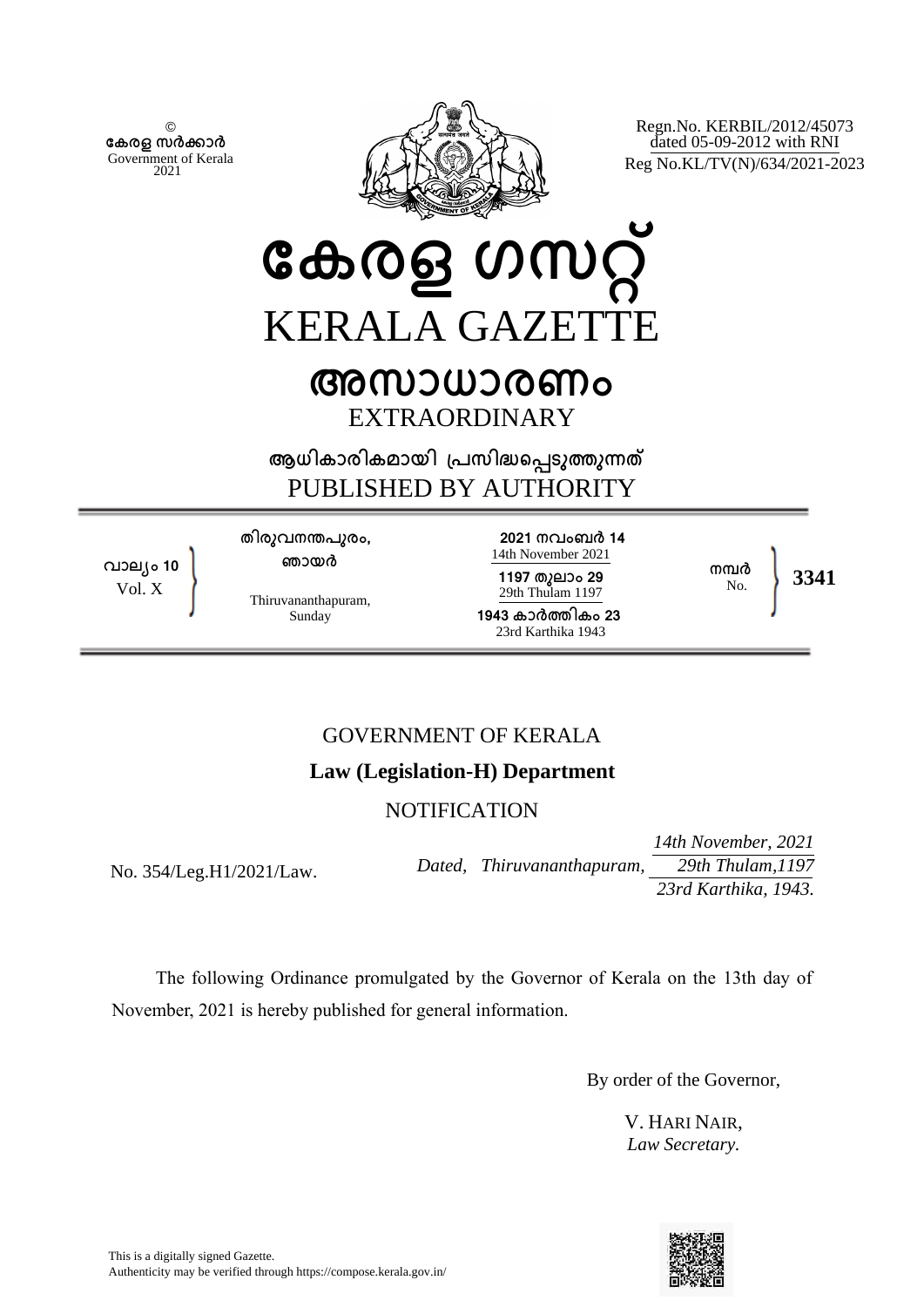© കേരള സർക്കാർ
Government of Kerala
2021

Regn.No. KERBIL/2012/45073
dated 05-09-2012 with RNI
Reg No.KL/TV(N)/634/2021-2023

# കേരള ഗസറ്റ്
# KERALA GAZETTE

## അസാധാരണം
## EXTRAORDINARY

**ആധികാരികമായി പ്രസിദ്ധപ്പെടുത്തുന്നത്**
PUBLISHED BY AUTHORITY

| വാല്യം 10 Vol. X | തിരുവനന്തപുരം, ഞായർ Thiruvananthapuram, Sunday | 2021 നവംബർ 14 14th November 2021 1197 തുലാം 29 29th Thulam 1197 1943 കാർത്തികം 23 23rd Karthika 1943 | നമ്പർ No. | 3341 |
|---|---|---|---|---|

GOVERNMENT OF KERALA

**Law (Legislation-H) Department**

NOTIFICATION

No. 354/Leg.H1/2021/Law.

*Dated, Thiruvananthapuram, 14th November, 2021 / 29th Thulam,1197 / 23rd Karthika, 1943.*

The following Ordinance promulgated by the Governor of Kerala on the 13th day of November, 2021 is hereby published for general information.

By order of the Governor,

V. HARI NAIR,
*Law Secretary.*

This is a digitally signed Gazette.
Authenticity may be verified through https://compose.kerala.gov.in/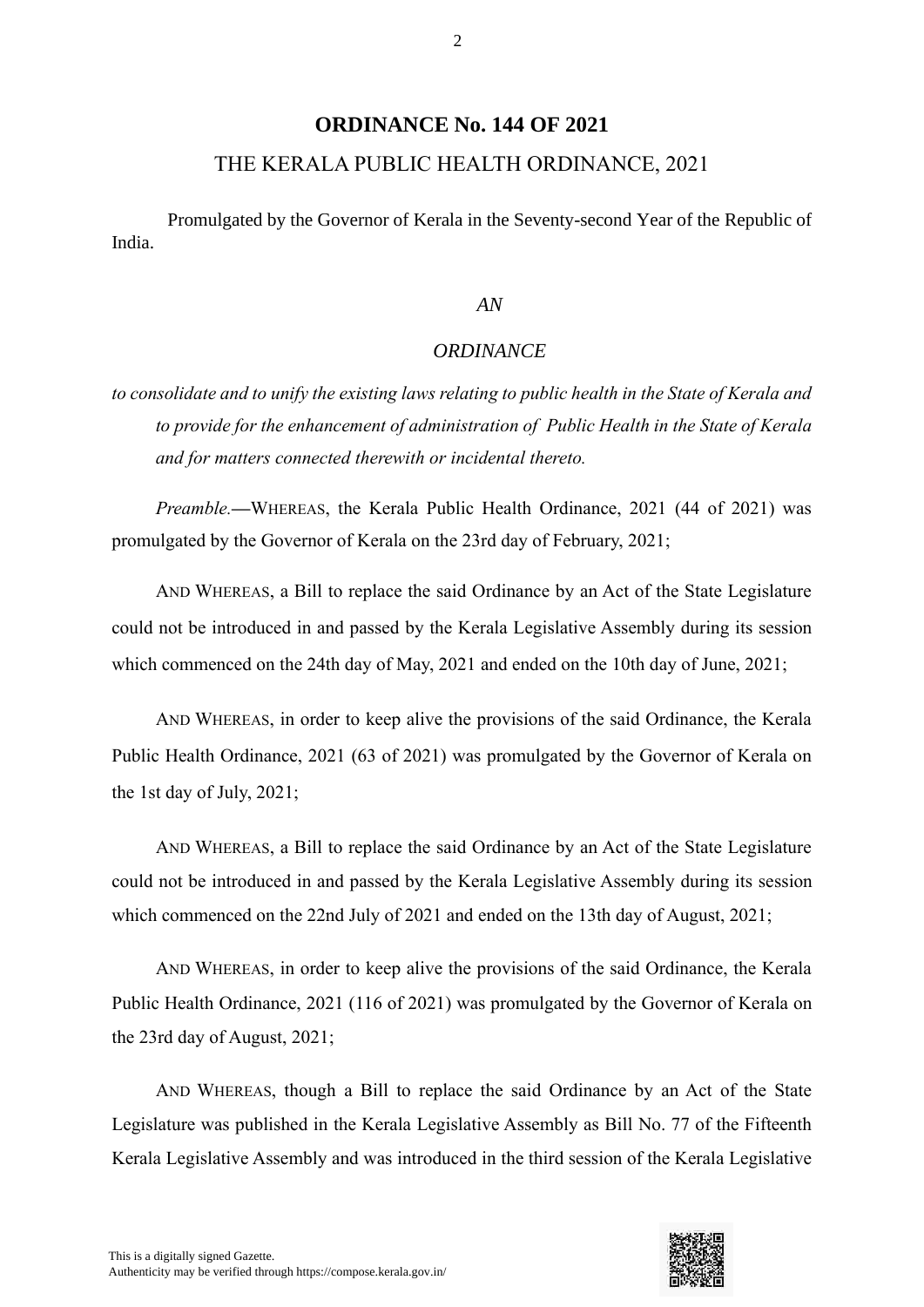## ORDINANCE No. 144 OF 2021

## THE KERALA PUBLIC HEALTH ORDINANCE, 2021

Promulgated by the Governor of Kerala in the Seventy-second Year of the Republic of India.

*AN*

*ORDINANCE*

*to consolidate and to unify the existing laws relating to public health in the State of Kerala and to provide for the enhancement of administration of Public Health in the State of Kerala and for matters connected therewith or incidental thereto.*

*Preamble.*—WHEREAS, the Kerala Public Health Ordinance, 2021 (44 of 2021) was promulgated by the Governor of Kerala on the 23rd day of February, 2021;

AND WHEREAS, a Bill to replace the said Ordinance by an Act of the State Legislature could not be introduced in and passed by the Kerala Legislative Assembly during its session which commenced on the 24th day of May, 2021 and ended on the 10th day of June, 2021;

AND WHEREAS, in order to keep alive the provisions of the said Ordinance, the Kerala Public Health Ordinance, 2021 (63 of 2021) was promulgated by the Governor of Kerala on the 1st day of July, 2021;

AND WHEREAS, a Bill to replace the said Ordinance by an Act of the State Legislature could not be introduced in and passed by the Kerala Legislative Assembly during its session which commenced on the 22nd July of 2021 and ended on the 13th day of August, 2021;

AND WHEREAS, in order to keep alive the provisions of the said Ordinance, the Kerala Public Health Ordinance, 2021 (116 of 2021) was promulgated by the Governor of Kerala on the 23rd day of August, 2021;

AND WHEREAS, though a Bill to replace the said Ordinance by an Act of the State Legislature was published in the Kerala Legislative Assembly as Bill No. 77 of the Fifteenth Kerala Legislative Assembly and was introduced in the third session of the Kerala Legislative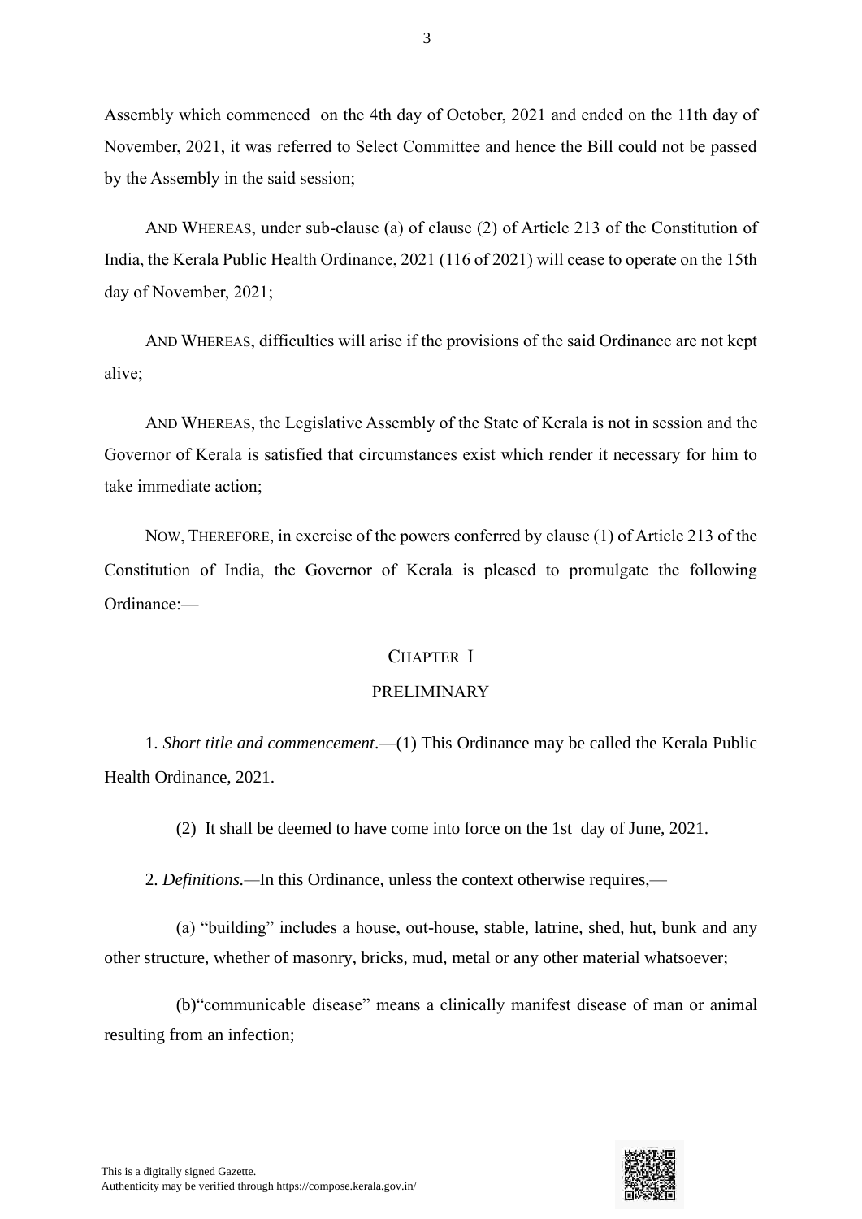Assembly which commenced on the 4th day of October, 2021 and ended on the 11th day of November, 2021, it was referred to Select Committee and hence the Bill could not be passed by the Assembly in the said session;

AND WHEREAS, under sub-clause (a) of clause (2) of Article 213 of the Constitution of India, the Kerala Public Health Ordinance, 2021 (116 of 2021) will cease to operate on the 15th day of November, 2021;

AND WHEREAS, difficulties will arise if the provisions of the said Ordinance are not kept alive;

AND WHEREAS, the Legislative Assembly of the State of Kerala is not in session and the Governor of Kerala is satisfied that circumstances exist which render it necessary for him to take immediate action;

NOW, THEREFORE, in exercise of the powers conferred by clause (1) of Article 213 of the Constitution of India, the Governor of Kerala is pleased to promulgate the following Ordinance:—

## CHAPTER I

## PRELIMINARY

1. *Short title and commencement*.—(1) This Ordinance may be called the Kerala Public Health Ordinance, 2021.

(2) It shall be deemed to have come into force on the 1st day of June, 2021.

2. *Definitions.*—In this Ordinance, unless the context otherwise requires,—

(a) "building" includes a house, out-house, stable, latrine, shed, hut, bunk and any other structure, whether of masonry, bricks, mud, metal or any other material whatsoever;

(b)"communicable disease" means a clinically manifest disease of man or animal resulting from an infection;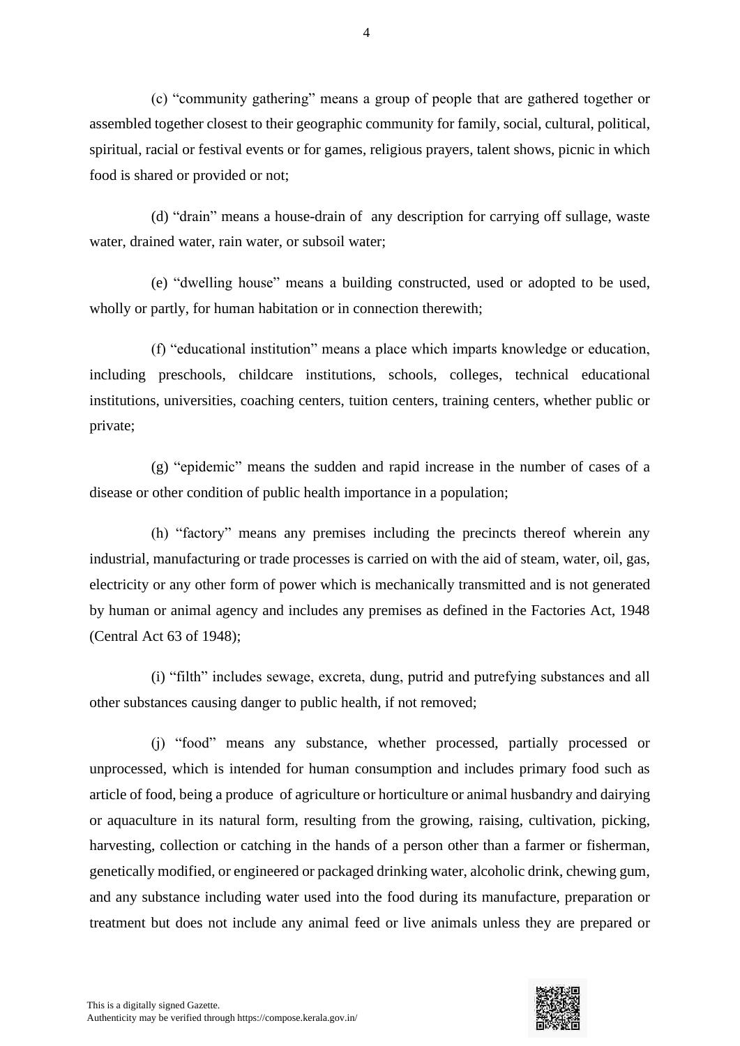(c) "community gathering" means a group of people that are gathered together or assembled together closest to their geographic community for family, social, cultural, political, spiritual, racial or festival events or for games, religious prayers, talent shows, picnic in which food is shared or provided or not;

(d) "drain" means a house-drain of any description for carrying off sullage, waste water, drained water, rain water, or subsoil water;

(e) "dwelling house" means a building constructed, used or adopted to be used, wholly or partly, for human habitation or in connection therewith;

(f) "educational institution" means a place which imparts knowledge or education, including preschools, childcare institutions, schools, colleges, technical educational institutions, universities, coaching centers, tuition centers, training centers, whether public or private;

(g) "epidemic" means the sudden and rapid increase in the number of cases of a disease or other condition of public health importance in a population;

(h) "factory" means any premises including the precincts thereof wherein any industrial, manufacturing or trade processes is carried on with the aid of steam, water, oil, gas, electricity or any other form of power which is mechanically transmitted and is not generated by human or animal agency and includes any premises as defined in the Factories Act, 1948 (Central Act 63 of 1948);

(i) "filth" includes sewage, excreta, dung, putrid and putrefying substances and all other substances causing danger to public health, if not removed;

(j) "food" means any substance, whether processed, partially processed or unprocessed, which is intended for human consumption and includes primary food such as article of food, being a produce of agriculture or horticulture or animal husbandry and dairying or aquaculture in its natural form, resulting from the growing, raising, cultivation, picking, harvesting, collection or catching in the hands of a person other than a farmer or fisherman, genetically modified, or engineered or packaged drinking water, alcoholic drink, chewing gum, and any substance including water used into the food during its manufacture, preparation or treatment but does not include any animal feed or live animals unless they are prepared or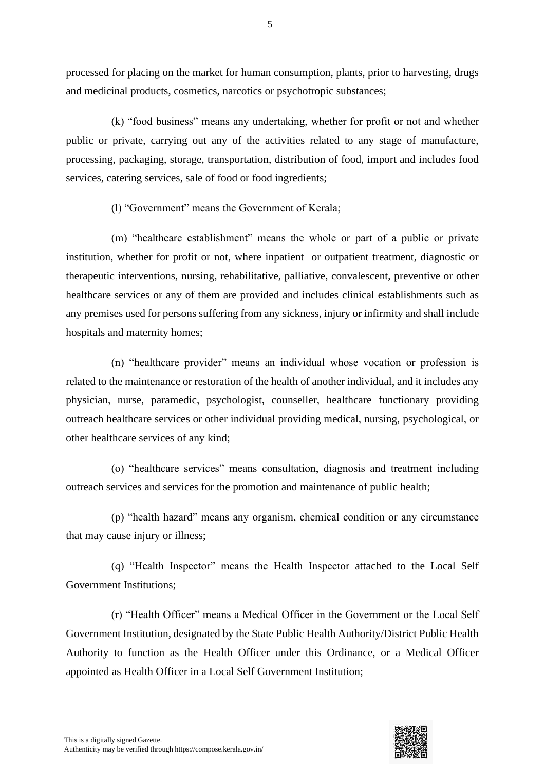processed for placing on the market for human consumption, plants, prior to harvesting, drugs and medicinal products, cosmetics, narcotics or psychotropic substances;

(k) "food business" means any undertaking, whether for profit or not and whether public or private, carrying out any of the activities related to any stage of manufacture, processing, packaging, storage, transportation, distribution of food, import and includes food services, catering services, sale of food or food ingredients;

(l) "Government" means the Government of Kerala;

(m) "healthcare establishment" means the whole or part of a public or private institution, whether for profit or not, where inpatient or outpatient treatment, diagnostic or therapeutic interventions, nursing, rehabilitative, palliative, convalescent, preventive or other healthcare services or any of them are provided and includes clinical establishments such as any premises used for persons suffering from any sickness, injury or infirmity and shall include hospitals and maternity homes;

(n) "healthcare provider" means an individual whose vocation or profession is related to the maintenance or restoration of the health of another individual, and it includes any physician, nurse, paramedic, psychologist, counseller, healthcare functionary providing outreach healthcare services or other individual providing medical, nursing, psychological, or other healthcare services of any kind;

(o) "healthcare services" means consultation, diagnosis and treatment including outreach services and services for the promotion and maintenance of public health;

(p) "health hazard" means any organism, chemical condition or any circumstance that may cause injury or illness;

(q) "Health Inspector" means the Health Inspector attached to the Local Self Government Institutions;

(r) "Health Officer" means a Medical Officer in the Government or the Local Self Government Institution, designated by the State Public Health Authority/District Public Health Authority to function as the Health Officer under this Ordinance, or a Medical Officer appointed as Health Officer in a Local Self Government Institution;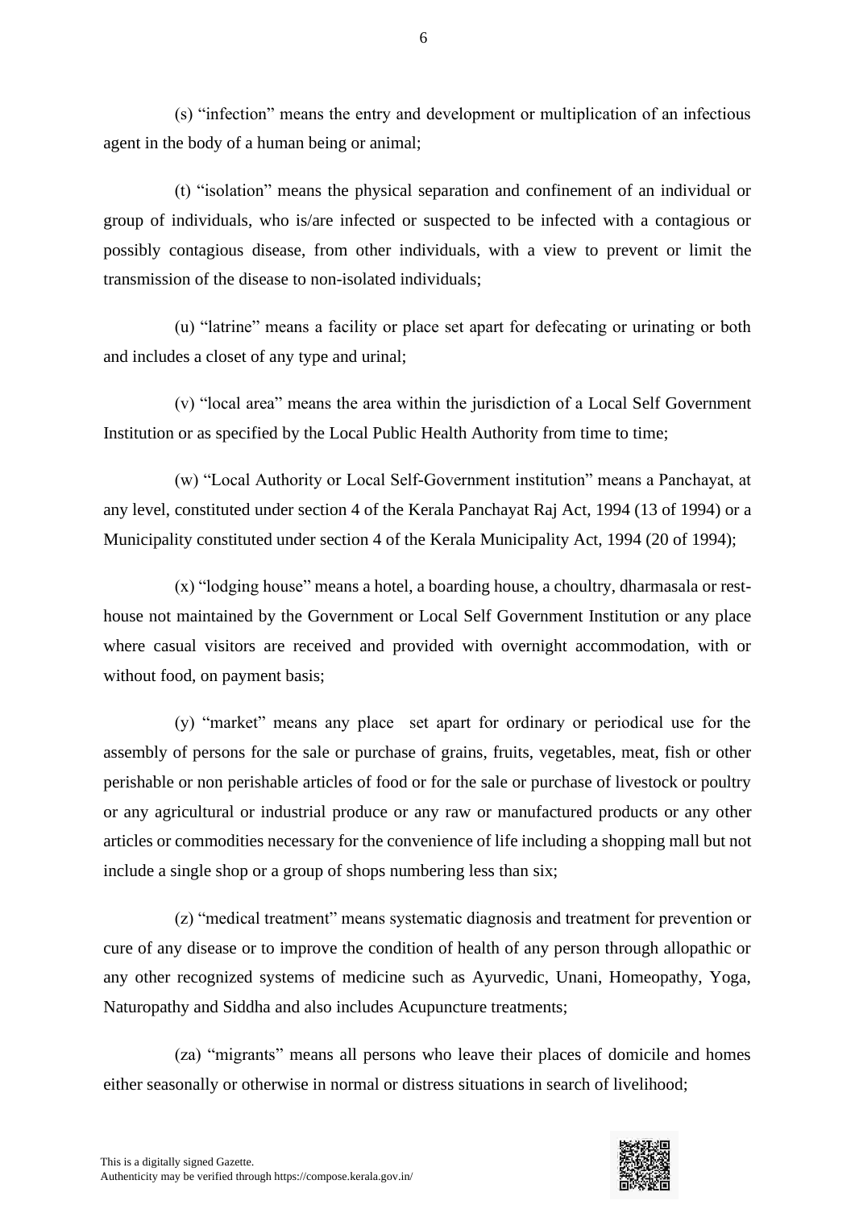(s) "infection" means the entry and development or multiplication of an infectious agent in the body of a human being or animal;

(t) "isolation" means the physical separation and confinement of an individual or group of individuals, who is/are infected or suspected to be infected with a contagious or possibly contagious disease, from other individuals, with a view to prevent or limit the transmission of the disease to non-isolated individuals;

(u) "latrine" means a facility or place set apart for defecating or urinating or both and includes a closet of any type and urinal;

(v) "local area" means the area within the jurisdiction of a Local Self Government Institution or as specified by the Local Public Health Authority from time to time;

(w) "Local Authority or Local Self-Government institution" means a Panchayat, at any level, constituted under section 4 of the Kerala Panchayat Raj Act, 1994 (13 of 1994) or a Municipality constituted under section 4 of the Kerala Municipality Act, 1994 (20 of 1994);

(x) "lodging house" means a hotel, a boarding house, a choultry, dharmasala or rest-house not maintained by the Government or Local Self Government Institution or any place where casual visitors are received and provided with overnight accommodation, with or without food, on payment basis;

(y) "market" means any place set apart for ordinary or periodical use for the assembly of persons for the sale or purchase of grains, fruits, vegetables, meat, fish or other perishable or non perishable articles of food or for the sale or purchase of livestock or poultry or any agricultural or industrial produce or any raw or manufactured products or any other articles or commodities necessary for the convenience of life including a shopping mall but not include a single shop or a group of shops numbering less than six;

(z) "medical treatment" means systematic diagnosis and treatment for prevention or cure of any disease or to improve the condition of health of any person through allopathic or any other recognized systems of medicine such as Ayurvedic, Unani, Homeopathy, Yoga, Naturopathy and Siddha and also includes Acupuncture treatments;

(za) "migrants" means all persons who leave their places of domicile and homes either seasonally or otherwise in normal or distress situations in search of livelihood;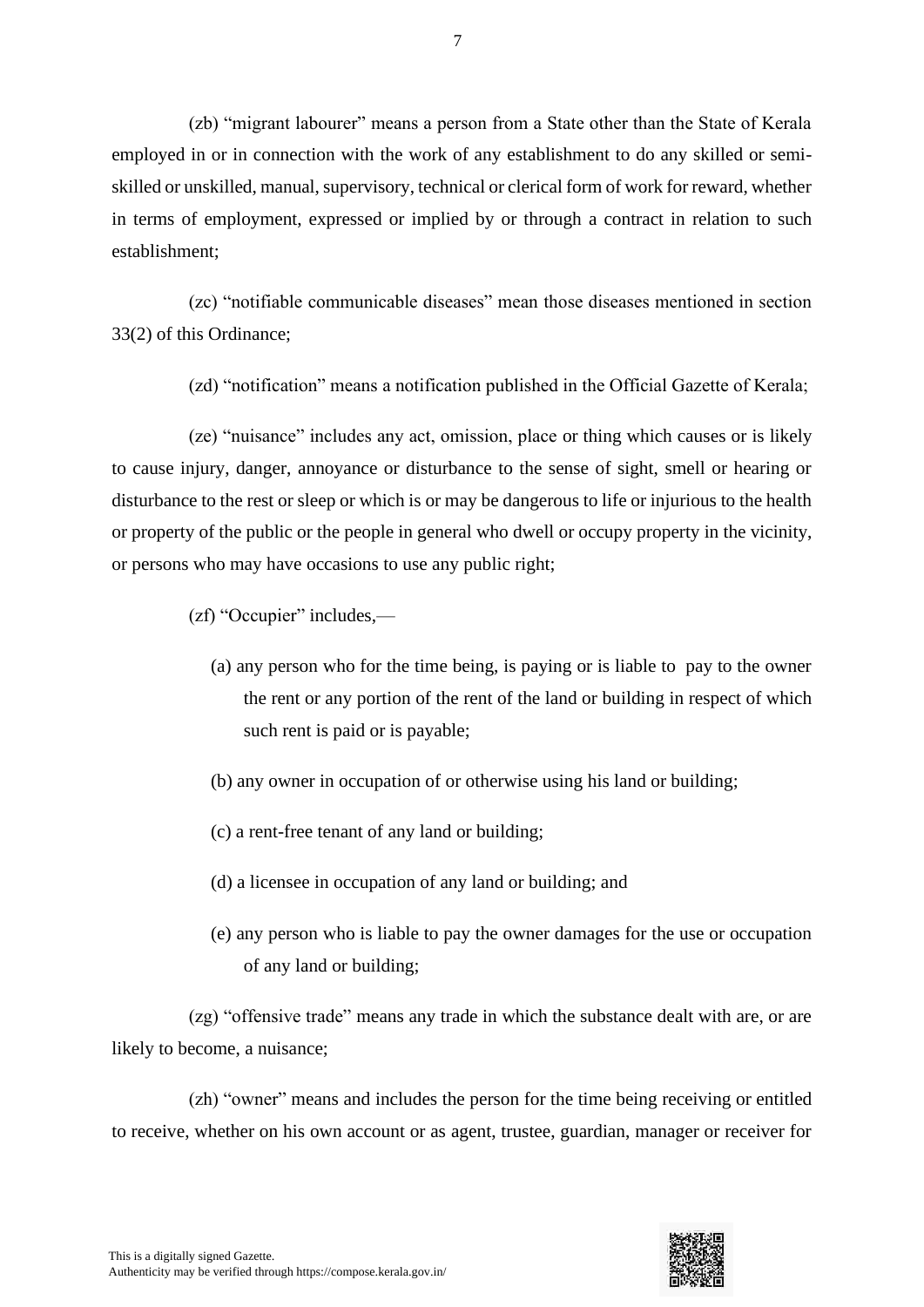(zb) "migrant labourer" means a person from a State other than the State of Kerala employed in or in connection with the work of any establishment to do any skilled or semi-skilled or unskilled, manual, supervisory, technical or clerical form of work for reward, whether in terms of employment, expressed or implied by or through a contract in relation to such establishment;

(zc) "notifiable communicable diseases" mean those diseases mentioned in section 33(2) of this Ordinance;

(zd) "notification" means a notification published in the Official Gazette of Kerala;

(ze) "nuisance" includes any act, omission, place or thing which causes or is likely to cause injury, danger, annoyance or disturbance to the sense of sight, smell or hearing or disturbance to the rest or sleep or which is or may be dangerous to life or injurious to the health or property of the public or the people in general who dwell or occupy property in the vicinity, or persons who may have occasions to use any public right;

(zf) "Occupier" includes,—

(a) any person who for the time being, is paying or is liable to pay to the owner the rent or any portion of the rent of the land or building in respect of which such rent is paid or is payable;

(b) any owner in occupation of or otherwise using his land or building;

(c) a rent-free tenant of any land or building;

(d) a licensee in occupation of any land or building; and

(e) any person who is liable to pay the owner damages for the use or occupation of any land or building;

(zg) "offensive trade" means any trade in which the substance dealt with are, or are likely to become, a nuisance;

(zh) "owner" means and includes the person for the time being receiving or entitled to receive, whether on his own account or as agent, trustee, guardian, manager or receiver for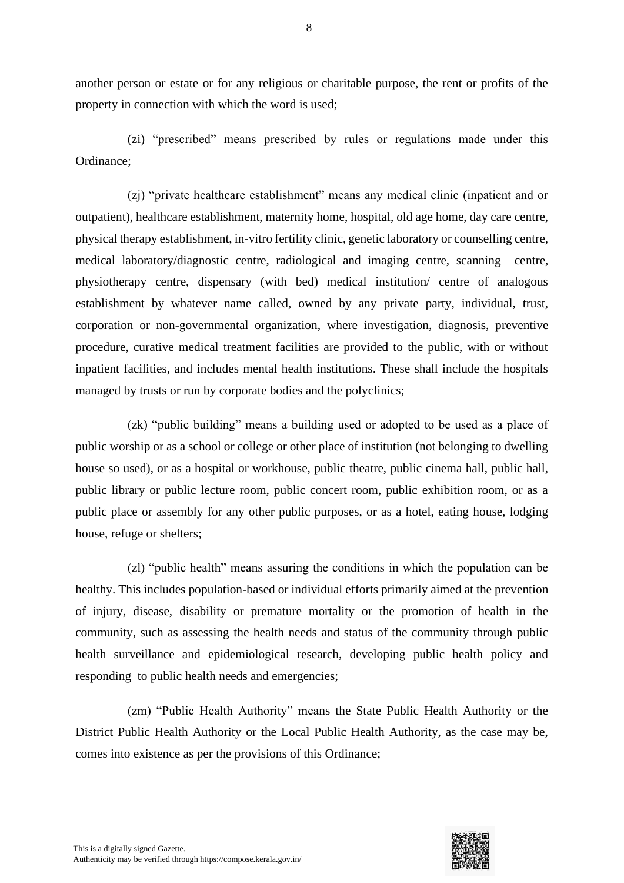another person or estate or for any religious or charitable purpose, the rent or profits of the property in connection with which the word is used;

(zi) "prescribed" means prescribed by rules or regulations made under this Ordinance;

(zj) "private healthcare establishment" means any medical clinic (inpatient and or outpatient), healthcare establishment, maternity home, hospital, old age home, day care centre, physical therapy establishment, in-vitro fertility clinic, genetic laboratory or counselling centre, medical laboratory/diagnostic centre, radiological and imaging centre, scanning centre, physiotherapy centre, dispensary (with bed) medical institution/ centre of analogous establishment by whatever name called, owned by any private party, individual, trust, corporation or non-governmental organization, where investigation, diagnosis, preventive procedure, curative medical treatment facilities are provided to the public, with or without inpatient facilities, and includes mental health institutions. These shall include the hospitals managed by trusts or run by corporate bodies and the polyclinics;

(zk) "public building" means a building used or adopted to be used as a place of public worship or as a school or college or other place of institution (not belonging to dwelling house so used), or as a hospital or workhouse, public theatre, public cinema hall, public hall, public library or public lecture room, public concert room, public exhibition room, or as a public place or assembly for any other public purposes, or as a hotel, eating house, lodging house, refuge or shelters;

(zl) "public health" means assuring the conditions in which the population can be healthy. This includes population-based or individual efforts primarily aimed at the prevention of injury, disease, disability or premature mortality or the promotion of health in the community, such as assessing the health needs and status of the community through public health surveillance and epidemiological research, developing public health policy and responding to public health needs and emergencies;

(zm) "Public Health Authority" means the State Public Health Authority or the District Public Health Authority or the Local Public Health Authority, as the case may be, comes into existence as per the provisions of this Ordinance;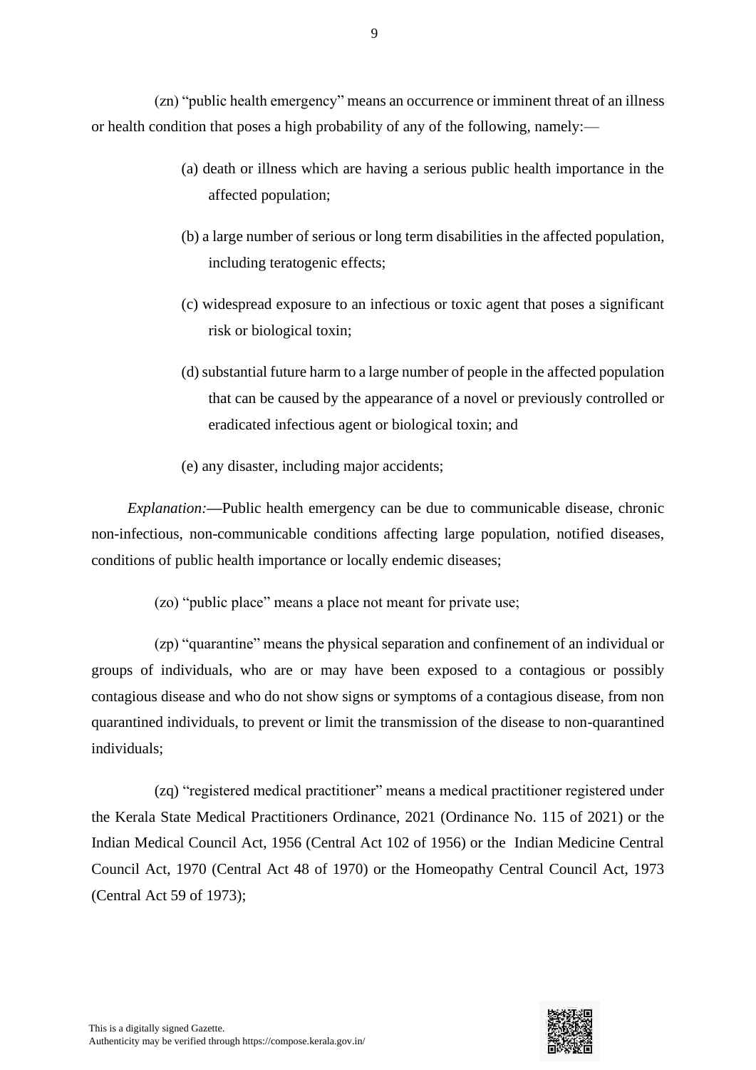(zn) "public health emergency" means an occurrence or imminent threat of an illness or health condition that poses a high probability of any of the following, namely:—

(a) death or illness which are having a serious public health importance in the affected population;

(b) a large number of serious or long term disabilities in the affected population, including teratogenic effects;

(c) widespread exposure to an infectious or toxic agent that poses a significant risk or biological toxin;

(d) substantial future harm to a large number of people in the affected population that can be caused by the appearance of a novel or previously controlled or eradicated infectious agent or biological toxin; and

(e) any disaster, including major accidents;

*Explanation:*—Public health emergency can be due to communicable disease, chronic non-infectious, non-communicable conditions affecting large population, notified diseases, conditions of public health importance or locally endemic diseases;

(zo) "public place" means a place not meant for private use;

(zp) "quarantine" means the physical separation and confinement of an individual or groups of individuals, who are or may have been exposed to a contagious or possibly contagious disease and who do not show signs or symptoms of a contagious disease, from non quarantined individuals, to prevent or limit the transmission of the disease to non-quarantined individuals;

(zq) "registered medical practitioner" means a medical practitioner registered under the Kerala State Medical Practitioners Ordinance, 2021 (Ordinance No. 115 of 2021) or the Indian Medical Council Act, 1956 (Central Act 102 of 1956) or the Indian Medicine Central Council Act, 1970 (Central Act 48 of 1970) or the Homeopathy Central Council Act, 1973 (Central Act 59 of 1973);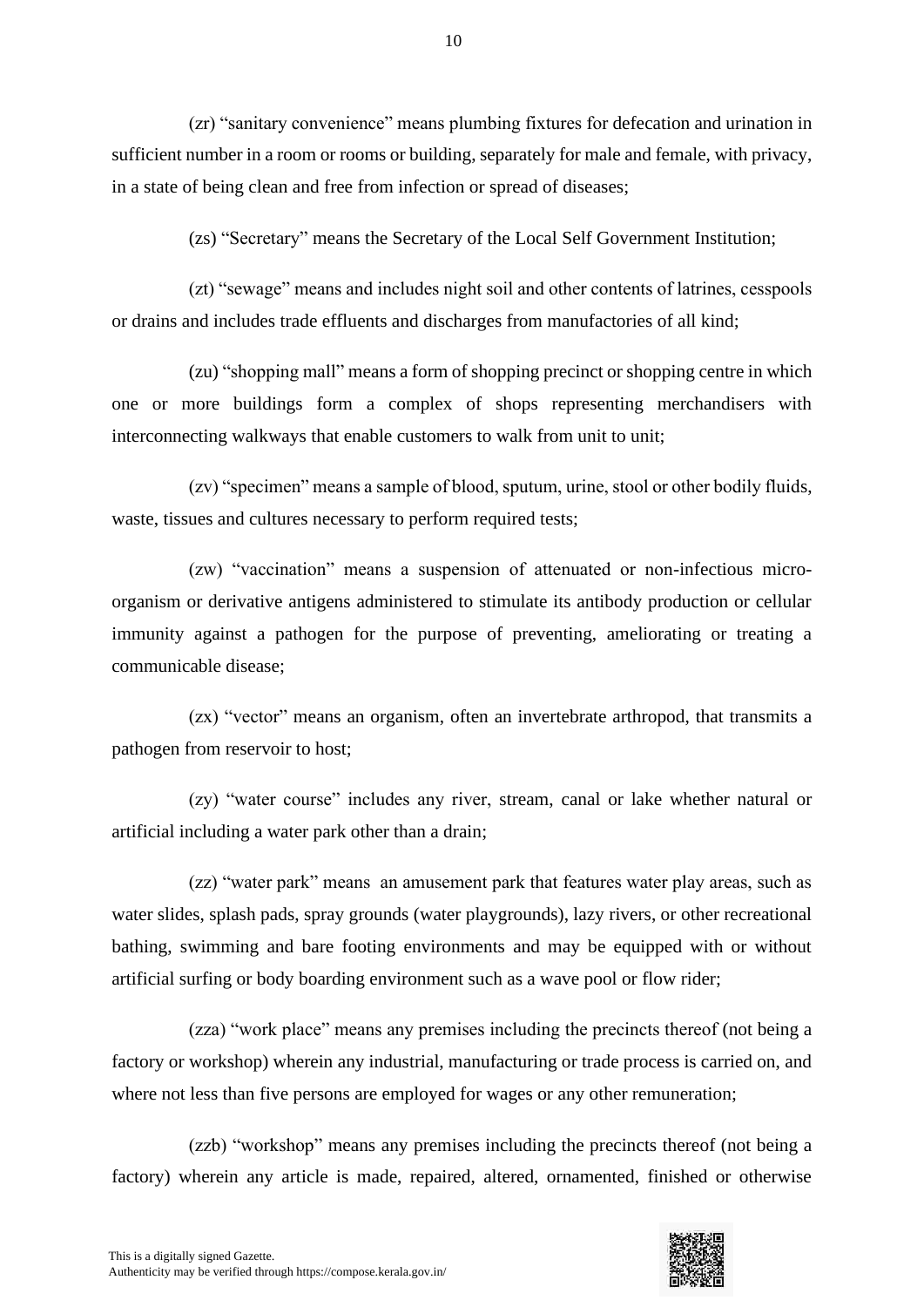(zr) "sanitary convenience" means plumbing fixtures for defecation and urination in sufficient number in a room or rooms or building, separately for male and female, with privacy, in a state of being clean and free from infection or spread of diseases;

(zs) "Secretary" means the Secretary of the Local Self Government Institution;

(zt) "sewage" means and includes night soil and other contents of latrines, cesspools or drains and includes trade effluents and discharges from manufactories of all kind;

(zu) "shopping mall" means a form of shopping precinct or shopping centre in which one or more buildings form a complex of shops representing merchandisers with interconnecting walkways that enable customers to walk from unit to unit;

(zv) "specimen" means a sample of blood, sputum, urine, stool or other bodily fluids, waste, tissues and cultures necessary to perform required tests;

(zw) "vaccination" means a suspension of attenuated or non-infectious micro-organism or derivative antigens administered to stimulate its antibody production or cellular immunity against a pathogen for the purpose of preventing, ameliorating or treating a communicable disease;

(zx) "vector" means an organism, often an invertebrate arthropod, that transmits a pathogen from reservoir to host;

(zy) "water course" includes any river, stream, canal or lake whether natural or artificial including a water park other than a drain;

(zz) "water park" means an amusement park that features water play areas, such as water slides, splash pads, spray grounds (water playgrounds), lazy rivers, or other recreational bathing, swimming and bare footing environments and may be equipped with or without artificial surfing or body boarding environment such as a wave pool or flow rider;

(zza) "work place" means any premises including the precincts thereof (not being a factory or workshop) wherein any industrial, manufacturing or trade process is carried on, and where not less than five persons are employed for wages or any other remuneration;

(zzb) "workshop" means any premises including the precincts thereof (not being a factory) wherein any article is made, repaired, altered, ornamented, finished or otherwise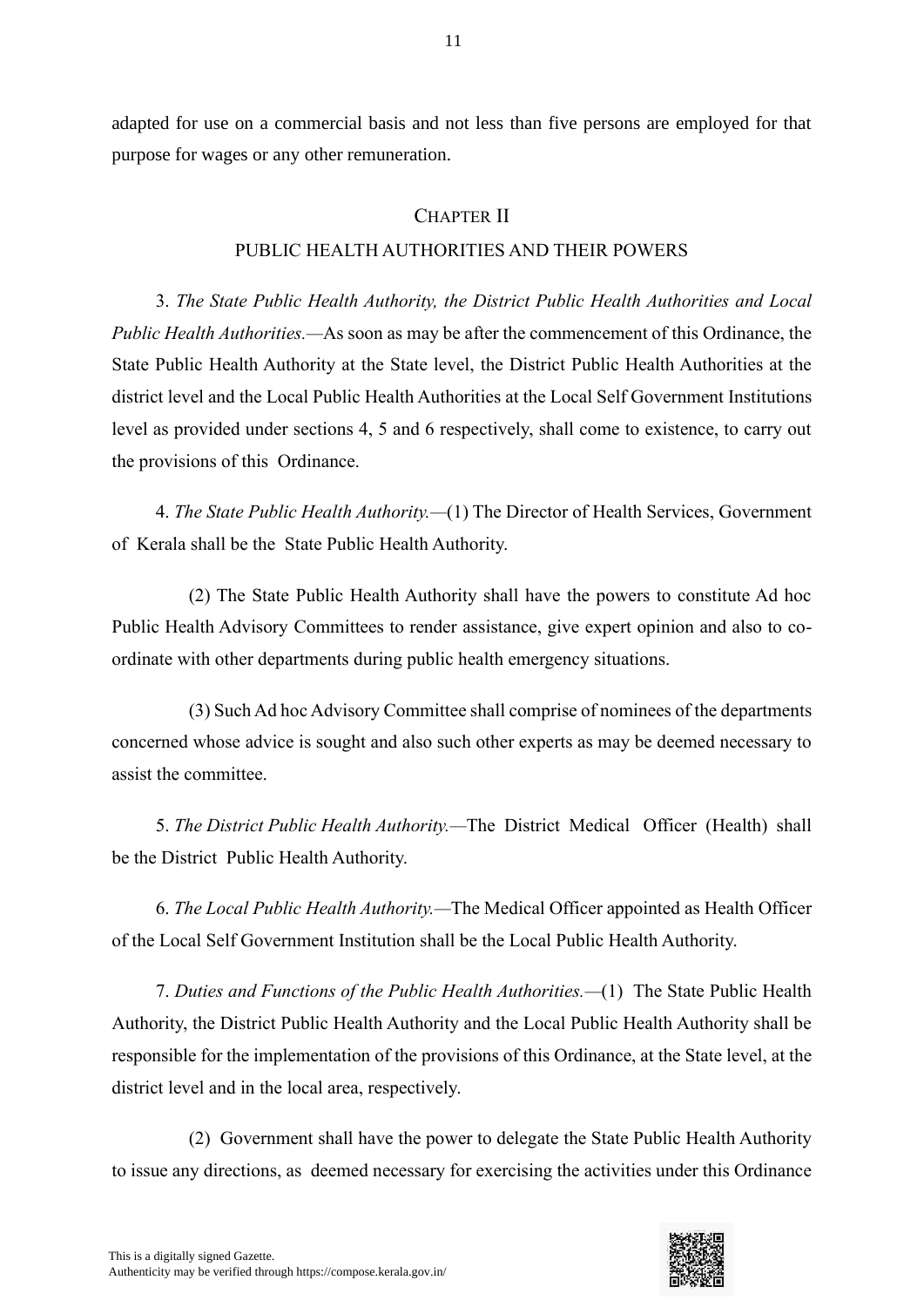adapted for use on a commercial basis and not less than five persons are employed for that purpose for wages or any other remuneration.

## CHAPTER II

## PUBLIC HEALTH AUTHORITIES AND THEIR POWERS

3. *The State Public Health Authority, the District Public Health Authorities and Local Public Health Authorities.*—As soon as may be after the commencement of this Ordinance, the State Public Health Authority at the State level, the District Public Health Authorities at the district level and the Local Public Health Authorities at the Local Self Government Institutions level as provided under sections 4, 5 and 6 respectively, shall come to existence, to carry out the provisions of this Ordinance.

4. *The State Public Health Authority.*—(1) The Director of Health Services, Government of Kerala shall be the State Public Health Authority.

(2) The State Public Health Authority shall have the powers to constitute Ad hoc Public Health Advisory Committees to render assistance, give expert opinion and also to co-ordinate with other departments during public health emergency situations.

(3) Such Ad hoc Advisory Committee shall comprise of nominees of the departments concerned whose advice is sought and also such other experts as may be deemed necessary to assist the committee.

5. *The District Public Health Authority.*—The District Medical Officer (Health) shall be the District Public Health Authority.

6. *The Local Public Health Authority.*—The Medical Officer appointed as Health Officer of the Local Self Government Institution shall be the Local Public Health Authority.

7. *Duties and Functions of the Public Health Authorities.*—(1) The State Public Health Authority, the District Public Health Authority and the Local Public Health Authority shall be responsible for the implementation of the provisions of this Ordinance, at the State level, at the district level and in the local area, respectively.

(2) Government shall have the power to delegate the State Public Health Authority to issue any directions, as deemed necessary for exercising the activities under this Ordinance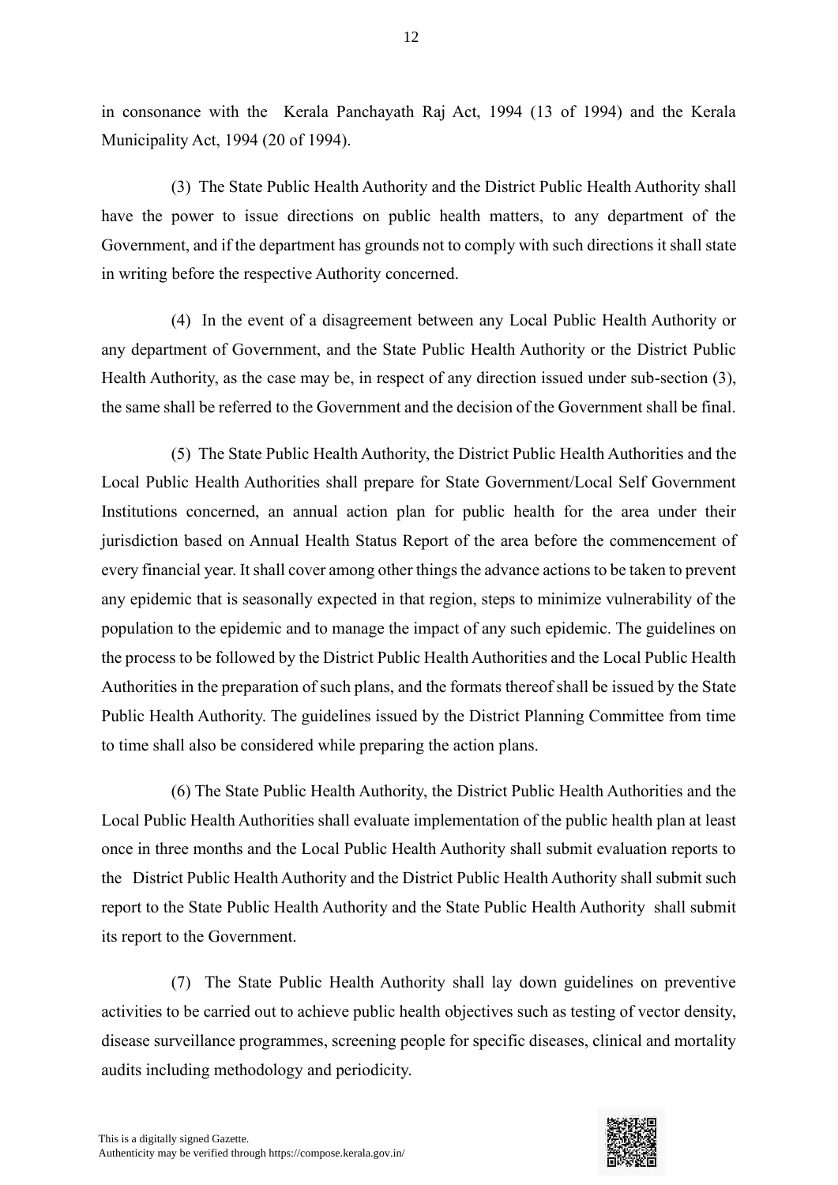in consonance with the Kerala Panchayath Raj Act, 1994 (13 of 1994) and the Kerala Municipality Act, 1994 (20 of 1994).

(3) The State Public Health Authority and the District Public Health Authority shall have the power to issue directions on public health matters, to any department of the Government, and if the department has grounds not to comply with such directions it shall state in writing before the respective Authority concerned.

(4) In the event of a disagreement between any Local Public Health Authority or any department of Government, and the State Public Health Authority or the District Public Health Authority, as the case may be, in respect of any direction issued under sub-section (3), the same shall be referred to the Government and the decision of the Government shall be final.

(5) The State Public Health Authority, the District Public Health Authorities and the Local Public Health Authorities shall prepare for State Government/Local Self Government Institutions concerned, an annual action plan for public health for the area under their jurisdiction based on Annual Health Status Report of the area before the commencement of every financial year. It shall cover among other things the advance actions to be taken to prevent any epidemic that is seasonally expected in that region, steps to minimize vulnerability of the population to the epidemic and to manage the impact of any such epidemic. The guidelines on the process to be followed by the District Public Health Authorities and the Local Public Health Authorities in the preparation of such plans, and the formats thereof shall be issued by the State Public Health Authority. The guidelines issued by the District Planning Committee from time to time shall also be considered while preparing the action plans.

(6) The State Public Health Authority, the District Public Health Authorities and the Local Public Health Authorities shall evaluate implementation of the public health plan at least once in three months and the Local Public Health Authority shall submit evaluation reports to the District Public Health Authority and the District Public Health Authority shall submit such report to the State Public Health Authority and the State Public Health Authority shall submit its report to the Government.

(7) The State Public Health Authority shall lay down guidelines on preventive activities to be carried out to achieve public health objectives such as testing of vector density, disease surveillance programmes, screening people for specific diseases, clinical and mortality audits including methodology and periodicity.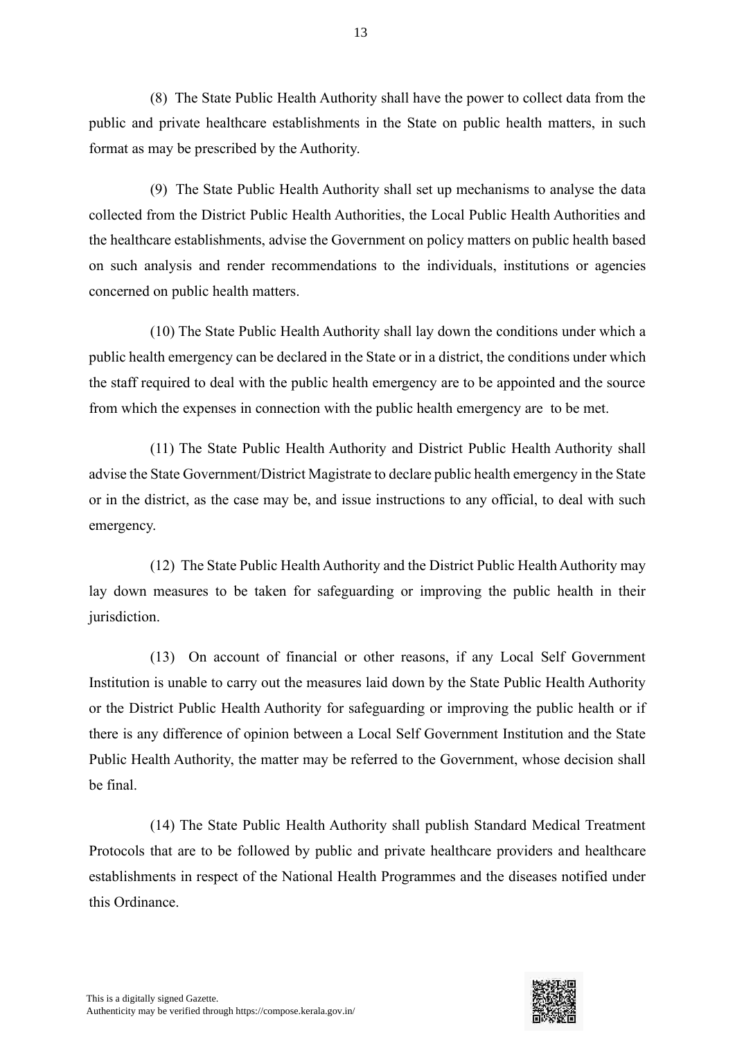(8) The State Public Health Authority shall have the power to collect data from the public and private healthcare establishments in the State on public health matters, in such format as may be prescribed by the Authority.

(9) The State Public Health Authority shall set up mechanisms to analyse the data collected from the District Public Health Authorities, the Local Public Health Authorities and the healthcare establishments, advise the Government on policy matters on public health based on such analysis and render recommendations to the individuals, institutions or agencies concerned on public health matters.

(10) The State Public Health Authority shall lay down the conditions under which a public health emergency can be declared in the State or in a district, the conditions under which the staff required to deal with the public health emergency are to be appointed and the source from which the expenses in connection with the public health emergency are to be met.

(11) The State Public Health Authority and District Public Health Authority shall advise the State Government/District Magistrate to declare public health emergency in the State or in the district, as the case may be, and issue instructions to any official, to deal with such emergency.

(12) The State Public Health Authority and the District Public Health Authority may lay down measures to be taken for safeguarding or improving the public health in their jurisdiction.

(13) On account of financial or other reasons, if any Local Self Government Institution is unable to carry out the measures laid down by the State Public Health Authority or the District Public Health Authority for safeguarding or improving the public health or if there is any difference of opinion between a Local Self Government Institution and the State Public Health Authority, the matter may be referred to the Government, whose decision shall be final.

(14) The State Public Health Authority shall publish Standard Medical Treatment Protocols that are to be followed by public and private healthcare providers and healthcare establishments in respect of the National Health Programmes and the diseases notified under this Ordinance.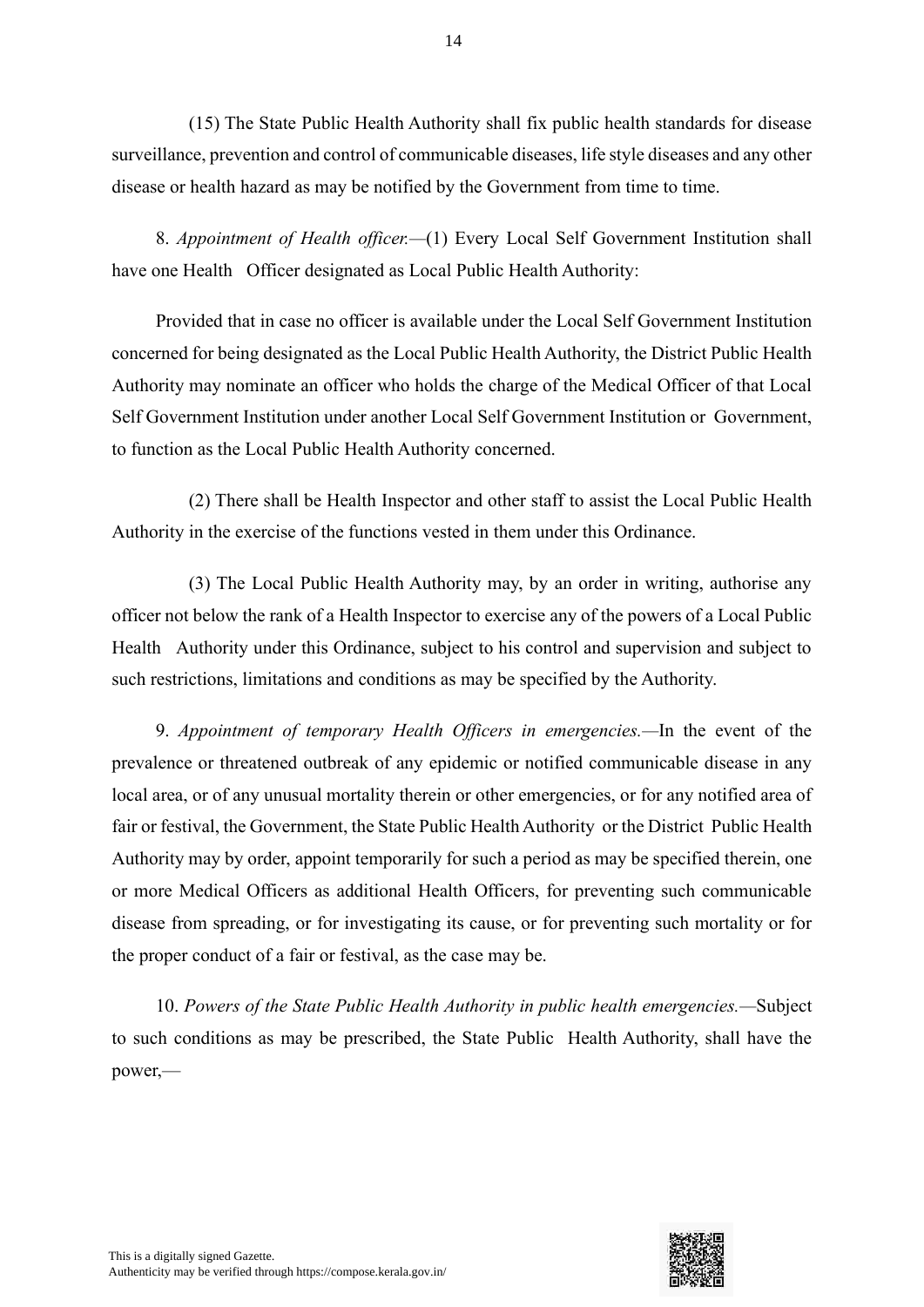(15) The State Public Health Authority shall fix public health standards for disease surveillance, prevention and control of communicable diseases, life style diseases and any other disease or health hazard as may be notified by the Government from time to time.

8. *Appointment of Health officer.*—(1) Every Local Self Government Institution shall have one Health Officer designated as Local Public Health Authority:

Provided that in case no officer is available under the Local Self Government Institution concerned for being designated as the Local Public Health Authority, the District Public Health Authority may nominate an officer who holds the charge of the Medical Officer of that Local Self Government Institution under another Local Self Government Institution or Government, to function as the Local Public Health Authority concerned.

(2) There shall be Health Inspector and other staff to assist the Local Public Health Authority in the exercise of the functions vested in them under this Ordinance.

(3) The Local Public Health Authority may, by an order in writing, authorise any officer not below the rank of a Health Inspector to exercise any of the powers of a Local Public Health Authority under this Ordinance, subject to his control and supervision and subject to such restrictions, limitations and conditions as may be specified by the Authority.

9. *Appointment of temporary Health Officers in emergencies.*—In the event of the prevalence or threatened outbreak of any epidemic or notified communicable disease in any local area, or of any unusual mortality therein or other emergencies, or for any notified area of fair or festival, the Government, the State Public Health Authority or the District Public Health Authority may by order, appoint temporarily for such a period as may be specified therein, one or more Medical Officers as additional Health Officers, for preventing such communicable disease from spreading, or for investigating its cause, or for preventing such mortality or for the proper conduct of a fair or festival, as the case may be.

10. *Powers of the State Public Health Authority in public health emergencies.*—Subject to such conditions as may be prescribed, the State Public Health Authority, shall have the power,—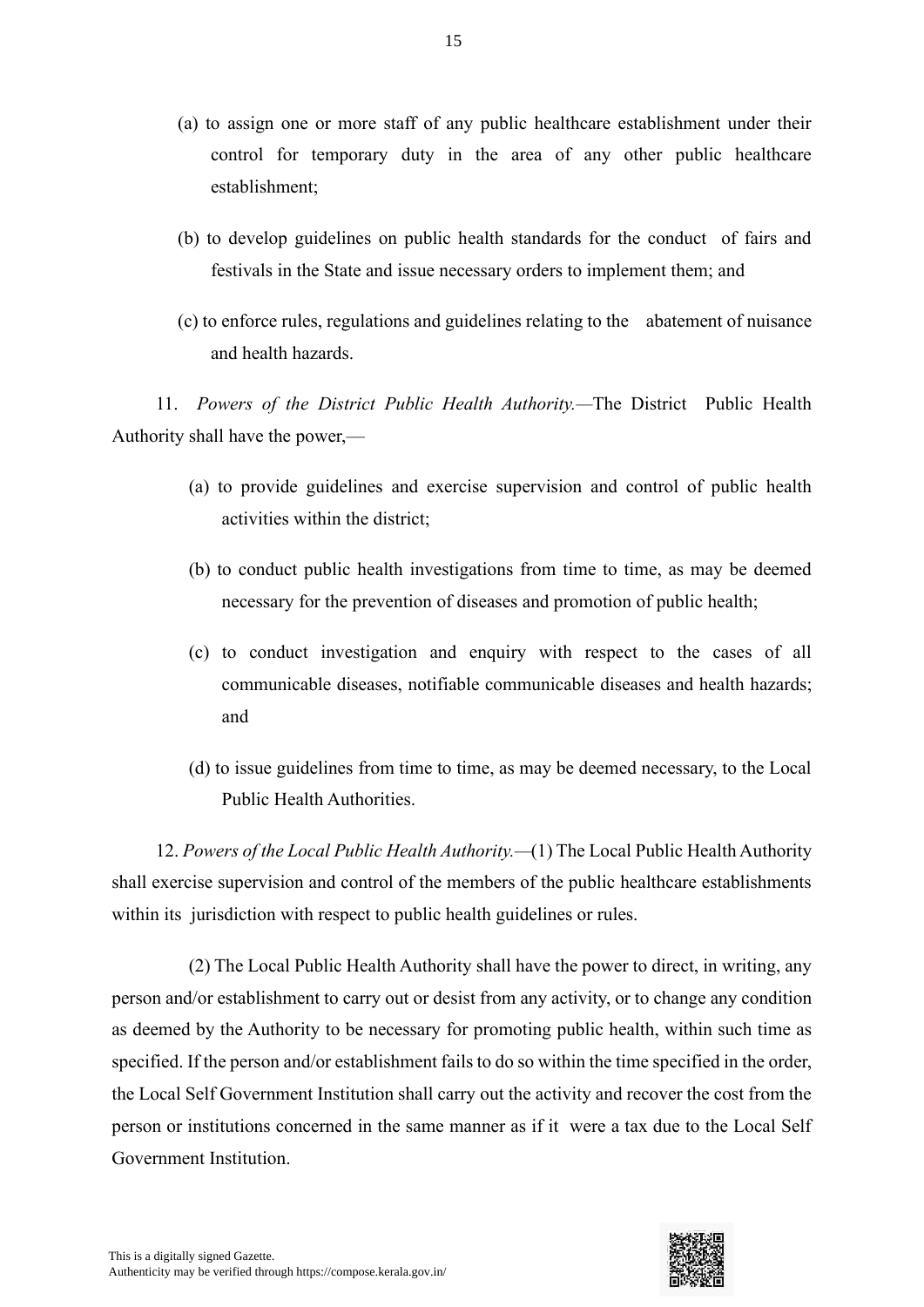(a) to assign one or more staff of any public healthcare establishment under their control for temporary duty in the area of any other public healthcare establishment;

(b) to develop guidelines on public health standards for the conduct of fairs and festivals in the State and issue necessary orders to implement them; and

(c) to enforce rules, regulations and guidelines relating to the abatement of nuisance and health hazards.

11. *Powers of the District Public Health Authority.*—The District Public Health Authority shall have the power,—

(a) to provide guidelines and exercise supervision and control of public health activities within the district;

(b) to conduct public health investigations from time to time, as may be deemed necessary for the prevention of diseases and promotion of public health;

(c) to conduct investigation and enquiry with respect to the cases of all communicable diseases, notifiable communicable diseases and health hazards; and

(d) to issue guidelines from time to time, as may be deemed necessary, to the Local Public Health Authorities.

12. *Powers of the Local Public Health Authority.*—(1) The Local Public Health Authority shall exercise supervision and control of the members of the public healthcare establishments within its jurisdiction with respect to public health guidelines or rules.

(2) The Local Public Health Authority shall have the power to direct, in writing, any person and/or establishment to carry out or desist from any activity, or to change any condition as deemed by the Authority to be necessary for promoting public health, within such time as specified. If the person and/or establishment fails to do so within the time specified in the order, the Local Self Government Institution shall carry out the activity and recover the cost from the person or institutions concerned in the same manner as if it were a tax due to the Local Self Government Institution.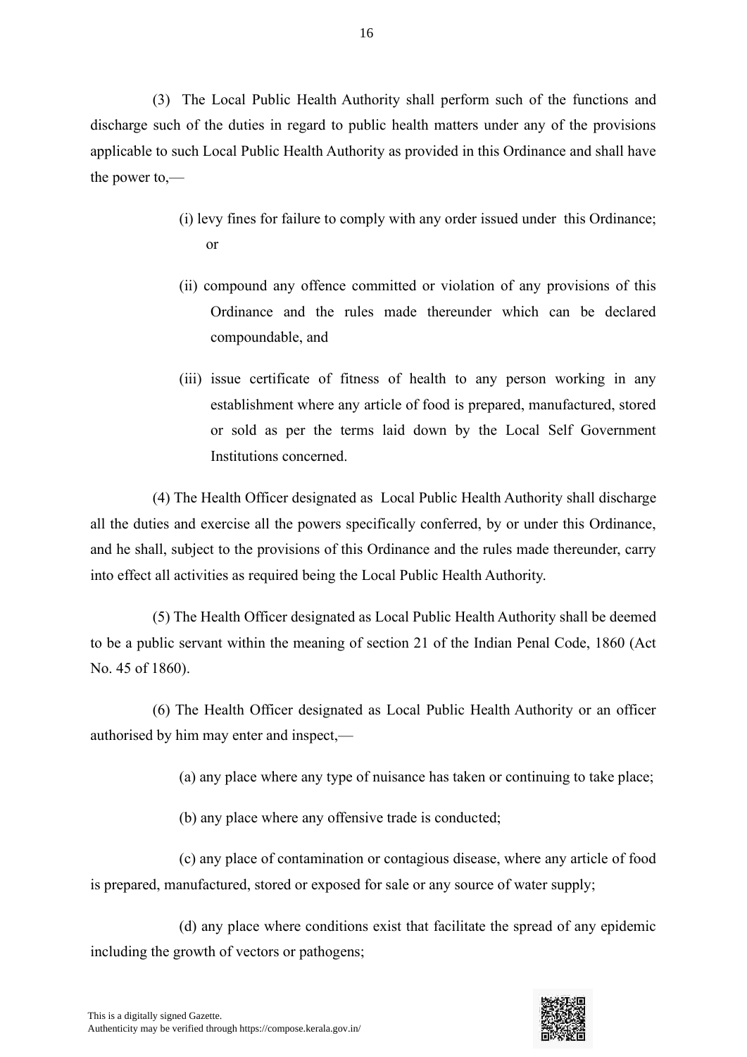(3) The Local Public Health Authority shall perform such of the functions and discharge such of the duties in regard to public health matters under any of the provisions applicable to such Local Public Health Authority as provided in this Ordinance and shall have the power to,—

(i) levy fines for failure to comply with any order issued under this Ordinance; or

(ii) compound any offence committed or violation of any provisions of this Ordinance and the rules made thereunder which can be declared compoundable, and

(iii) issue certificate of fitness of health to any person working in any establishment where any article of food is prepared, manufactured, stored or sold as per the terms laid down by the Local Self Government Institutions concerned.

(4) The Health Officer designated as Local Public Health Authority shall discharge all the duties and exercise all the powers specifically conferred, by or under this Ordinance, and he shall, subject to the provisions of this Ordinance and the rules made thereunder, carry into effect all activities as required being the Local Public Health Authority.

(5) The Health Officer designated as Local Public Health Authority shall be deemed to be a public servant within the meaning of section 21 of the Indian Penal Code, 1860 (Act No. 45 of 1860).

(6) The Health Officer designated as Local Public Health Authority or an officer authorised by him may enter and inspect,—

(a) any place where any type of nuisance has taken or continuing to take place;

(b) any place where any offensive trade is conducted;

(c) any place of contamination or contagious disease, where any article of food is prepared, manufactured, stored or exposed for sale or any source of water supply;

(d) any place where conditions exist that facilitate the spread of any epidemic including the growth of vectors or pathogens;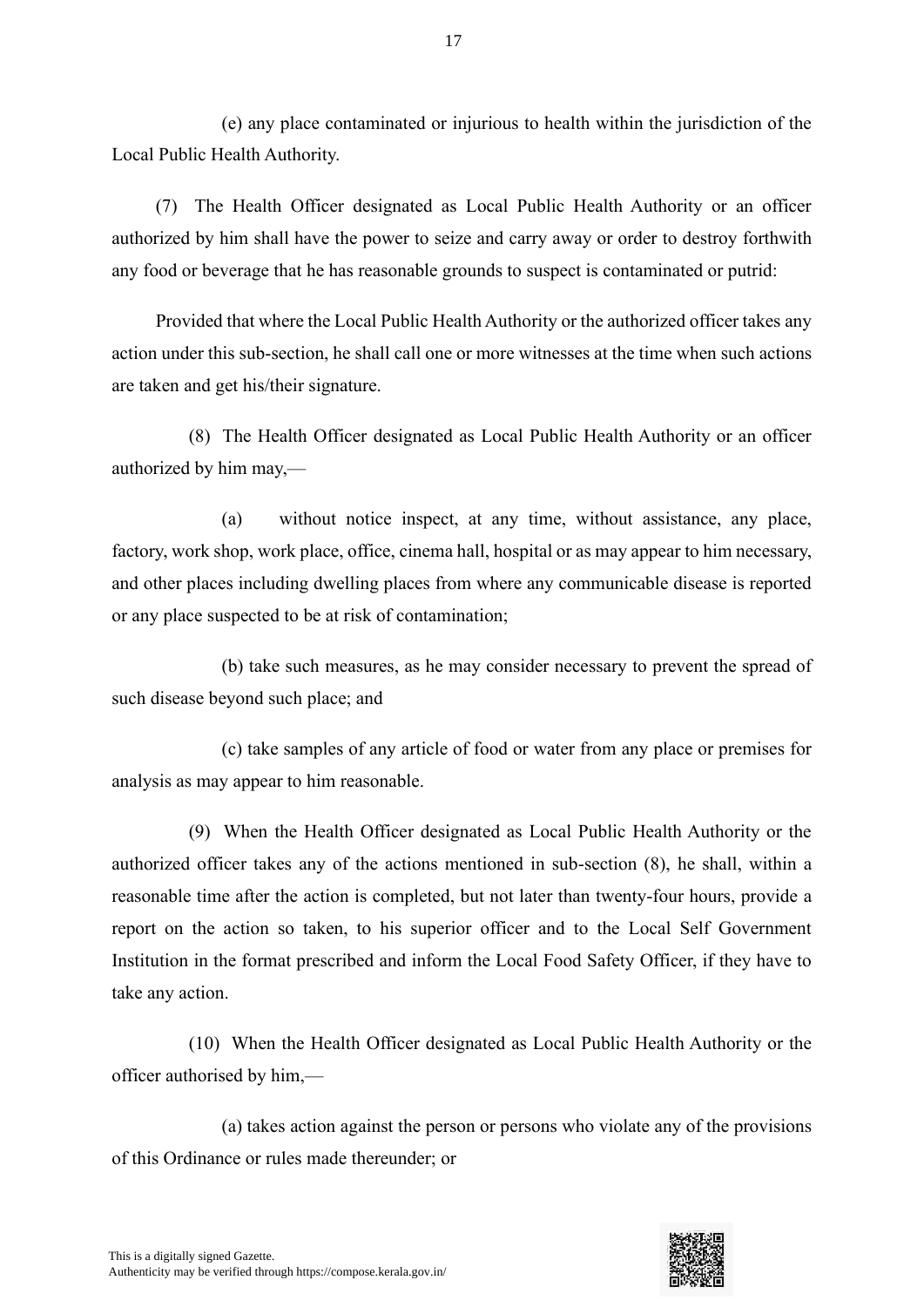(e) any place contaminated or injurious to health within the jurisdiction of the Local Public Health Authority.

(7) The Health Officer designated as Local Public Health Authority or an officer authorized by him shall have the power to seize and carry away or order to destroy forthwith any food or beverage that he has reasonable grounds to suspect is contaminated or putrid:

Provided that where the Local Public Health Authority or the authorized officer takes any action under this sub-section, he shall call one or more witnesses at the time when such actions are taken and get his/their signature.

(8) The Health Officer designated as Local Public Health Authority or an officer authorized by him may,—

(a) without notice inspect, at any time, without assistance, any place, factory, work shop, work place, office, cinema hall, hospital or as may appear to him necessary, and other places including dwelling places from where any communicable disease is reported or any place suspected to be at risk of contamination;

(b) take such measures, as he may consider necessary to prevent the spread of such disease beyond such place; and

(c) take samples of any article of food or water from any place or premises for analysis as may appear to him reasonable.

(9) When the Health Officer designated as Local Public Health Authority or the authorized officer takes any of the actions mentioned in sub-section (8), he shall, within a reasonable time after the action is completed, but not later than twenty-four hours, provide a report on the action so taken, to his superior officer and to the Local Self Government Institution in the format prescribed and inform the Local Food Safety Officer, if they have to take any action.

(10) When the Health Officer designated as Local Public Health Authority or the officer authorised by him,—

(a) takes action against the person or persons who violate any of the provisions of this Ordinance or rules made thereunder; or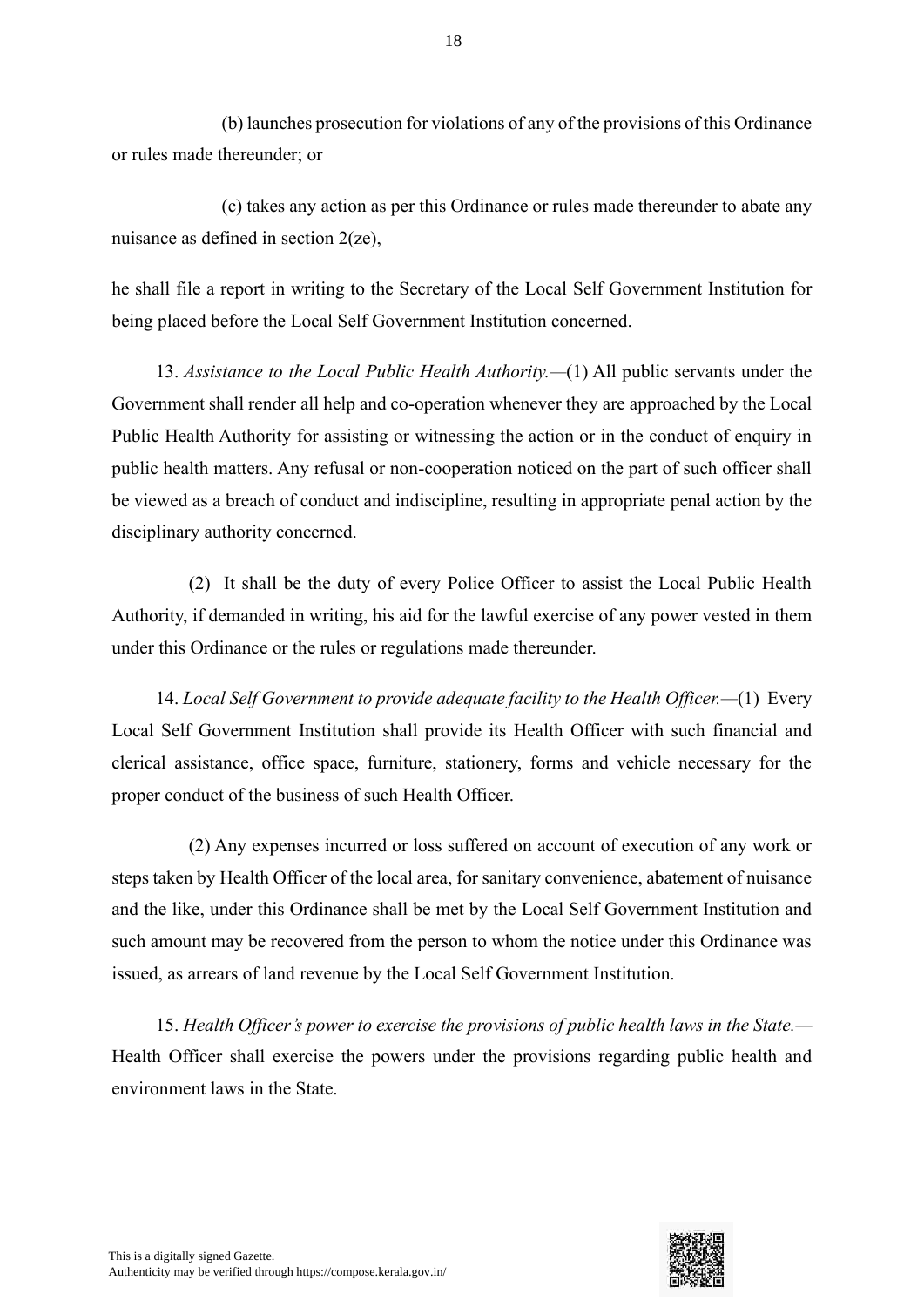(b) launches prosecution for violations of any of the provisions of this Ordinance or rules made thereunder; or

(c) takes any action as per this Ordinance or rules made thereunder to abate any nuisance as defined in section 2(ze),

he shall file a report in writing to the Secretary of the Local Self Government Institution for being placed before the Local Self Government Institution concerned.

13. *Assistance to the Local Public Health Authority.*—(1) All public servants under the Government shall render all help and co-operation whenever they are approached by the Local Public Health Authority for assisting or witnessing the action or in the conduct of enquiry in public health matters. Any refusal or non-cooperation noticed on the part of such officer shall be viewed as a breach of conduct and indiscipline, resulting in appropriate penal action by the disciplinary authority concerned.

(2) It shall be the duty of every Police Officer to assist the Local Public Health Authority, if demanded in writing, his aid for the lawful exercise of any power vested in them under this Ordinance or the rules or regulations made thereunder.

14. *Local Self Government to provide adequate facility to the Health Officer.*—(1) Every Local Self Government Institution shall provide its Health Officer with such financial and clerical assistance, office space, furniture, stationery, forms and vehicle necessary for the proper conduct of the business of such Health Officer.

(2) Any expenses incurred or loss suffered on account of execution of any work or steps taken by Health Officer of the local area, for sanitary convenience, abatement of nuisance and the like, under this Ordinance shall be met by the Local Self Government Institution and such amount may be recovered from the person to whom the notice under this Ordinance was issued, as arrears of land revenue by the Local Self Government Institution.

15. *Health Officer's power to exercise the provisions of public health laws in the State.*— Health Officer shall exercise the powers under the provisions regarding public health and environment laws in the State.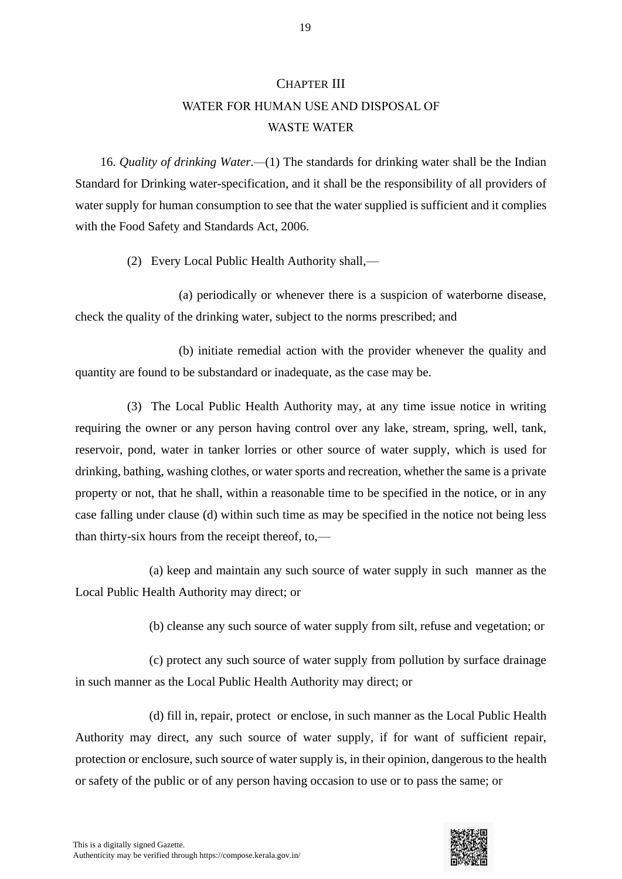## CHAPTER III

## WATER FOR HUMAN USE AND DISPOSAL OF WASTE WATER

16. *Quality of drinking Water*.—(1) The standards for drinking water shall be the Indian Standard for Drinking water-specification, and it shall be the responsibility of all providers of water supply for human consumption to see that the water supplied is sufficient and it complies with the Food Safety and Standards Act, 2006.

(2) Every Local Public Health Authority shall,—

(a) periodically or whenever there is a suspicion of waterborne disease, check the quality of the drinking water, subject to the norms prescribed; and

(b) initiate remedial action with the provider whenever the quality and quantity are found to be substandard or inadequate, as the case may be.

(3) The Local Public Health Authority may, at any time issue notice in writing requiring the owner or any person having control over any lake, stream, spring, well, tank, reservoir, pond, water in tanker lorries or other source of water supply, which is used for drinking, bathing, washing clothes, or water sports and recreation, whether the same is a private property or not, that he shall, within a reasonable time to be specified in the notice, or in any case falling under clause (d) within such time as may be specified in the notice not being less than thirty-six hours from the receipt thereof, to,—

(a) keep and maintain any such source of water supply in such manner as the Local Public Health Authority may direct; or

(b) cleanse any such source of water supply from silt, refuse and vegetation; or

(c) protect any such source of water supply from pollution by surface drainage in such manner as the Local Public Health Authority may direct; or

(d) fill in, repair, protect or enclose, in such manner as the Local Public Health Authority may direct, any such source of water supply, if for want of sufficient repair, protection or enclosure, such source of water supply is, in their opinion, dangerous to the health or safety of the public or of any person having occasion to use or to pass the same; or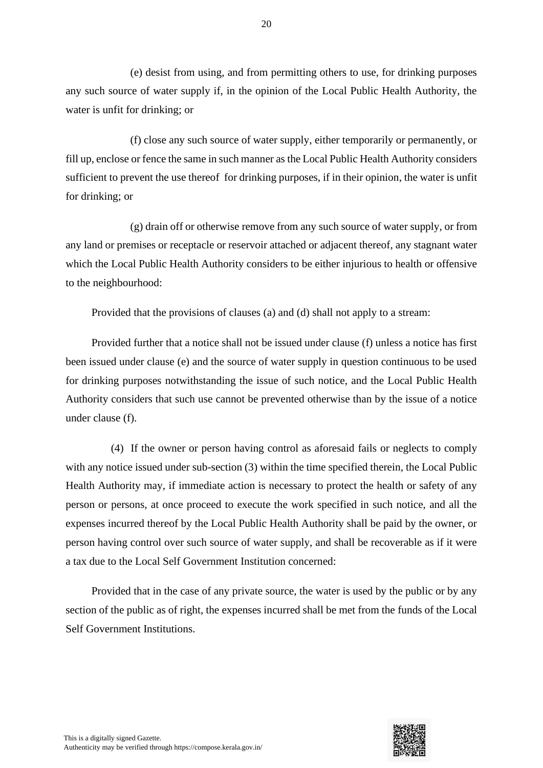(e) desist from using, and from permitting others to use, for drinking purposes any such source of water supply if, in the opinion of the Local Public Health Authority, the water is unfit for drinking; or

(f) close any such source of water supply, either temporarily or permanently, or fill up, enclose or fence the same in such manner as the Local Public Health Authority considers sufficient to prevent the use thereof for drinking purposes, if in their opinion, the water is unfit for drinking; or

(g) drain off or otherwise remove from any such source of water supply, or from any land or premises or receptacle or reservoir attached or adjacent thereof, any stagnant water which the Local Public Health Authority considers to be either injurious to health or offensive to the neighbourhood:

Provided that the provisions of clauses (a) and (d) shall not apply to a stream:

Provided further that a notice shall not be issued under clause (f) unless a notice has first been issued under clause (e) and the source of water supply in question continuous to be used for drinking purposes notwithstanding the issue of such notice, and the Local Public Health Authority considers that such use cannot be prevented otherwise than by the issue of a notice under clause (f).

(4) If the owner or person having control as aforesaid fails or neglects to comply with any notice issued under sub-section (3) within the time specified therein, the Local Public Health Authority may, if immediate action is necessary to protect the health or safety of any person or persons, at once proceed to execute the work specified in such notice, and all the expenses incurred thereof by the Local Public Health Authority shall be paid by the owner, or person having control over such source of water supply, and shall be recoverable as if it were a tax due to the Local Self Government Institution concerned:

Provided that in the case of any private source, the water is used by the public or by any section of the public as of right, the expenses incurred shall be met from the funds of the Local Self Government Institutions.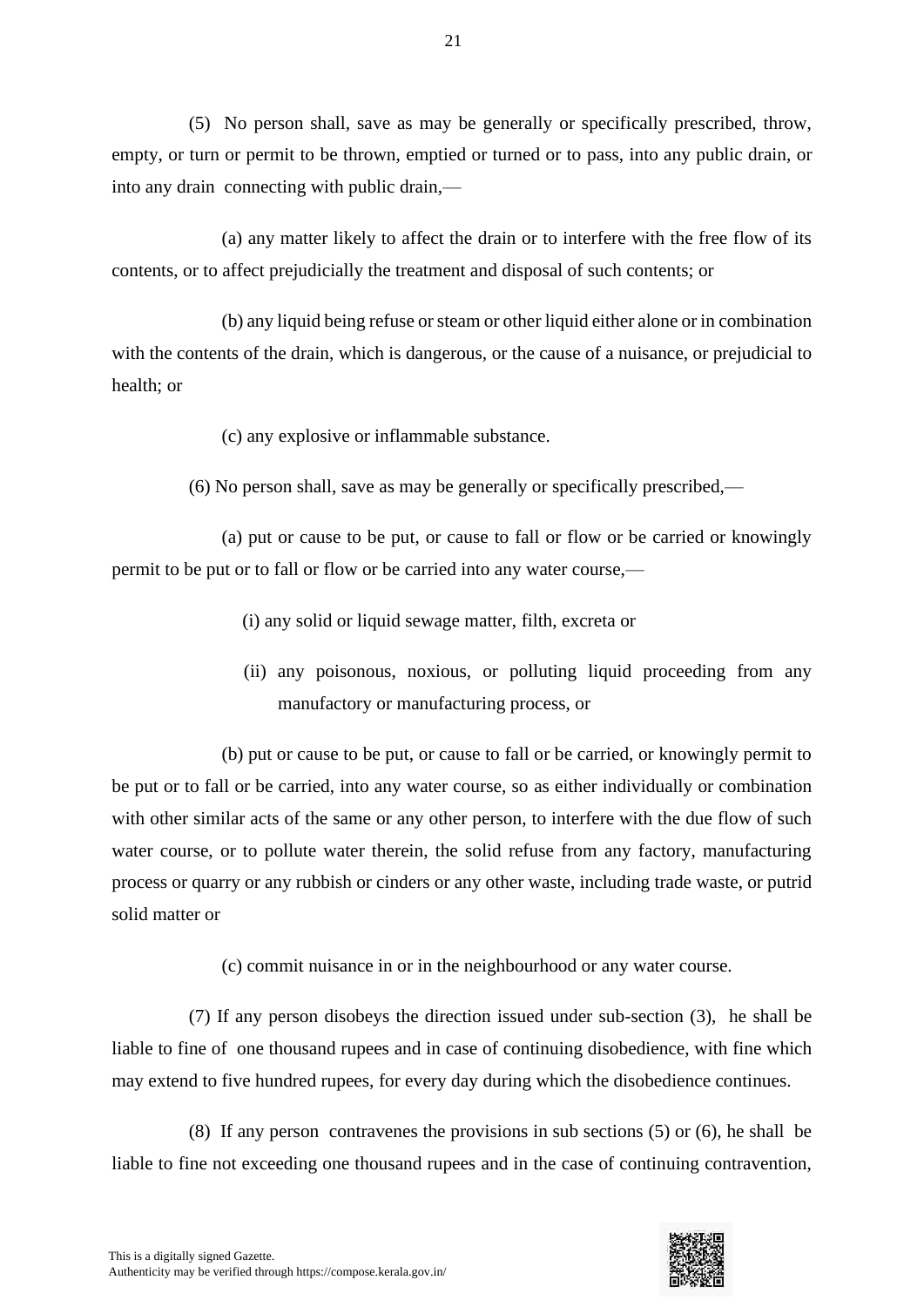(5) No person shall, save as may be generally or specifically prescribed, throw, empty, or turn or permit to be thrown, emptied or turned or to pass, into any public drain, or into any drain connecting with public drain,—

(a) any matter likely to affect the drain or to interfere with the free flow of its contents, or to affect prejudicially the treatment and disposal of such contents; or

(b) any liquid being refuse or steam or other liquid either alone or in combination with the contents of the drain, which is dangerous, or the cause of a nuisance, or prejudicial to health; or

(c) any explosive or inflammable substance.

(6) No person shall, save as may be generally or specifically prescribed,—

(a) put or cause to be put, or cause to fall or flow or be carried or knowingly permit to be put or to fall or flow or be carried into any water course,—

(i) any solid or liquid sewage matter, filth, excreta or

(ii) any poisonous, noxious, or polluting liquid proceeding from any manufactory or manufacturing process, or

(b) put or cause to be put, or cause to fall or be carried, or knowingly permit to be put or to fall or be carried, into any water course, so as either individually or combination with other similar acts of the same or any other person, to interfere with the due flow of such water course, or to pollute water therein, the solid refuse from any factory, manufacturing process or quarry or any rubbish or cinders or any other waste, including trade waste, or putrid solid matter or

(c) commit nuisance in or in the neighbourhood or any water course.

(7) If any person disobeys the direction issued under sub-section (3), he shall be liable to fine of one thousand rupees and in case of continuing disobedience, with fine which may extend to five hundred rupees, for every day during which the disobedience continues.

(8) If any person contravenes the provisions in sub sections (5) or (6), he shall be liable to fine not exceeding one thousand rupees and in the case of continuing contravention,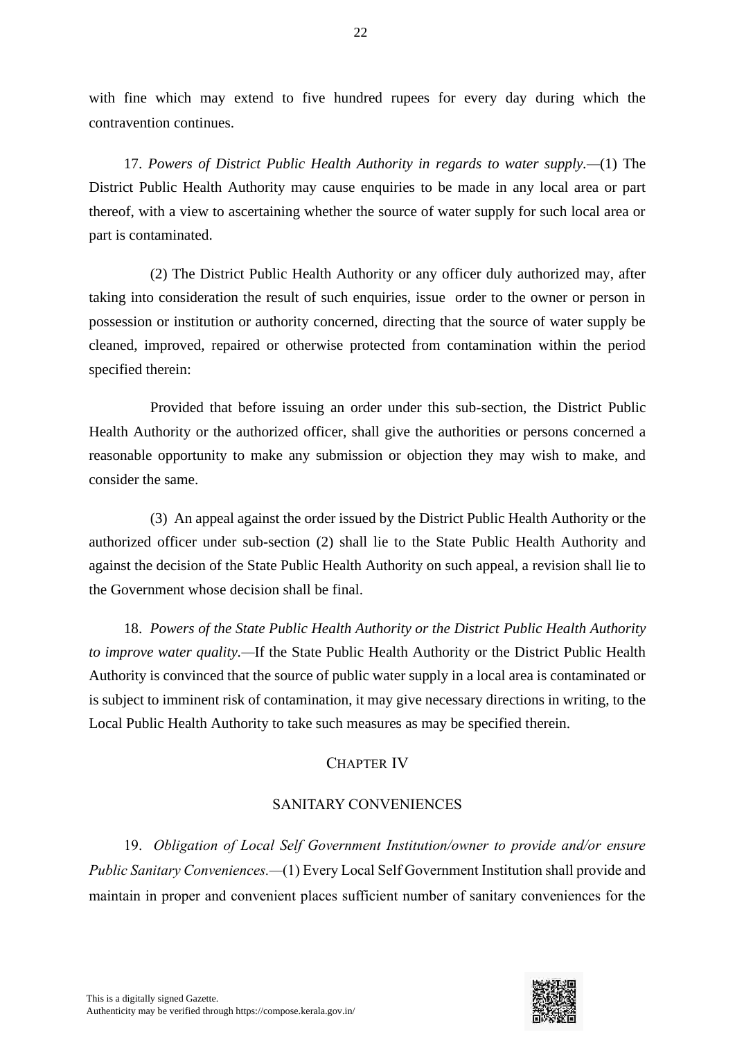with fine which may extend to five hundred rupees for every day during which the contravention continues.

17. *Powers of District Public Health Authority in regards to water supply.*—(1) The District Public Health Authority may cause enquiries to be made in any local area or part thereof, with a view to ascertaining whether the source of water supply for such local area or part is contaminated.

(2) The District Public Health Authority or any officer duly authorized may, after taking into consideration the result of such enquiries, issue order to the owner or person in possession or institution or authority concerned, directing that the source of water supply be cleaned, improved, repaired or otherwise protected from contamination within the period specified therein:

Provided that before issuing an order under this sub-section, the District Public Health Authority or the authorized officer, shall give the authorities or persons concerned a reasonable opportunity to make any submission or objection they may wish to make, and consider the same.

(3) An appeal against the order issued by the District Public Health Authority or the authorized officer under sub-section (2) shall lie to the State Public Health Authority and against the decision of the State Public Health Authority on such appeal, a revision shall lie to the Government whose decision shall be final.

18. *Powers of the State Public Health Authority or the District Public Health Authority to improve water quality.*—If the State Public Health Authority or the District Public Health Authority is convinced that the source of public water supply in a local area is contaminated or is subject to imminent risk of contamination, it may give necessary directions in writing, to the Local Public Health Authority to take such measures as may be specified therein.

## CHAPTER IV

## SANITARY CONVENIENCES

19. *Obligation of Local Self Government Institution/owner to provide and/or ensure Public Sanitary Conveniences.*—(1) Every Local Self Government Institution shall provide and maintain in proper and convenient places sufficient number of sanitary conveniences for the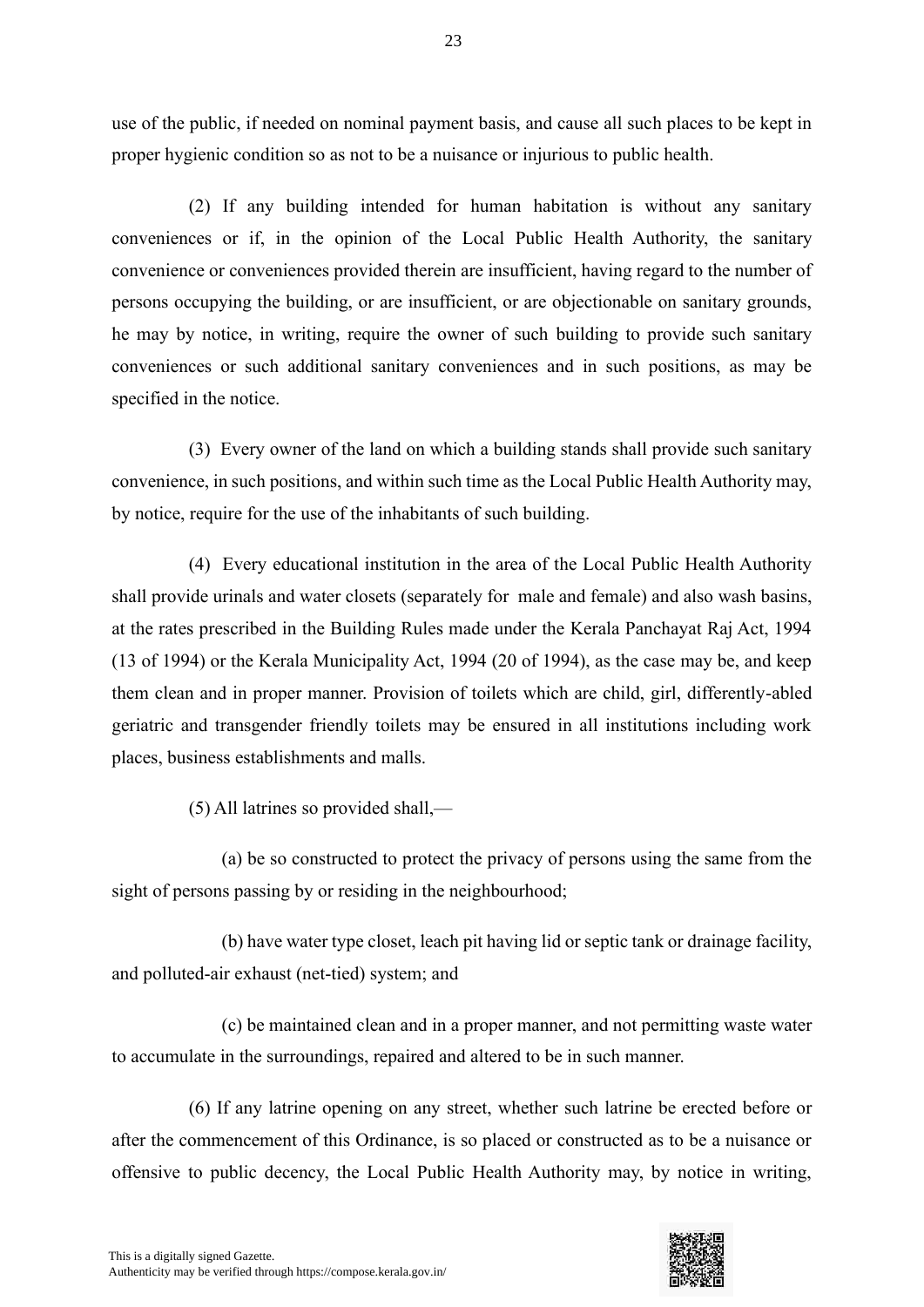use of the public, if needed on nominal payment basis, and cause all such places to be kept in proper hygienic condition so as not to be a nuisance or injurious to public health.

(2) If any building intended for human habitation is without any sanitary conveniences or if, in the opinion of the Local Public Health Authority, the sanitary convenience or conveniences provided therein are insufficient, having regard to the number of persons occupying the building, or are insufficient, or are objectionable on sanitary grounds, he may by notice, in writing, require the owner of such building to provide such sanitary conveniences or such additional sanitary conveniences and in such positions, as may be specified in the notice.

(3) Every owner of the land on which a building stands shall provide such sanitary convenience, in such positions, and within such time as the Local Public Health Authority may, by notice, require for the use of the inhabitants of such building.

(4) Every educational institution in the area of the Local Public Health Authority shall provide urinals and water closets (separately for male and female) and also wash basins, at the rates prescribed in the Building Rules made under the Kerala Panchayat Raj Act, 1994 (13 of 1994) or the Kerala Municipality Act, 1994 (20 of 1994), as the case may be, and keep them clean and in proper manner. Provision of toilets which are child, girl, differently-abled geriatric and transgender friendly toilets may be ensured in all institutions including work places, business establishments and malls.

(5) All latrines so provided shall,—

(a) be so constructed to protect the privacy of persons using the same from the sight of persons passing by or residing in the neighbourhood;

(b) have water type closet, leach pit having lid or septic tank or drainage facility, and polluted-air exhaust (net-tied) system; and

(c) be maintained clean and in a proper manner, and not permitting waste water to accumulate in the surroundings, repaired and altered to be in such manner.

(6) If any latrine opening on any street, whether such latrine be erected before or after the commencement of this Ordinance, is so placed or constructed as to be a nuisance or offensive to public decency, the Local Public Health Authority may, by notice in writing,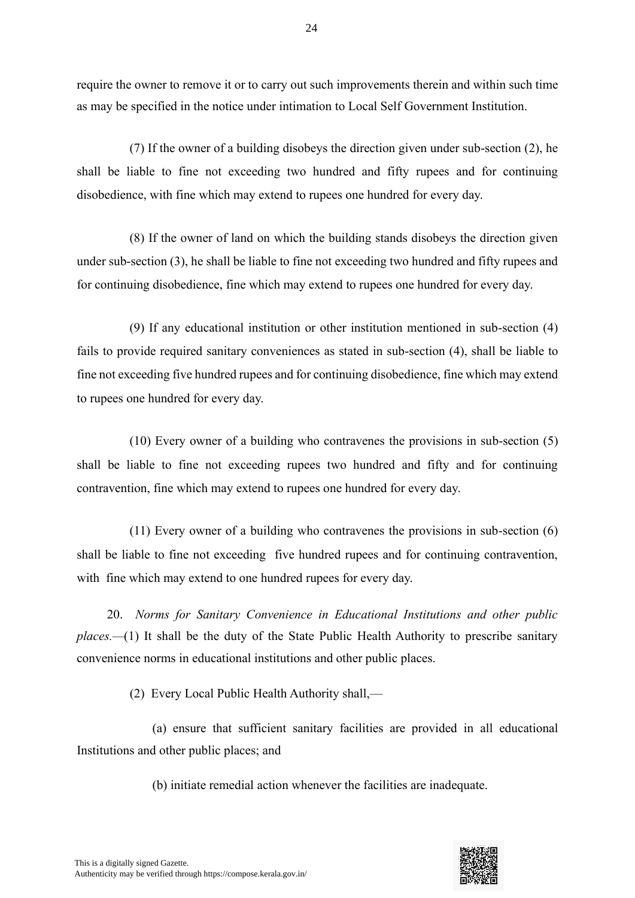require the owner to remove it or to carry out such improvements therein and within such time as may be specified in the notice under intimation to Local Self Government Institution.

(7) If the owner of a building disobeys the direction given under sub-section (2), he shall be liable to fine not exceeding two hundred and fifty rupees and for continuing disobedience, with fine which may extend to rupees one hundred for every day.

(8) If the owner of land on which the building stands disobeys the direction given under sub-section (3), he shall be liable to fine not exceeding two hundred and fifty rupees and for continuing disobedience, fine which may extend to rupees one hundred for every day.

(9) If any educational institution or other institution mentioned in sub-section (4) fails to provide required sanitary conveniences as stated in sub-section (4), shall be liable to fine not exceeding five hundred rupees and for continuing disobedience, fine which may extend to rupees one hundred for every day.

(10) Every owner of a building who contravenes the provisions in sub-section (5) shall be liable to fine not exceeding rupees two hundred and fifty and for continuing contravention, fine which may extend to rupees one hundred for every day.

(11) Every owner of a building who contravenes the provisions in sub-section (6) shall be liable to fine not exceeding five hundred rupees and for continuing contravention, with fine which may extend to one hundred rupees for every day.

20. *Norms for Sanitary Convenience in Educational Institutions and other public places.*—(1) It shall be the duty of the State Public Health Authority to prescribe sanitary convenience norms in educational institutions and other public places.

(2) Every Local Public Health Authority shall,—

(a) ensure that sufficient sanitary facilities are provided in all educational Institutions and other public places; and

(b) initiate remedial action whenever the facilities are inadequate.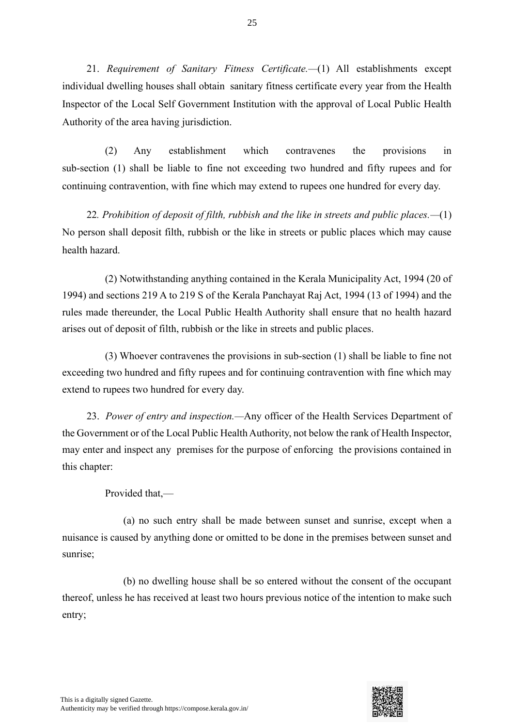21. *Requirement of Sanitary Fitness Certificate.*—(1) All establishments except individual dwelling houses shall obtain sanitary fitness certificate every year from the Health Inspector of the Local Self Government Institution with the approval of Local Public Health Authority of the area having jurisdiction.

(2) Any establishment which contravenes the provisions in sub-section (1) shall be liable to fine not exceeding two hundred and fifty rupees and for continuing contravention, with fine which may extend to rupees one hundred for every day.

22*. Prohibition of deposit of filth, rubbish and the like in streets and public places.*—(1) No person shall deposit filth, rubbish or the like in streets or public places which may cause health hazard.

(2) Notwithstanding anything contained in the Kerala Municipality Act, 1994 (20 of 1994) and sections 219 A to 219 S of the Kerala Panchayat Raj Act, 1994 (13 of 1994) and the rules made thereunder, the Local Public Health Authority shall ensure that no health hazard arises out of deposit of filth, rubbish or the like in streets and public places.

(3) Whoever contravenes the provisions in sub-section (1) shall be liable to fine not exceeding two hundred and fifty rupees and for continuing contravention with fine which may extend to rupees two hundred for every day.

23. *Power of entry and inspection.*—Any officer of the Health Services Department of the Government or of the Local Public Health Authority, not below the rank of Health Inspector, may enter and inspect any premises for the purpose of enforcing the provisions contained in this chapter:

Provided that,—

(a) no such entry shall be made between sunset and sunrise, except when a nuisance is caused by anything done or omitted to be done in the premises between sunset and sunrise;

(b) no dwelling house shall be so entered without the consent of the occupant thereof, unless he has received at least two hours previous notice of the intention to make such entry;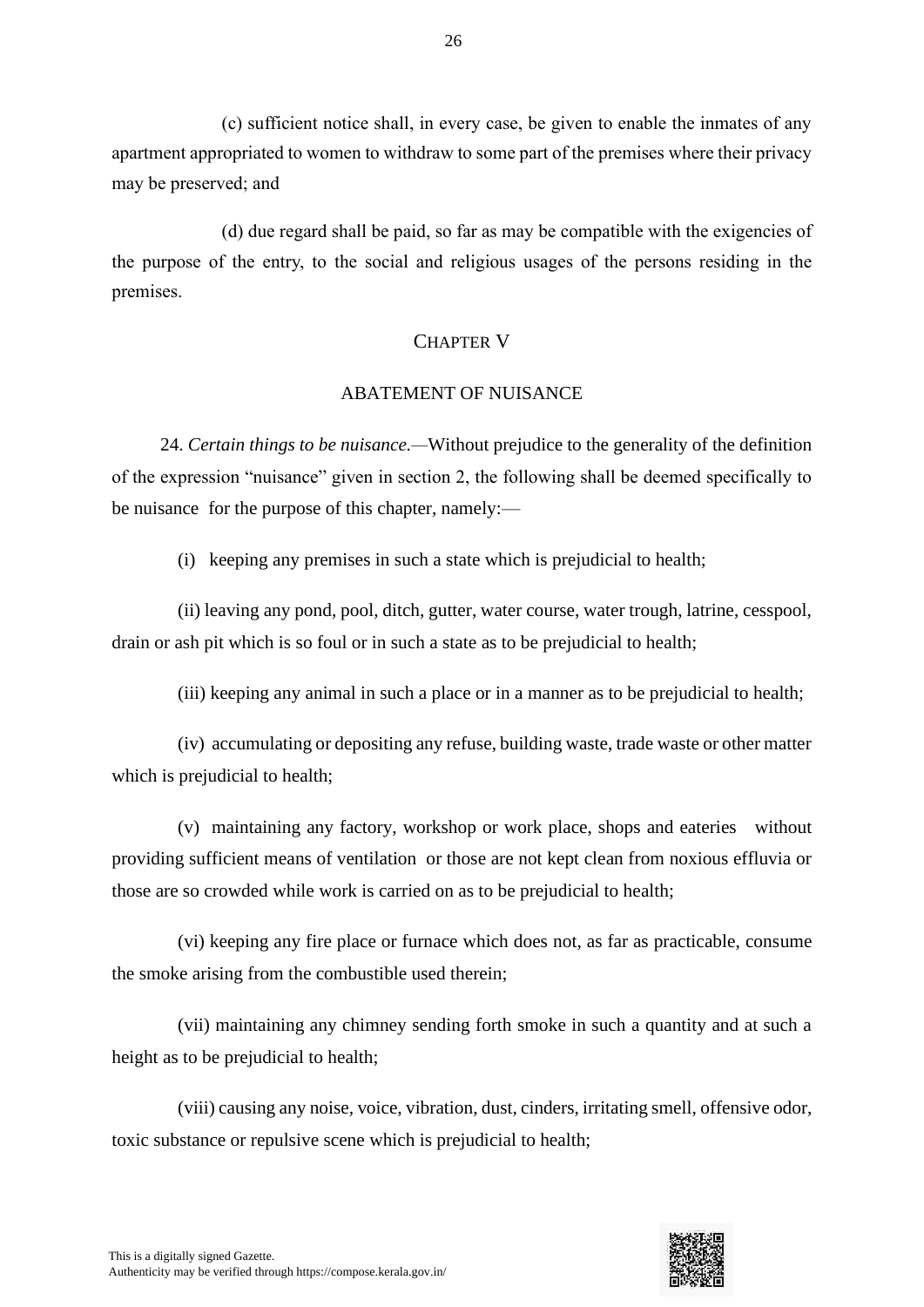(c) sufficient notice shall, in every case, be given to enable the inmates of any apartment appropriated to women to withdraw to some part of the premises where their privacy may be preserved; and

(d) due regard shall be paid, so far as may be compatible with the exigencies of the purpose of the entry, to the social and religious usages of the persons residing in the premises.

## CHAPTER V

## ABATEMENT OF NUISANCE

24. *Certain things to be nuisance.*—Without prejudice to the generality of the definition of the expression "nuisance" given in section 2, the following shall be deemed specifically to be nuisance for the purpose of this chapter, namely:—

(i) keeping any premises in such a state which is prejudicial to health;

(ii) leaving any pond, pool, ditch, gutter, water course, water trough, latrine, cesspool, drain or ash pit which is so foul or in such a state as to be prejudicial to health;

(iii) keeping any animal in such a place or in a manner as to be prejudicial to health;

(iv) accumulating or depositing any refuse, building waste, trade waste or other matter which is prejudicial to health;

(v) maintaining any factory, workshop or work place, shops and eateries without providing sufficient means of ventilation or those are not kept clean from noxious effluvia or those are so crowded while work is carried on as to be prejudicial to health;

(vi) keeping any fire place or furnace which does not, as far as practicable, consume the smoke arising from the combustible used therein;

(vii) maintaining any chimney sending forth smoke in such a quantity and at such a height as to be prejudicial to health;

(viii) causing any noise, voice, vibration, dust, cinders, irritating smell, offensive odor, toxic substance or repulsive scene which is prejudicial to health;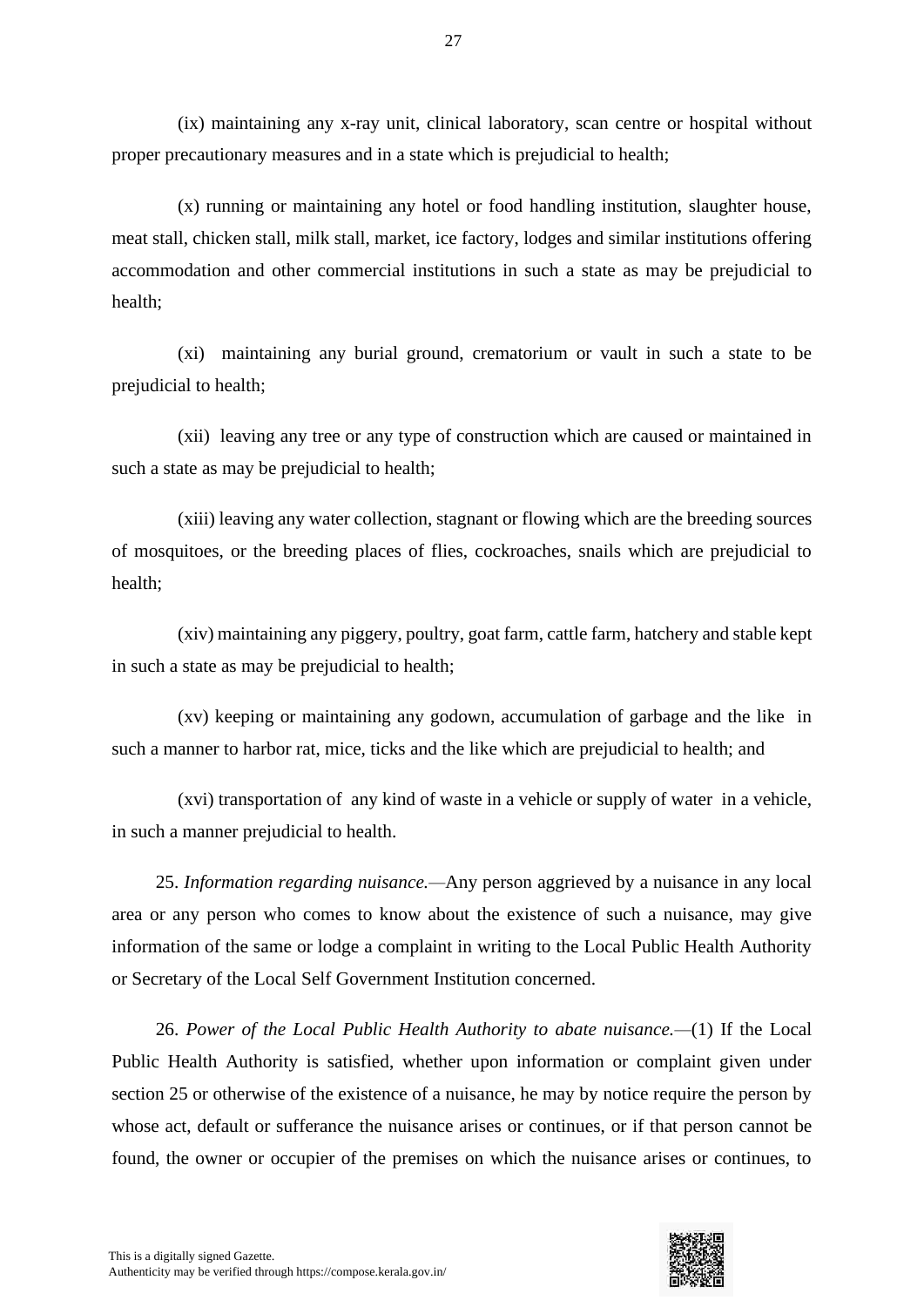(ix) maintaining any x-ray unit, clinical laboratory, scan centre or hospital without proper precautionary measures and in a state which is prejudicial to health;

(x) running or maintaining any hotel or food handling institution, slaughter house, meat stall, chicken stall, milk stall, market, ice factory, lodges and similar institutions offering accommodation and other commercial institutions in such a state as may be prejudicial to health;

(xi) maintaining any burial ground, crematorium or vault in such a state to be prejudicial to health;

(xii) leaving any tree or any type of construction which are caused or maintained in such a state as may be prejudicial to health;

(xiii) leaving any water collection, stagnant or flowing which are the breeding sources of mosquitoes, or the breeding places of flies, cockroaches, snails which are prejudicial to health;

(xiv) maintaining any piggery, poultry, goat farm, cattle farm, hatchery and stable kept in such a state as may be prejudicial to health;

(xv) keeping or maintaining any godown, accumulation of garbage and the like in such a manner to harbor rat, mice, ticks and the like which are prejudicial to health; and

(xvi) transportation of any kind of waste in a vehicle or supply of water in a vehicle, in such a manner prejudicial to health.

25. *Information regarding nuisance.*—Any person aggrieved by a nuisance in any local area or any person who comes to know about the existence of such a nuisance, may give information of the same or lodge a complaint in writing to the Local Public Health Authority or Secretary of the Local Self Government Institution concerned.

26. *Power of the Local Public Health Authority to abate nuisance.*—(1) If the Local Public Health Authority is satisfied, whether upon information or complaint given under section 25 or otherwise of the existence of a nuisance, he may by notice require the person by whose act, default or sufferance the nuisance arises or continues, or if that person cannot be found, the owner or occupier of the premises on which the nuisance arises or continues, to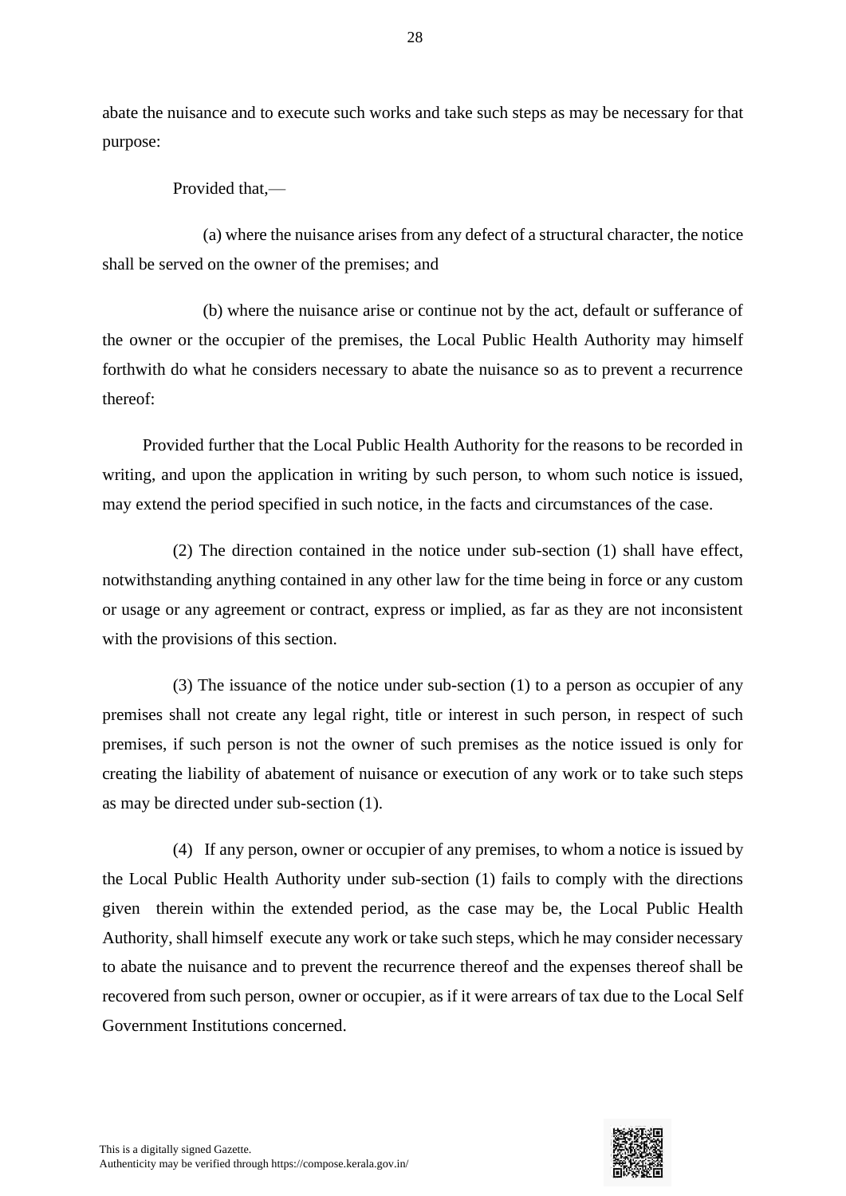abate the nuisance and to execute such works and take such steps as may be necessary for that purpose:

Provided that,—

(a) where the nuisance arises from any defect of a structural character, the notice shall be served on the owner of the premises; and

(b) where the nuisance arise or continue not by the act, default or sufferance of the owner or the occupier of the premises, the Local Public Health Authority may himself forthwith do what he considers necessary to abate the nuisance so as to prevent a recurrence thereof:

Provided further that the Local Public Health Authority for the reasons to be recorded in writing, and upon the application in writing by such person, to whom such notice is issued, may extend the period specified in such notice, in the facts and circumstances of the case.

(2) The direction contained in the notice under sub-section (1) shall have effect, notwithstanding anything contained in any other law for the time being in force or any custom or usage or any agreement or contract, express or implied, as far as they are not inconsistent with the provisions of this section.

(3) The issuance of the notice under sub-section (1) to a person as occupier of any premises shall not create any legal right, title or interest in such person, in respect of such premises, if such person is not the owner of such premises as the notice issued is only for creating the liability of abatement of nuisance or execution of any work or to take such steps as may be directed under sub-section (1).

(4) If any person, owner or occupier of any premises, to whom a notice is issued by the Local Public Health Authority under sub-section (1) fails to comply with the directions given therein within the extended period, as the case may be, the Local Public Health Authority, shall himself execute any work or take such steps, which he may consider necessary to abate the nuisance and to prevent the recurrence thereof and the expenses thereof shall be recovered from such person, owner or occupier, as if it were arrears of tax due to the Local Self Government Institutions concerned.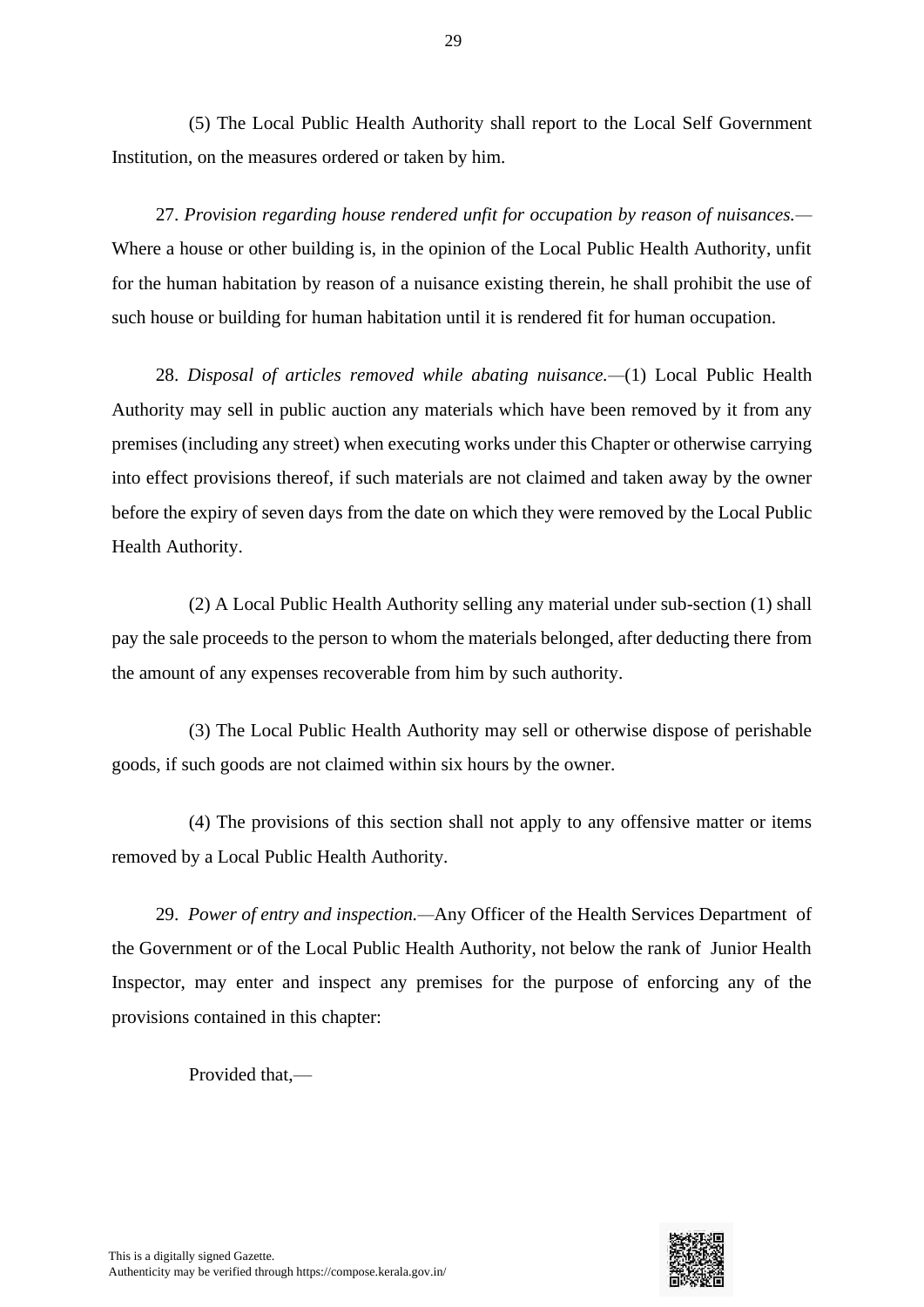(5) The Local Public Health Authority shall report to the Local Self Government Institution, on the measures ordered or taken by him.

27. *Provision regarding house rendered unfit for occupation by reason of nuisances.*—Where a house or other building is, in the opinion of the Local Public Health Authority, unfit for the human habitation by reason of a nuisance existing therein, he shall prohibit the use of such house or building for human habitation until it is rendered fit for human occupation.

28. *Disposal of articles removed while abating nuisance.*—(1) Local Public Health Authority may sell in public auction any materials which have been removed by it from any premises (including any street) when executing works under this Chapter or otherwise carrying into effect provisions thereof, if such materials are not claimed and taken away by the owner before the expiry of seven days from the date on which they were removed by the Local Public Health Authority.

(2) A Local Public Health Authority selling any material under sub-section (1) shall pay the sale proceeds to the person to whom the materials belonged, after deducting there from the amount of any expenses recoverable from him by such authority.

(3) The Local Public Health Authority may sell or otherwise dispose of perishable goods, if such goods are not claimed within six hours by the owner.

(4) The provisions of this section shall not apply to any offensive matter or items removed by a Local Public Health Authority.

29. *Power of entry and inspection.*—Any Officer of the Health Services Department of the Government or of the Local Public Health Authority, not below the rank of Junior Health Inspector, may enter and inspect any premises for the purpose of enforcing any of the provisions contained in this chapter:

Provided that,—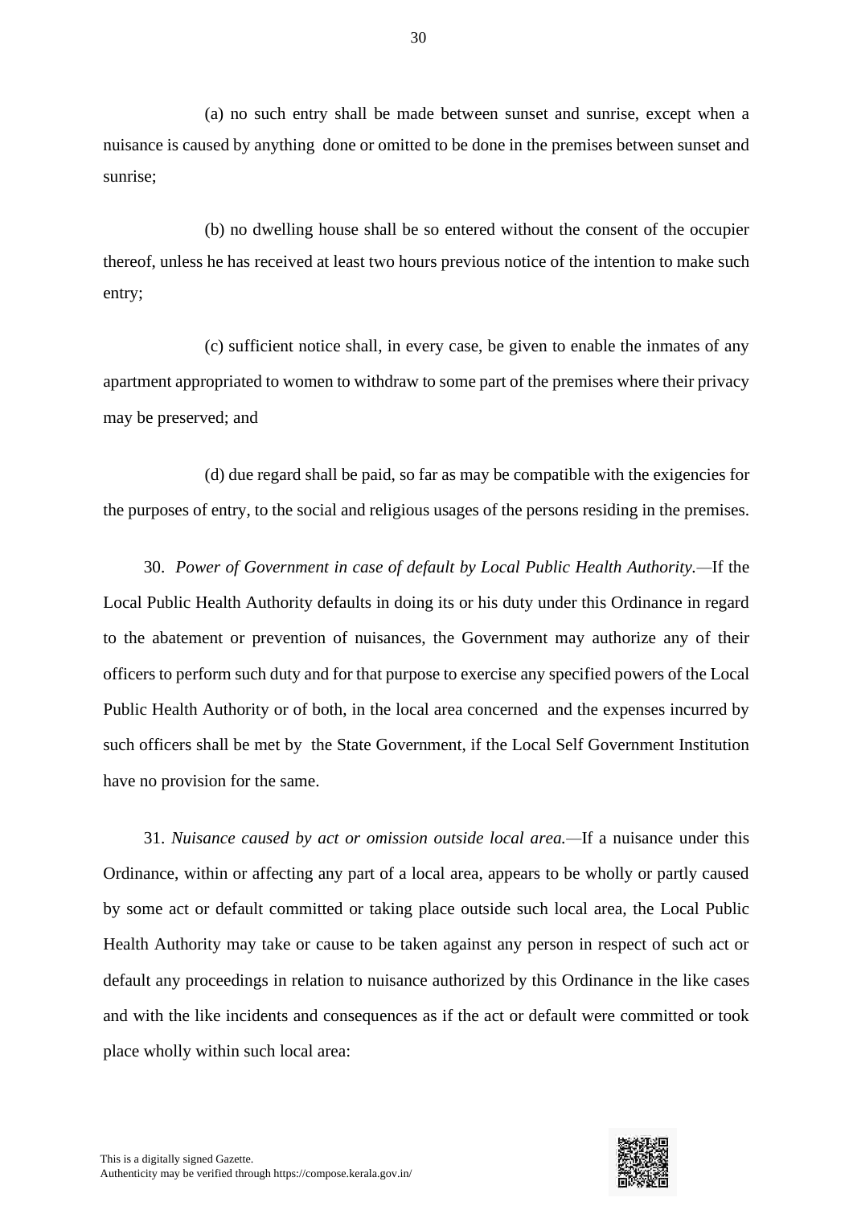(a) no such entry shall be made between sunset and sunrise, except when a nuisance is caused by anything done or omitted to be done in the premises between sunset and sunrise;

(b) no dwelling house shall be so entered without the consent of the occupier thereof, unless he has received at least two hours previous notice of the intention to make such entry;

(c) sufficient notice shall, in every case, be given to enable the inmates of any apartment appropriated to women to withdraw to some part of the premises where their privacy may be preserved; and

(d) due regard shall be paid, so far as may be compatible with the exigencies for the purposes of entry, to the social and religious usages of the persons residing in the premises.

30. *Power of Government in case of default by Local Public Health Authority.*—If the Local Public Health Authority defaults in doing its or his duty under this Ordinance in regard to the abatement or prevention of nuisances, the Government may authorize any of their officers to perform such duty and for that purpose to exercise any specified powers of the Local Public Health Authority or of both, in the local area concerned and the expenses incurred by such officers shall be met by the State Government, if the Local Self Government Institution have no provision for the same.

31. *Nuisance caused by act or omission outside local area.*—If a nuisance under this Ordinance, within or affecting any part of a local area, appears to be wholly or partly caused by some act or default committed or taking place outside such local area, the Local Public Health Authority may take or cause to be taken against any person in respect of such act or default any proceedings in relation to nuisance authorized by this Ordinance in the like cases and with the like incidents and consequences as if the act or default were committed or took place wholly within such local area: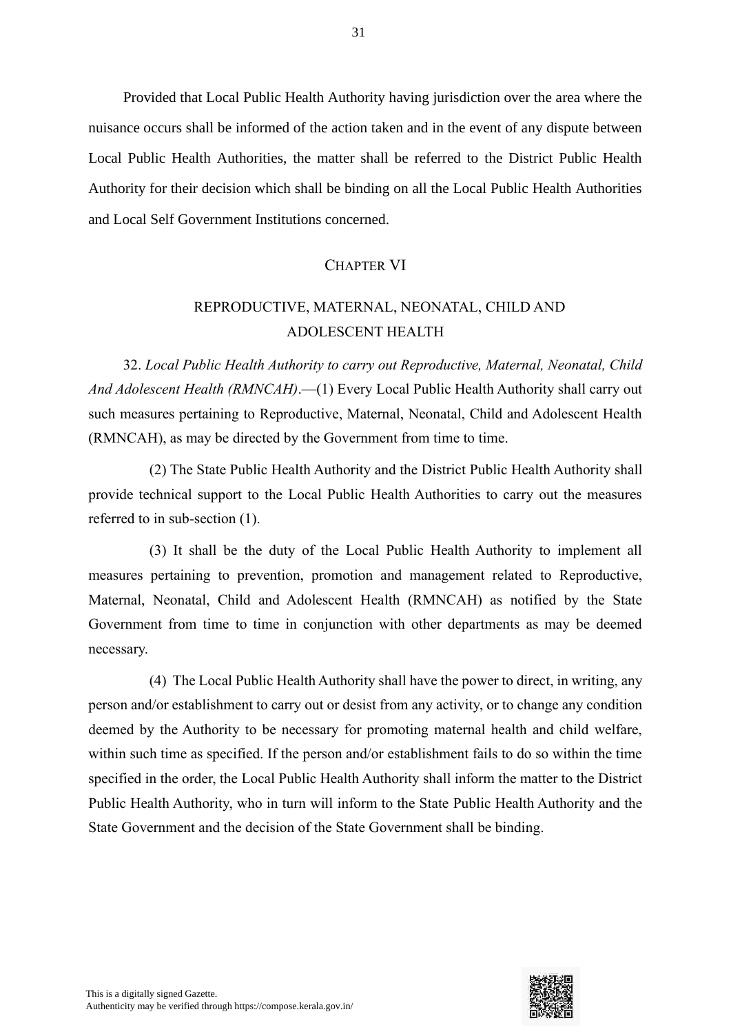Provided that Local Public Health Authority having jurisdiction over the area where the nuisance occurs shall be informed of the action taken and in the event of any dispute between Local Public Health Authorities, the matter shall be referred to the District Public Health Authority for their decision which shall be binding on all the Local Public Health Authorities and Local Self Government Institutions concerned.

## CHAPTER VI

## REPRODUCTIVE, MATERNAL, NEONATAL, CHILD AND ADOLESCENT HEALTH

32. *Local Public Health Authority to carry out Reproductive, Maternal, Neonatal, Child And Adolescent Health (RMNCAH)*.—(1) Every Local Public Health Authority shall carry out such measures pertaining to Reproductive, Maternal, Neonatal, Child and Adolescent Health (RMNCAH), as may be directed by the Government from time to time.

(2) The State Public Health Authority and the District Public Health Authority shall provide technical support to the Local Public Health Authorities to carry out the measures referred to in sub-section (1).

(3) It shall be the duty of the Local Public Health Authority to implement all measures pertaining to prevention, promotion and management related to Reproductive, Maternal, Neonatal, Child and Adolescent Health (RMNCAH) as notified by the State Government from time to time in conjunction with other departments as may be deemed necessary.

(4) The Local Public Health Authority shall have the power to direct, in writing, any person and/or establishment to carry out or desist from any activity, or to change any condition deemed by the Authority to be necessary for promoting maternal health and child welfare, within such time as specified. If the person and/or establishment fails to do so within the time specified in the order, the Local Public Health Authority shall inform the matter to the District Public Health Authority, who in turn will inform to the State Public Health Authority and the State Government and the decision of the State Government shall be binding.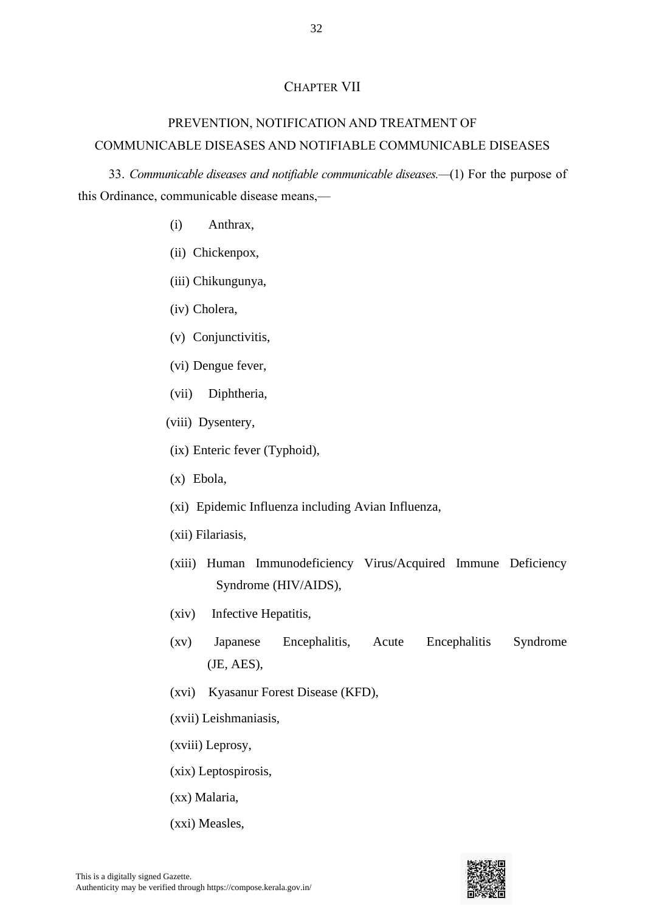## CHAPTER VII

## PREVENTION, NOTIFICATION AND TREATMENT OF COMMUNICABLE DISEASES AND NOTIFIABLE COMMUNICABLE DISEASES

33. *Communicable diseases and notifiable communicable diseases.*—(1) For the purpose of this Ordinance, communicable disease means,—

(i) Anthrax,

(ii) Chickenpox,

(iii) Chikungunya,

(iv) Cholera,

(v) Conjunctivitis,

(vi) Dengue fever,

(vii) Diphtheria,

(viii) Dysentery,

(ix) Enteric fever (Typhoid),

(x) Ebola,

(xi) Epidemic Influenza including Avian Influenza,

(xii) Filariasis,

(xiii) Human Immunodeficiency Virus/Acquired Immune Deficiency Syndrome (HIV/AIDS),

(xiv) Infective Hepatitis,

(xv) Japanese Encephalitis, Acute Encephalitis Syndrome (JE, AES),

(xvi) Kyasanur Forest Disease (KFD),

(xvii) Leishmaniasis,

(xviii) Leprosy,

(xix) Leptospirosis,

(xx) Malaria,

(xxi) Measles,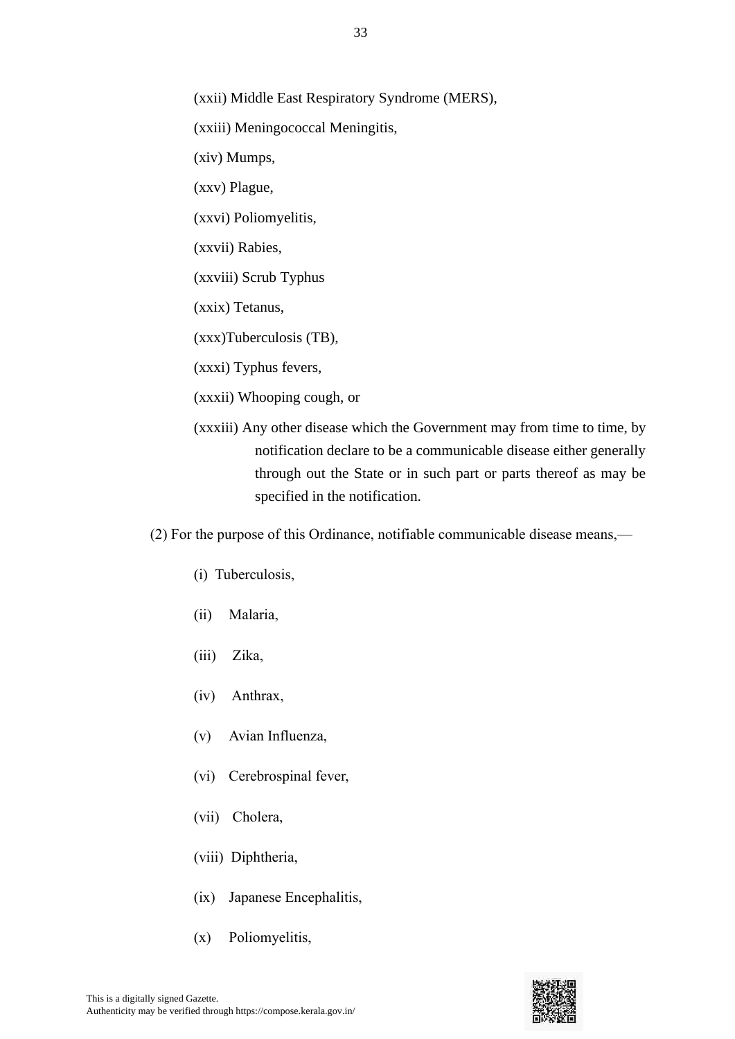(xxii) Middle East Respiratory Syndrome (MERS),

(xxiii) Meningococcal Meningitis,

(xiv) Mumps,

(xxv) Plague,

(xxvi) Poliomyelitis,

(xxvii) Rabies,

(xxviii) Scrub Typhus

(xxix) Tetanus,

(xxx)Tuberculosis (TB),

(xxxi) Typhus fevers,

(xxxii) Whooping cough, or

(xxxiii) Any other disease which the Government may from time to time, by notification declare to be a communicable disease either generally through out the State or in such part or parts thereof as may be specified in the notification.

(2) For the purpose of this Ordinance, notifiable communicable disease means,—

(i) Tuberculosis,

(ii) Malaria,

(iii) Zika,

(iv) Anthrax,

(v) Avian Influenza,

(vi) Cerebrospinal fever,

(vii) Cholera,

(viii) Diphtheria,

(ix) Japanese Encephalitis,

(x) Poliomyelitis,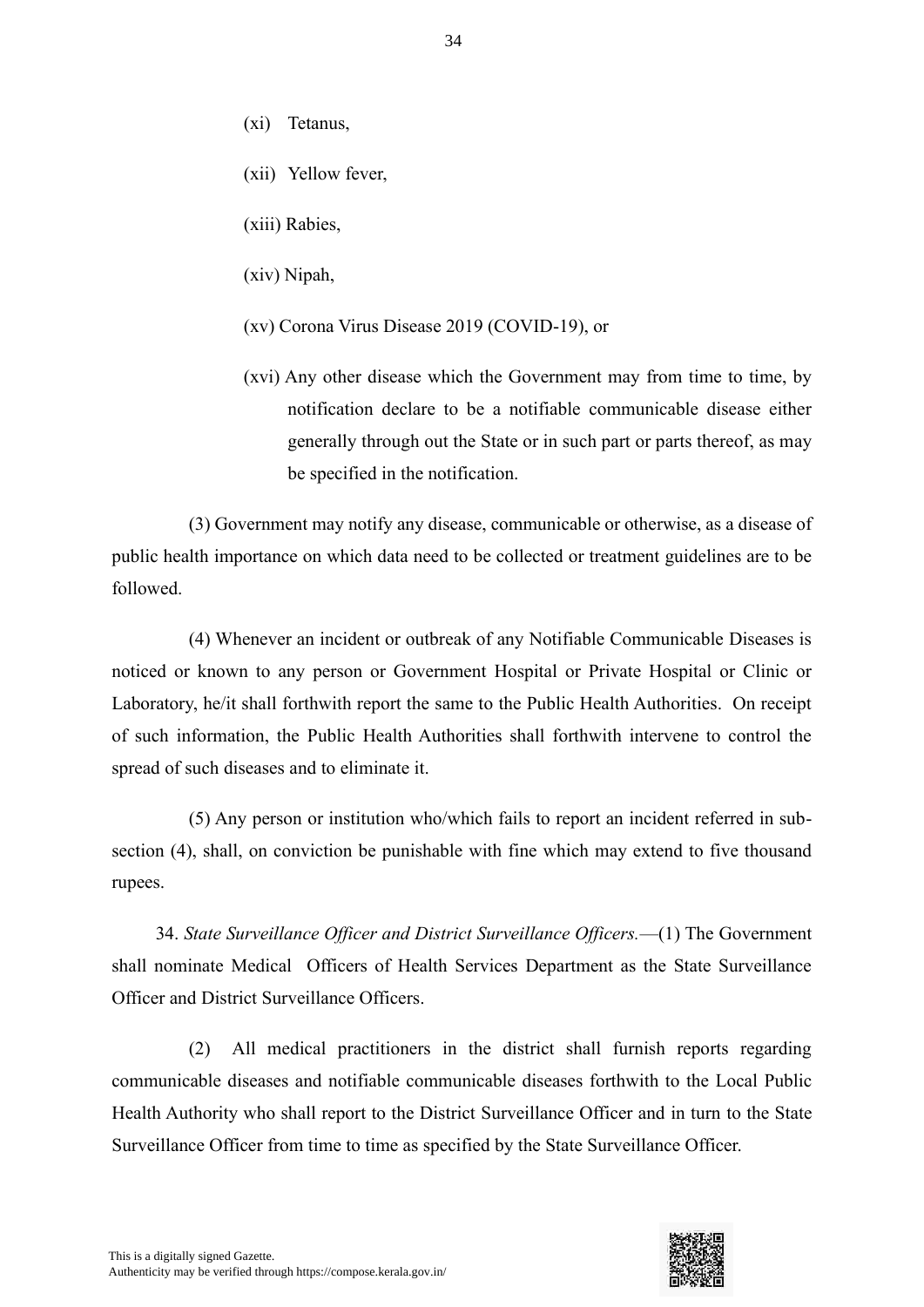(xi) Tetanus,

(xii) Yellow fever,

(xiii) Rabies,

(xiv) Nipah,

(xv) Corona Virus Disease 2019 (COVID-19), or

(xvi) Any other disease which the Government may from time to time, by notification declare to be a notifiable communicable disease either generally through out the State or in such part or parts thereof, as may be specified in the notification.

(3) Government may notify any disease, communicable or otherwise, as a disease of public health importance on which data need to be collected or treatment guidelines are to be followed.

(4) Whenever an incident or outbreak of any Notifiable Communicable Diseases is noticed or known to any person or Government Hospital or Private Hospital or Clinic or Laboratory, he/it shall forthwith report the same to the Public Health Authorities. On receipt of such information, the Public Health Authorities shall forthwith intervene to control the spread of such diseases and to eliminate it.

(5) Any person or institution who/which fails to report an incident referred in sub-section (4), shall, on conviction be punishable with fine which may extend to five thousand rupees.

34. *State Surveillance Officer and District Surveillance Officers.*—(1) The Government shall nominate Medical Officers of Health Services Department as the State Surveillance Officer and District Surveillance Officers.

(2) All medical practitioners in the district shall furnish reports regarding communicable diseases and notifiable communicable diseases forthwith to the Local Public Health Authority who shall report to the District Surveillance Officer and in turn to the State Surveillance Officer from time to time as specified by the State Surveillance Officer.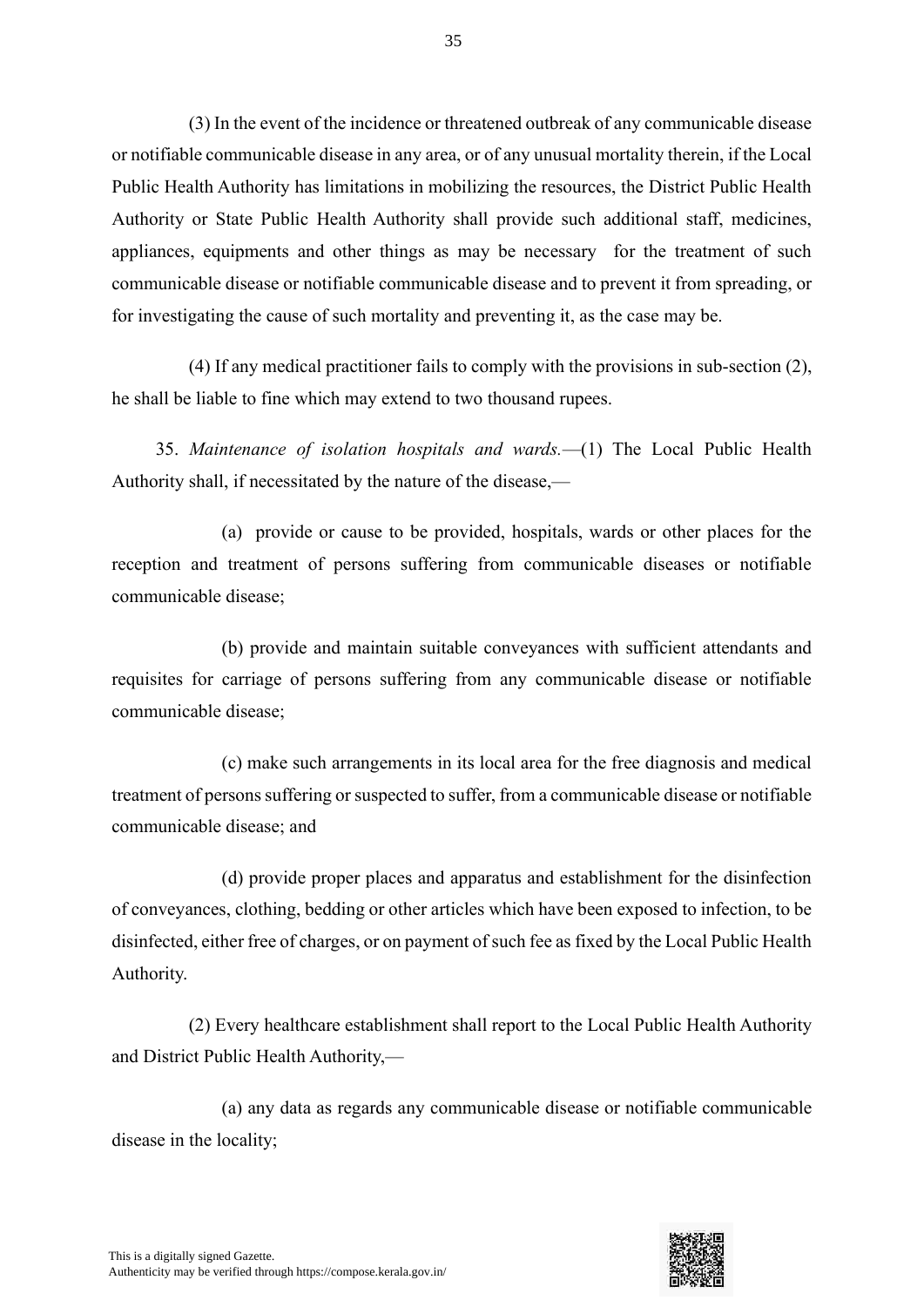(3) In the event of the incidence or threatened outbreak of any communicable disease or notifiable communicable disease in any area, or of any unusual mortality therein, if the Local Public Health Authority has limitations in mobilizing the resources, the District Public Health Authority or State Public Health Authority shall provide such additional staff, medicines, appliances, equipments and other things as may be necessary for the treatment of such communicable disease or notifiable communicable disease and to prevent it from spreading, or for investigating the cause of such mortality and preventing it, as the case may be.

(4) If any medical practitioner fails to comply with the provisions in sub-section (2), he shall be liable to fine which may extend to two thousand rupees.

35. *Maintenance of isolation hospitals and wards.*—(1) The Local Public Health Authority shall, if necessitated by the nature of the disease,—

(a) provide or cause to be provided, hospitals, wards or other places for the reception and treatment of persons suffering from communicable diseases or notifiable communicable disease;

(b) provide and maintain suitable conveyances with sufficient attendants and requisites for carriage of persons suffering from any communicable disease or notifiable communicable disease;

(c) make such arrangements in its local area for the free diagnosis and medical treatment of persons suffering or suspected to suffer, from a communicable disease or notifiable communicable disease; and

(d) provide proper places and apparatus and establishment for the disinfection of conveyances, clothing, bedding or other articles which have been exposed to infection, to be disinfected, either free of charges, or on payment of such fee as fixed by the Local Public Health Authority.

(2) Every healthcare establishment shall report to the Local Public Health Authority and District Public Health Authority,—

(a) any data as regards any communicable disease or notifiable communicable disease in the locality;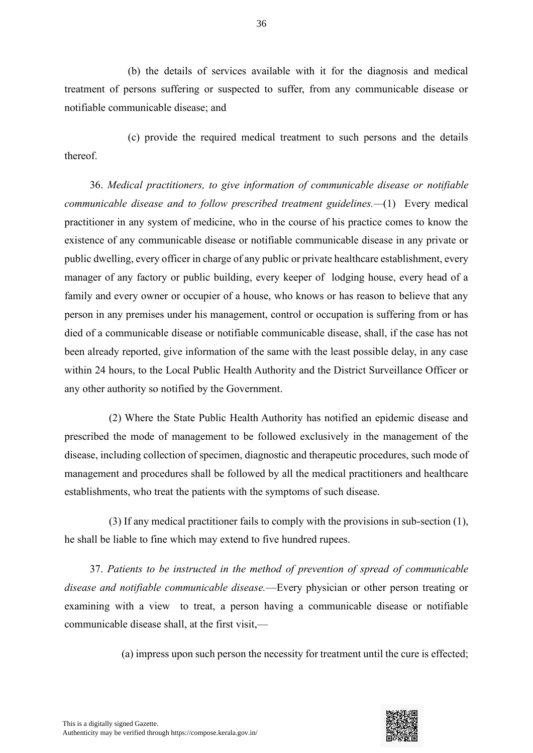(b) the details of services available with it for the diagnosis and medical treatment of persons suffering or suspected to suffer, from any communicable disease or notifiable communicable disease; and

(c) provide the required medical treatment to such persons and the details thereof.

36. *Medical practitioners, to give information of communicable disease or notifiable communicable disease and to follow prescribed treatment guidelines.*—(1) Every medical practitioner in any system of medicine, who in the course of his practice comes to know the existence of any communicable disease or notifiable communicable disease in any private or public dwelling, every officer in charge of any public or private healthcare establishment, every manager of any factory or public building, every keeper of lodging house, every head of a family and every owner or occupier of a house, who knows or has reason to believe that any person in any premises under his management, control or occupation is suffering from or has died of a communicable disease or notifiable communicable disease, shall, if the case has not been already reported, give information of the same with the least possible delay, in any case within 24 hours, to the Local Public Health Authority and the District Surveillance Officer or any other authority so notified by the Government.

(2) Where the State Public Health Authority has notified an epidemic disease and prescribed the mode of management to be followed exclusively in the management of the disease, including collection of specimen, diagnostic and therapeutic procedures, such mode of management and procedures shall be followed by all the medical practitioners and healthcare establishments, who treat the patients with the symptoms of such disease.

(3) If any medical practitioner fails to comply with the provisions in sub-section (1), he shall be liable to fine which may extend to five hundred rupees.

37. *Patients to be instructed in the method of prevention of spread of communicable disease and notifiable communicable disease.*—Every physician or other person treating or examining with a view to treat, a person having a communicable disease or notifiable communicable disease shall, at the first visit,—

(a) impress upon such person the necessity for treatment until the cure is effected;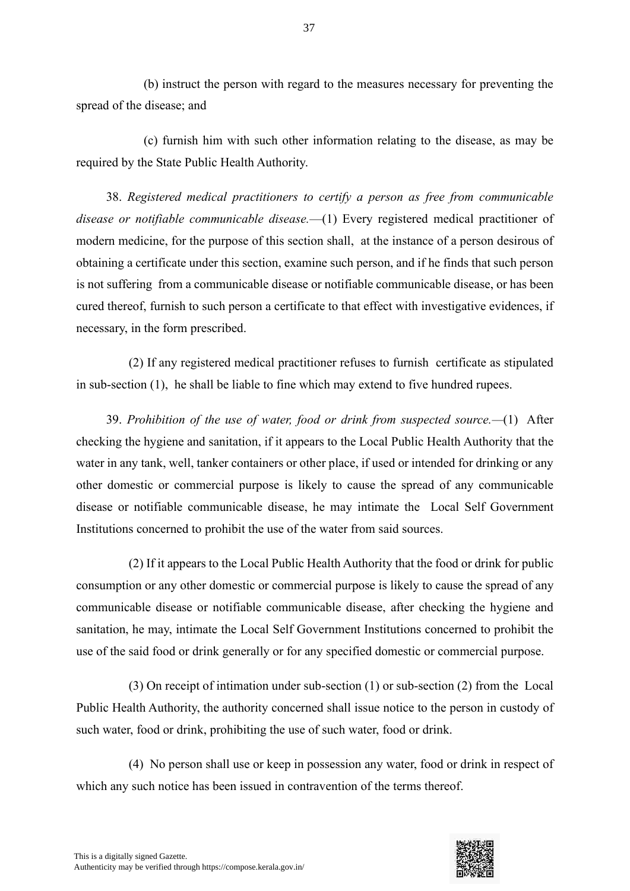(b) instruct the person with regard to the measures necessary for preventing the spread of the disease; and

(c) furnish him with such other information relating to the disease, as may be required by the State Public Health Authority.

38. *Registered medical practitioners to certify a person as free from communicable disease or notifiable communicable disease.*—(1) Every registered medical practitioner of modern medicine, for the purpose of this section shall, at the instance of a person desirous of obtaining a certificate under this section, examine such person, and if he finds that such person is not suffering from a communicable disease or notifiable communicable disease, or has been cured thereof, furnish to such person a certificate to that effect with investigative evidences, if necessary, in the form prescribed.

(2) If any registered medical practitioner refuses to furnish certificate as stipulated in sub-section (1), he shall be liable to fine which may extend to five hundred rupees.

39. *Prohibition of the use of water, food or drink from suspected source.*—(1) After checking the hygiene and sanitation, if it appears to the Local Public Health Authority that the water in any tank, well, tanker containers or other place, if used or intended for drinking or any other domestic or commercial purpose is likely to cause the spread of any communicable disease or notifiable communicable disease, he may intimate the Local Self Government Institutions concerned to prohibit the use of the water from said sources.

(2) If it appears to the Local Public Health Authority that the food or drink for public consumption or any other domestic or commercial purpose is likely to cause the spread of any communicable disease or notifiable communicable disease, after checking the hygiene and sanitation, he may, intimate the Local Self Government Institutions concerned to prohibit the use of the said food or drink generally or for any specified domestic or commercial purpose.

(3) On receipt of intimation under sub-section (1) or sub-section (2) from the Local Public Health Authority, the authority concerned shall issue notice to the person in custody of such water, food or drink, prohibiting the use of such water, food or drink.

(4) No person shall use or keep in possession any water, food or drink in respect of which any such notice has been issued in contravention of the terms thereof.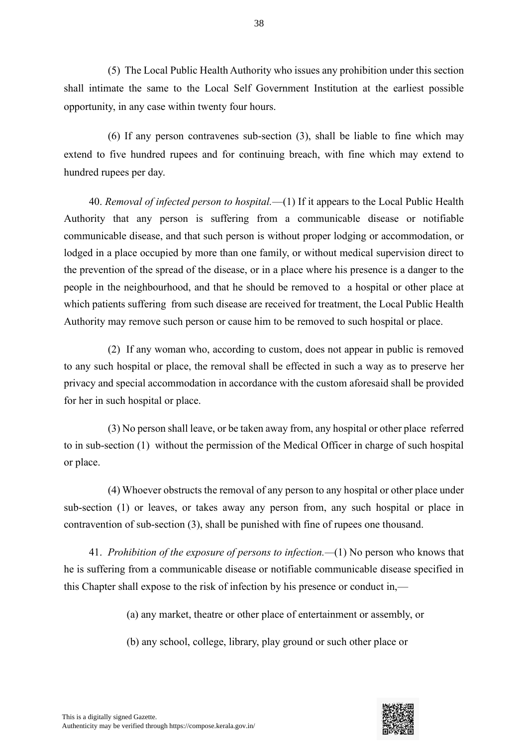(5) The Local Public Health Authority who issues any prohibition under this section shall intimate the same to the Local Self Government Institution at the earliest possible opportunity, in any case within twenty four hours.

(6) If any person contravenes sub-section (3), shall be liable to fine which may extend to five hundred rupees and for continuing breach, with fine which may extend to hundred rupees per day.

40. *Removal of infected person to hospital.*—(1) If it appears to the Local Public Health Authority that any person is suffering from a communicable disease or notifiable communicable disease, and that such person is without proper lodging or accommodation, or lodged in a place occupied by more than one family, or without medical supervision direct to the prevention of the spread of the disease, or in a place where his presence is a danger to the people in the neighbourhood, and that he should be removed to a hospital or other place at which patients suffering from such disease are received for treatment, the Local Public Health Authority may remove such person or cause him to be removed to such hospital or place.

(2) If any woman who, according to custom, does not appear in public is removed to any such hospital or place, the removal shall be effected in such a way as to preserve her privacy and special accommodation in accordance with the custom aforesaid shall be provided for her in such hospital or place.

(3) No person shall leave, or be taken away from, any hospital or other place referred to in sub-section (1) without the permission of the Medical Officer in charge of such hospital or place.

(4) Whoever obstructs the removal of any person to any hospital or other place under sub-section (1) or leaves, or takes away any person from, any such hospital or place in contravention of sub-section (3), shall be punished with fine of rupees one thousand.

41. *Prohibition of the exposure of persons to infection.*—(1) No person who knows that he is suffering from a communicable disease or notifiable communicable disease specified in this Chapter shall expose to the risk of infection by his presence or conduct in,—

(a) any market, theatre or other place of entertainment or assembly, or

(b) any school, college, library, play ground or such other place or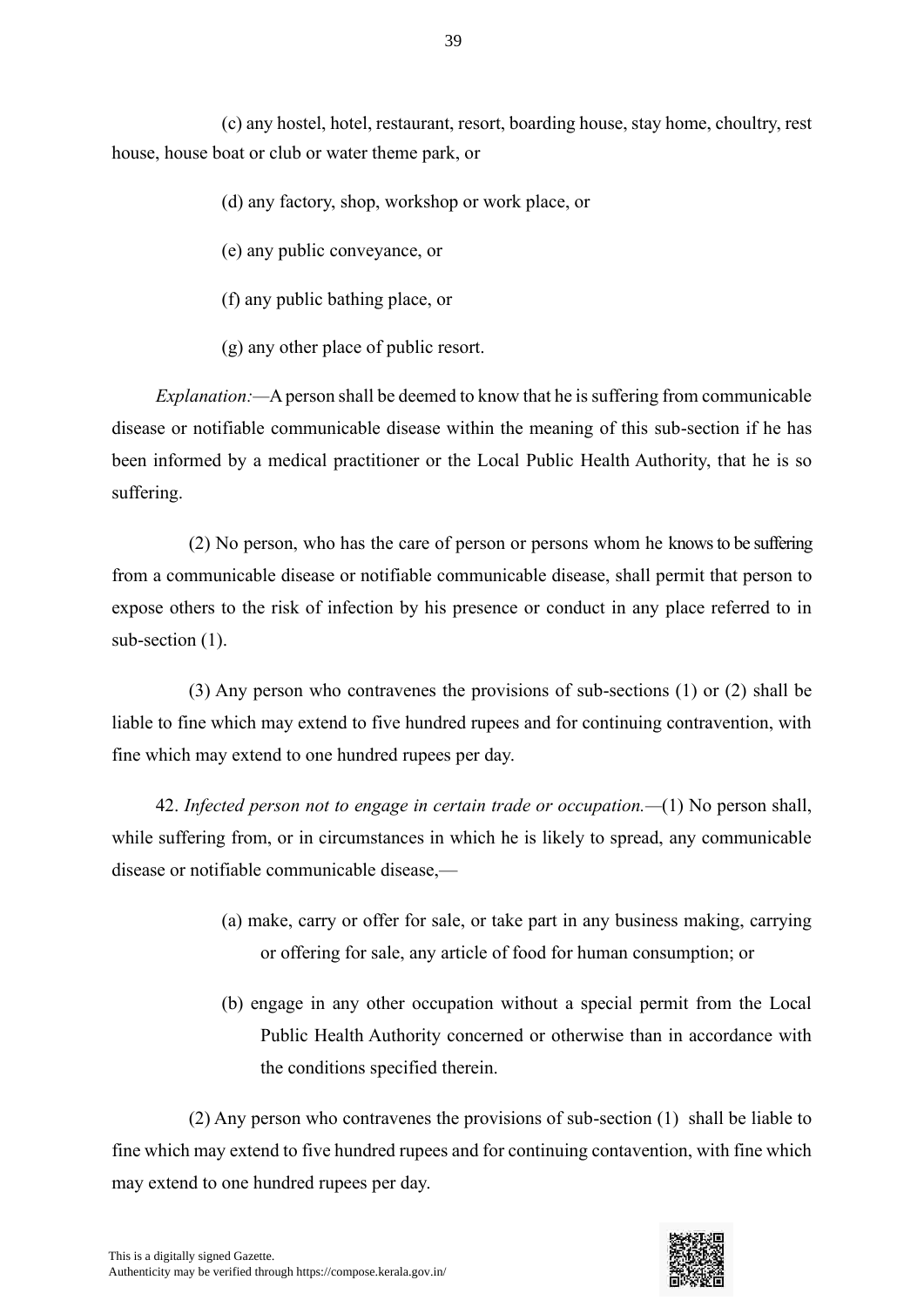(c) any hostel, hotel, restaurant, resort, boarding house, stay home, choultry, rest house, house boat or club or water theme park, or

(d) any factory, shop, workshop or work place, or

(e) any public conveyance, or

(f) any public bathing place, or

(g) any other place of public resort.

*Explanation:*—A person shall be deemed to know that he is suffering from communicable disease or notifiable communicable disease within the meaning of this sub-section if he has been informed by a medical practitioner or the Local Public Health Authority, that he is so suffering.

(2) No person, who has the care of person or persons whom he knows to be suffering from a communicable disease or notifiable communicable disease, shall permit that person to expose others to the risk of infection by his presence or conduct in any place referred to in sub-section (1).

(3) Any person who contravenes the provisions of sub-sections (1) or (2) shall be liable to fine which may extend to five hundred rupees and for continuing contravention, with fine which may extend to one hundred rupees per day.

42. *Infected person not to engage in certain trade or occupation.*—(1) No person shall, while suffering from, or in circumstances in which he is likely to spread, any communicable disease or notifiable communicable disease,—

(a) make, carry or offer for sale, or take part in any business making, carrying or offering for sale, any article of food for human consumption; or

(b) engage in any other occupation without a special permit from the Local Public Health Authority concerned or otherwise than in accordance with the conditions specified therein.

(2) Any person who contravenes the provisions of sub-section (1) shall be liable to fine which may extend to five hundred rupees and for continuing contavention, with fine which may extend to one hundred rupees per day.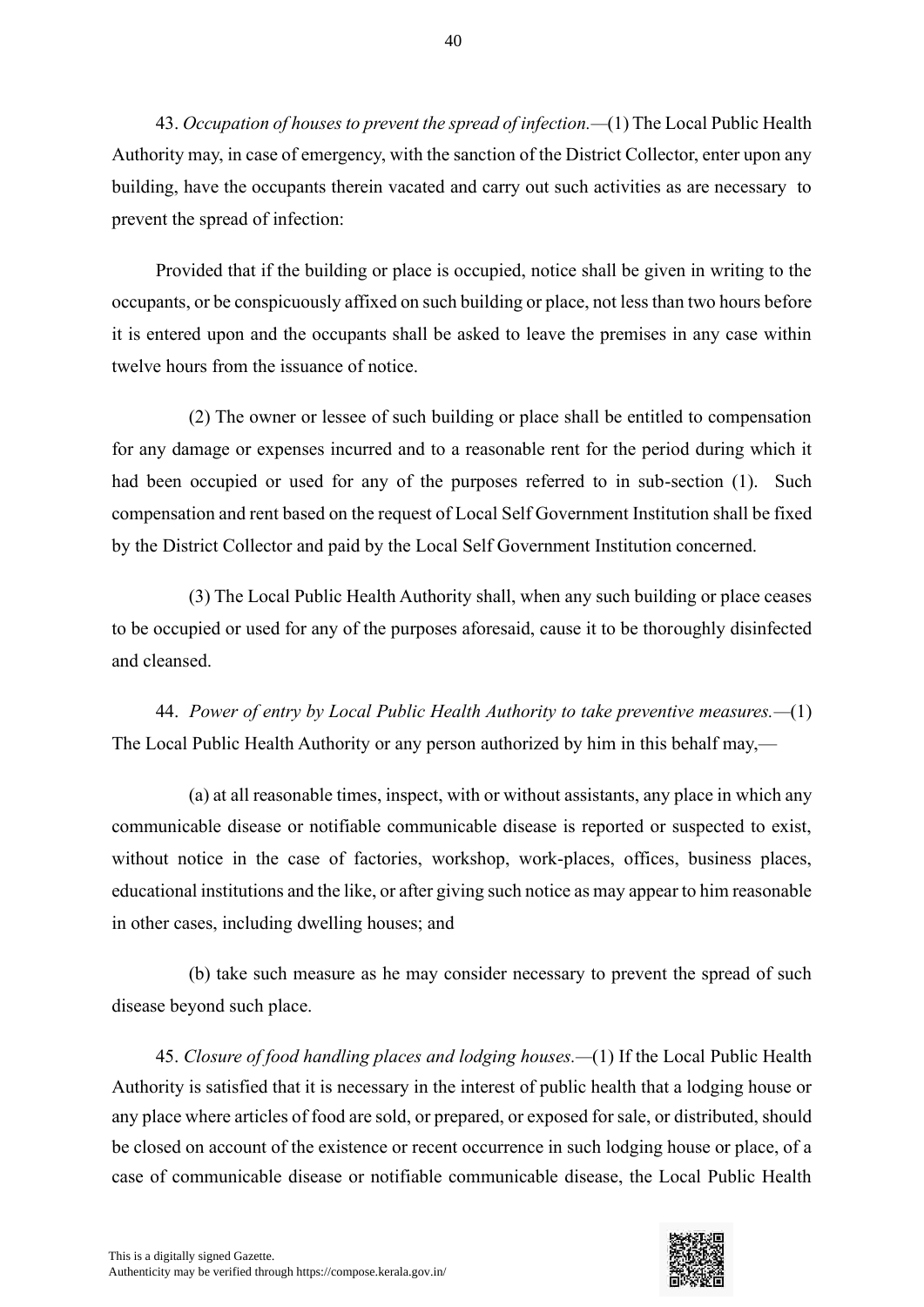43. *Occupation of houses to prevent the spread of infection.*—(1) The Local Public Health Authority may, in case of emergency, with the sanction of the District Collector, enter upon any building, have the occupants therein vacated and carry out such activities as are necessary to prevent the spread of infection:

Provided that if the building or place is occupied, notice shall be given in writing to the occupants, or be conspicuously affixed on such building or place, not less than two hours before it is entered upon and the occupants shall be asked to leave the premises in any case within twelve hours from the issuance of notice.

(2) The owner or lessee of such building or place shall be entitled to compensation for any damage or expenses incurred and to a reasonable rent for the period during which it had been occupied or used for any of the purposes referred to in sub-section (1). Such compensation and rent based on the request of Local Self Government Institution shall be fixed by the District Collector and paid by the Local Self Government Institution concerned.

(3) The Local Public Health Authority shall, when any such building or place ceases to be occupied or used for any of the purposes aforesaid, cause it to be thoroughly disinfected and cleansed.

44. *Power of entry by Local Public Health Authority to take preventive measures.*—(1) The Local Public Health Authority or any person authorized by him in this behalf may,—

(a) at all reasonable times, inspect, with or without assistants, any place in which any communicable disease or notifiable communicable disease is reported or suspected to exist, without notice in the case of factories, workshop, work-places, offices, business places, educational institutions and the like, or after giving such notice as may appear to him reasonable in other cases, including dwelling houses; and

(b) take such measure as he may consider necessary to prevent the spread of such disease beyond such place.

45. *Closure of food handling places and lodging houses.*—(1) If the Local Public Health Authority is satisfied that it is necessary in the interest of public health that a lodging house or any place where articles of food are sold, or prepared, or exposed for sale, or distributed, should be closed on account of the existence or recent occurrence in such lodging house or place, of a case of communicable disease or notifiable communicable disease, the Local Public Health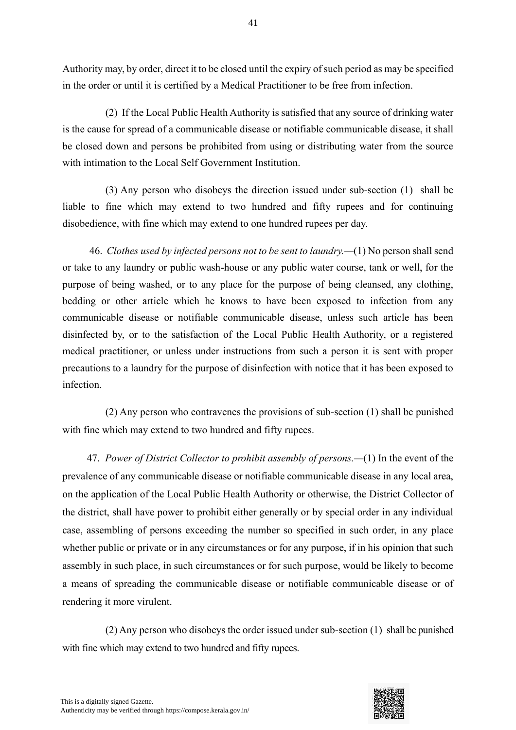Authority may, by order, direct it to be closed until the expiry of such period as may be specified in the order or until it is certified by a Medical Practitioner to be free from infection.

(2) If the Local Public Health Authority is satisfied that any source of drinking water is the cause for spread of a communicable disease or notifiable communicable disease, it shall be closed down and persons be prohibited from using or distributing water from the source with intimation to the Local Self Government Institution.

(3) Any person who disobeys the direction issued under sub-section (1) shall be liable to fine which may extend to two hundred and fifty rupees and for continuing disobedience, with fine which may extend to one hundred rupees per day.

46. *Clothes used by infected persons not to be sent to laundry.*—(1) No person shall send or take to any laundry or public wash-house or any public water course, tank or well, for the purpose of being washed, or to any place for the purpose of being cleansed, any clothing, bedding or other article which he knows to have been exposed to infection from any communicable disease or notifiable communicable disease, unless such article has been disinfected by, or to the satisfaction of the Local Public Health Authority, or a registered medical practitioner, or unless under instructions from such a person it is sent with proper precautions to a laundry for the purpose of disinfection with notice that it has been exposed to infection.

(2) Any person who contravenes the provisions of sub-section (1) shall be punished with fine which may extend to two hundred and fifty rupees.

47. *Power of District Collector to prohibit assembly of persons.*—(1) In the event of the prevalence of any communicable disease or notifiable communicable disease in any local area, on the application of the Local Public Health Authority or otherwise, the District Collector of the district, shall have power to prohibit either generally or by special order in any individual case, assembling of persons exceeding the number so specified in such order, in any place whether public or private or in any circumstances or for any purpose, if in his opinion that such assembly in such place, in such circumstances or for such purpose, would be likely to become a means of spreading the communicable disease or notifiable communicable disease or of rendering it more virulent.

(2) Any person who disobeys the order issued under sub-section (1) shall be punished with fine which may extend to two hundred and fifty rupees.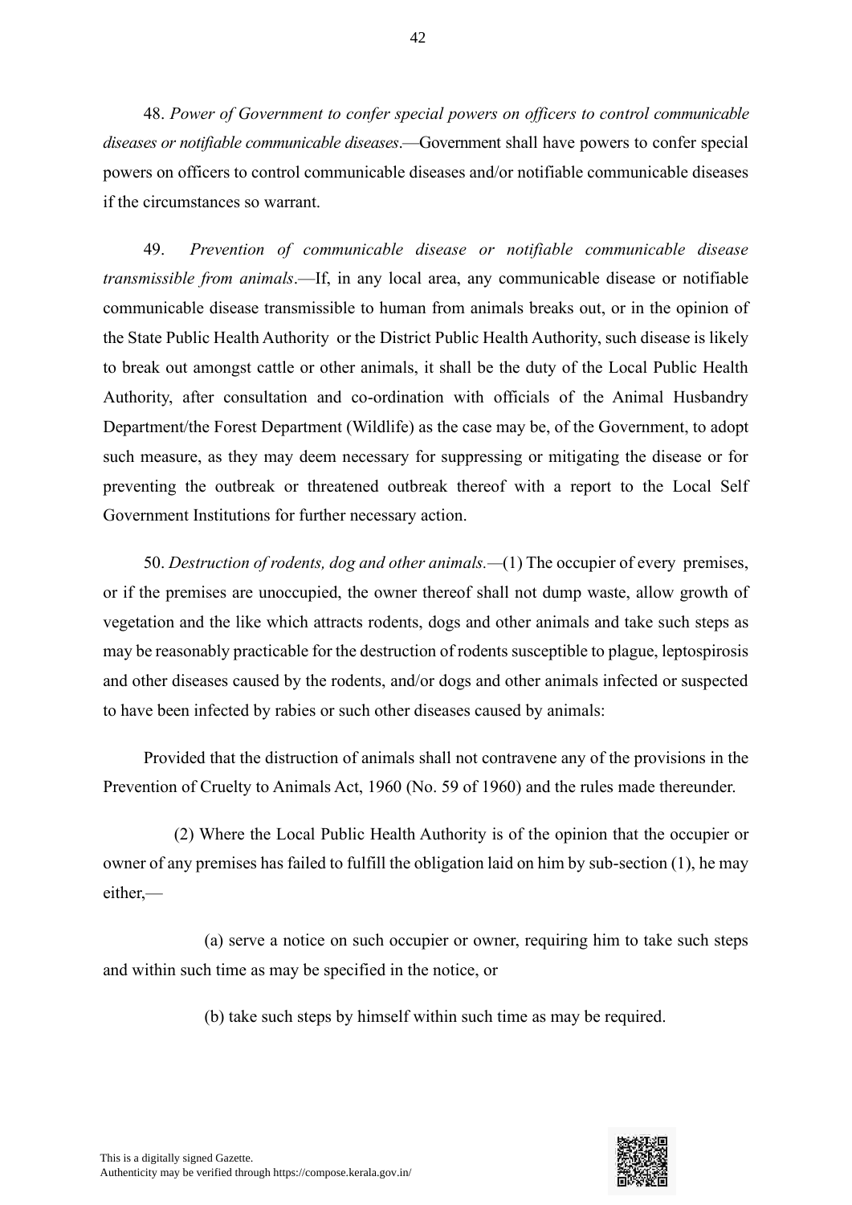48. *Power of Government to confer special powers on officers to control communicable diseases or notifiable communicable diseases*.—Government shall have powers to confer special powers on officers to control communicable diseases and/or notifiable communicable diseases if the circumstances so warrant.

49. *Prevention of communicable disease or notifiable communicable disease transmissible from animals*.—If, in any local area, any communicable disease or notifiable communicable disease transmissible to human from animals breaks out, or in the opinion of the State Public Health Authority or the District Public Health Authority, such disease is likely to break out amongst cattle or other animals, it shall be the duty of the Local Public Health Authority, after consultation and co-ordination with officials of the Animal Husbandry Department/the Forest Department (Wildlife) as the case may be, of the Government, to adopt such measure, as they may deem necessary for suppressing or mitigating the disease or for preventing the outbreak or threatened outbreak thereof with a report to the Local Self Government Institutions for further necessary action.

50. *Destruction of rodents, dog and other animals.*—(1) The occupier of every premises, or if the premises are unoccupied, the owner thereof shall not dump waste, allow growth of vegetation and the like which attracts rodents, dogs and other animals and take such steps as may be reasonably practicable for the destruction of rodents susceptible to plague, leptospirosis and other diseases caused by the rodents, and/or dogs and other animals infected or suspected to have been infected by rabies or such other diseases caused by animals:

Provided that the distruction of animals shall not contravene any of the provisions in the Prevention of Cruelty to Animals Act, 1960 (No. 59 of 1960) and the rules made thereunder.

(2) Where the Local Public Health Authority is of the opinion that the occupier or owner of any premises has failed to fulfill the obligation laid on him by sub-section (1), he may either,—

(a) serve a notice on such occupier or owner, requiring him to take such steps and within such time as may be specified in the notice, or

(b) take such steps by himself within such time as may be required.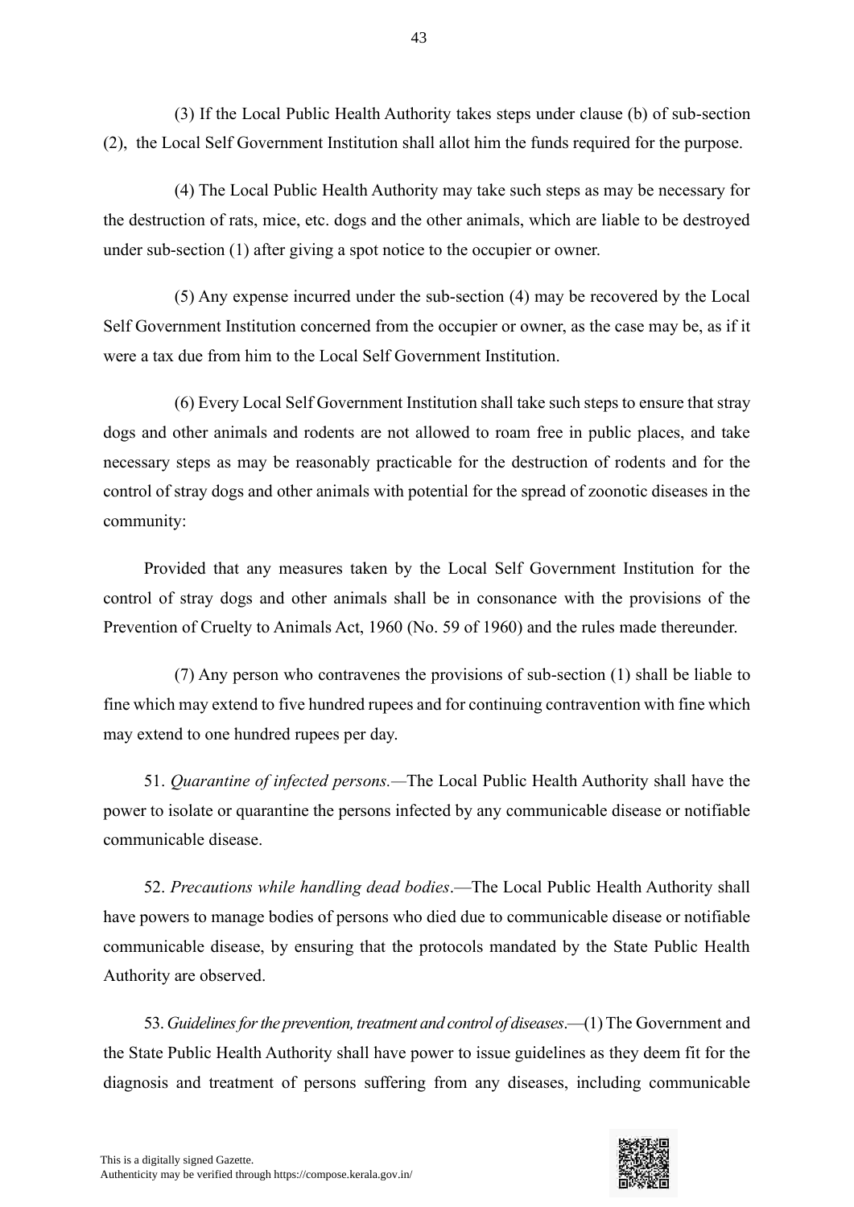(3) If the Local Public Health Authority takes steps under clause (b) of sub-section (2), the Local Self Government Institution shall allot him the funds required for the purpose.

(4) The Local Public Health Authority may take such steps as may be necessary for the destruction of rats, mice, etc. dogs and the other animals, which are liable to be destroyed under sub-section (1) after giving a spot notice to the occupier or owner.

(5) Any expense incurred under the sub-section (4) may be recovered by the Local Self Government Institution concerned from the occupier or owner, as the case may be, as if it were a tax due from him to the Local Self Government Institution.

(6) Every Local Self Government Institution shall take such steps to ensure that stray dogs and other animals and rodents are not allowed to roam free in public places, and take necessary steps as may be reasonably practicable for the destruction of rodents and for the control of stray dogs and other animals with potential for the spread of zoonotic diseases in the community:

Provided that any measures taken by the Local Self Government Institution for the control of stray dogs and other animals shall be in consonance with the provisions of the Prevention of Cruelty to Animals Act, 1960 (No. 59 of 1960) and the rules made thereunder.

(7) Any person who contravenes the provisions of sub-section (1) shall be liable to fine which may extend to five hundred rupees and for continuing contravention with fine which may extend to one hundred rupees per day.

51. *Quarantine of infected persons.*—The Local Public Health Authority shall have the power to isolate or quarantine the persons infected by any communicable disease or notifiable communicable disease.

52. *Precautions while handling dead bodies*.—The Local Public Health Authority shall have powers to manage bodies of persons who died due to communicable disease or notifiable communicable disease, by ensuring that the protocols mandated by the State Public Health Authority are observed.

53. *Guidelines for the prevention, treatment and control of diseases*.—(1) The Government and the State Public Health Authority shall have power to issue guidelines as they deem fit for the diagnosis and treatment of persons suffering from any diseases, including communicable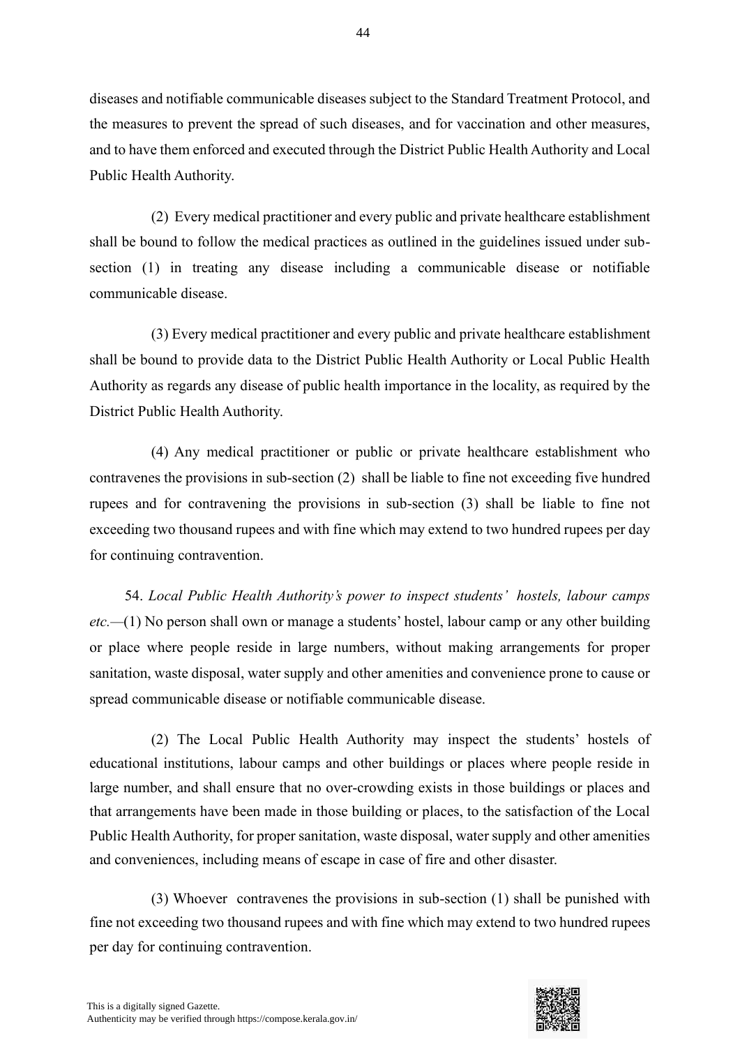diseases and notifiable communicable diseases subject to the Standard Treatment Protocol, and the measures to prevent the spread of such diseases, and for vaccination and other measures, and to have them enforced and executed through the District Public Health Authority and Local Public Health Authority.

(2) Every medical practitioner and every public and private healthcare establishment shall be bound to follow the medical practices as outlined in the guidelines issued under sub-section (1) in treating any disease including a communicable disease or notifiable communicable disease.

(3) Every medical practitioner and every public and private healthcare establishment shall be bound to provide data to the District Public Health Authority or Local Public Health Authority as regards any disease of public health importance in the locality, as required by the District Public Health Authority.

(4) Any medical practitioner or public or private healthcare establishment who contravenes the provisions in sub-section (2) shall be liable to fine not exceeding five hundred rupees and for contravening the provisions in sub-section (3) shall be liable to fine not exceeding two thousand rupees and with fine which may extend to two hundred rupees per day for continuing contravention.

54. *Local Public Health Authority's power to inspect students' hostels, labour camps etc.*—(1) No person shall own or manage a students' hostel, labour camp or any other building or place where people reside in large numbers, without making arrangements for proper sanitation, waste disposal, water supply and other amenities and convenience prone to cause or spread communicable disease or notifiable communicable disease.

(2) The Local Public Health Authority may inspect the students' hostels of educational institutions, labour camps and other buildings or places where people reside in large number, and shall ensure that no over-crowding exists in those buildings or places and that arrangements have been made in those building or places, to the satisfaction of the Local Public Health Authority, for proper sanitation, waste disposal, water supply and other amenities and conveniences, including means of escape in case of fire and other disaster.

(3) Whoever contravenes the provisions in sub-section (1) shall be punished with fine not exceeding two thousand rupees and with fine which may extend to two hundred rupees per day for continuing contravention.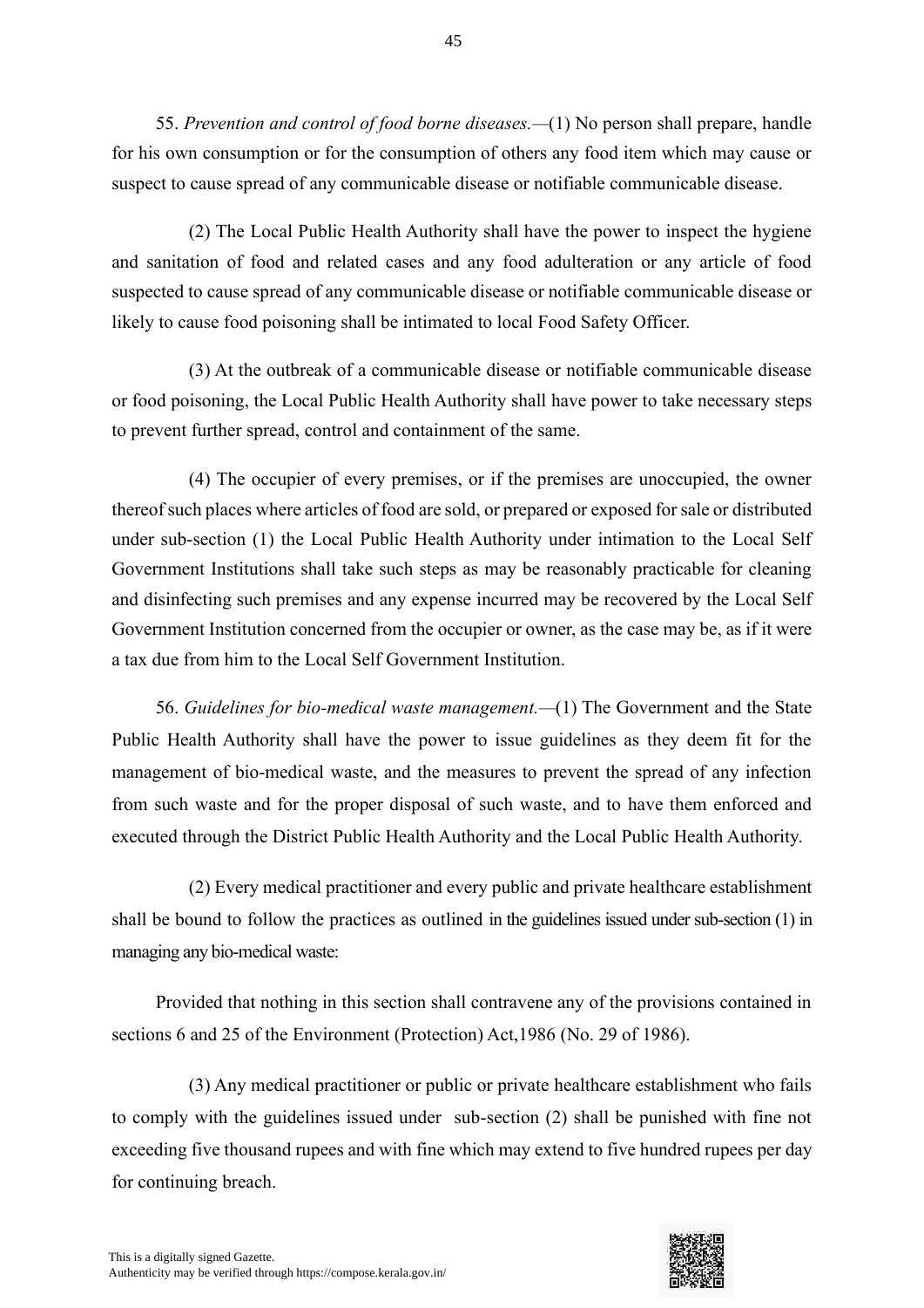55. *Prevention and control of food borne diseases.*—(1) No person shall prepare, handle for his own consumption or for the consumption of others any food item which may cause or suspect to cause spread of any communicable disease or notifiable communicable disease.

(2) The Local Public Health Authority shall have the power to inspect the hygiene and sanitation of food and related cases and any food adulteration or any article of food suspected to cause spread of any communicable disease or notifiable communicable disease or likely to cause food poisoning shall be intimated to local Food Safety Officer.

(3) At the outbreak of a communicable disease or notifiable communicable disease or food poisoning, the Local Public Health Authority shall have power to take necessary steps to prevent further spread, control and containment of the same.

(4) The occupier of every premises, or if the premises are unoccupied, the owner thereof such places where articles of food are sold, or prepared or exposed for sale or distributed under sub-section (1) the Local Public Health Authority under intimation to the Local Self Government Institutions shall take such steps as may be reasonably practicable for cleaning and disinfecting such premises and any expense incurred may be recovered by the Local Self Government Institution concerned from the occupier or owner, as the case may be, as if it were a tax due from him to the Local Self Government Institution.

56. *Guidelines for bio-medical waste management.*—(1) The Government and the State Public Health Authority shall have the power to issue guidelines as they deem fit for the management of bio-medical waste, and the measures to prevent the spread of any infection from such waste and for the proper disposal of such waste, and to have them enforced and executed through the District Public Health Authority and the Local Public Health Authority.

(2) Every medical practitioner and every public and private healthcare establishment shall be bound to follow the practices as outlined in the guidelines issued under sub-section (1) in managing any bio-medical waste:

Provided that nothing in this section shall contravene any of the provisions contained in sections 6 and 25 of the Environment (Protection) Act,1986 (No. 29 of 1986).

(3) Any medical practitioner or public or private healthcare establishment who fails to comply with the guidelines issued under sub-section (2) shall be punished with fine not exceeding five thousand rupees and with fine which may extend to five hundred rupees per day for continuing breach.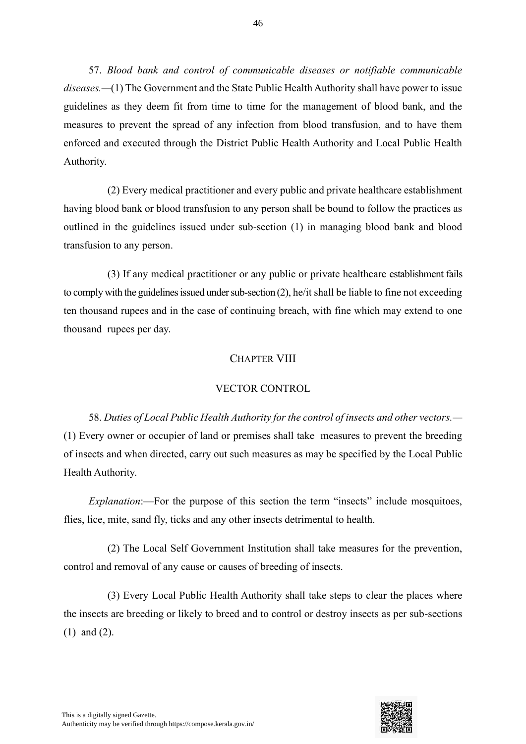57. *Blood bank and control of communicable diseases or notifiable communicable diseases.*—(1) The Government and the State Public Health Authority shall have power to issue guidelines as they deem fit from time to time for the management of blood bank, and the measures to prevent the spread of any infection from blood transfusion, and to have them enforced and executed through the District Public Health Authority and Local Public Health Authority.

(2) Every medical practitioner and every public and private healthcare establishment having blood bank or blood transfusion to any person shall be bound to follow the practices as outlined in the guidelines issued under sub-section (1) in managing blood bank and blood transfusion to any person.

(3) If any medical practitioner or any public or private healthcare establishment fails to comply with the guidelines issued under sub-section (2), he/it shall be liable to fine not exceeding ten thousand rupees and in the case of continuing breach, with fine which may extend to one thousand rupees per day.

## CHAPTER VIII

## VECTOR CONTROL

58. *Duties of Local Public Health Authority for the control of insects and other vectors.*—(1) Every owner or occupier of land or premises shall take measures to prevent the breeding of insects and when directed, carry out such measures as may be specified by the Local Public Health Authority.

*Explanation*:—For the purpose of this section the term "insects" include mosquitoes, flies, lice, mite, sand fly, ticks and any other insects detrimental to health.

(2) The Local Self Government Institution shall take measures for the prevention, control and removal of any cause or causes of breeding of insects.

(3) Every Local Public Health Authority shall take steps to clear the places where the insects are breeding or likely to breed and to control or destroy insects as per sub-sections (1) and (2).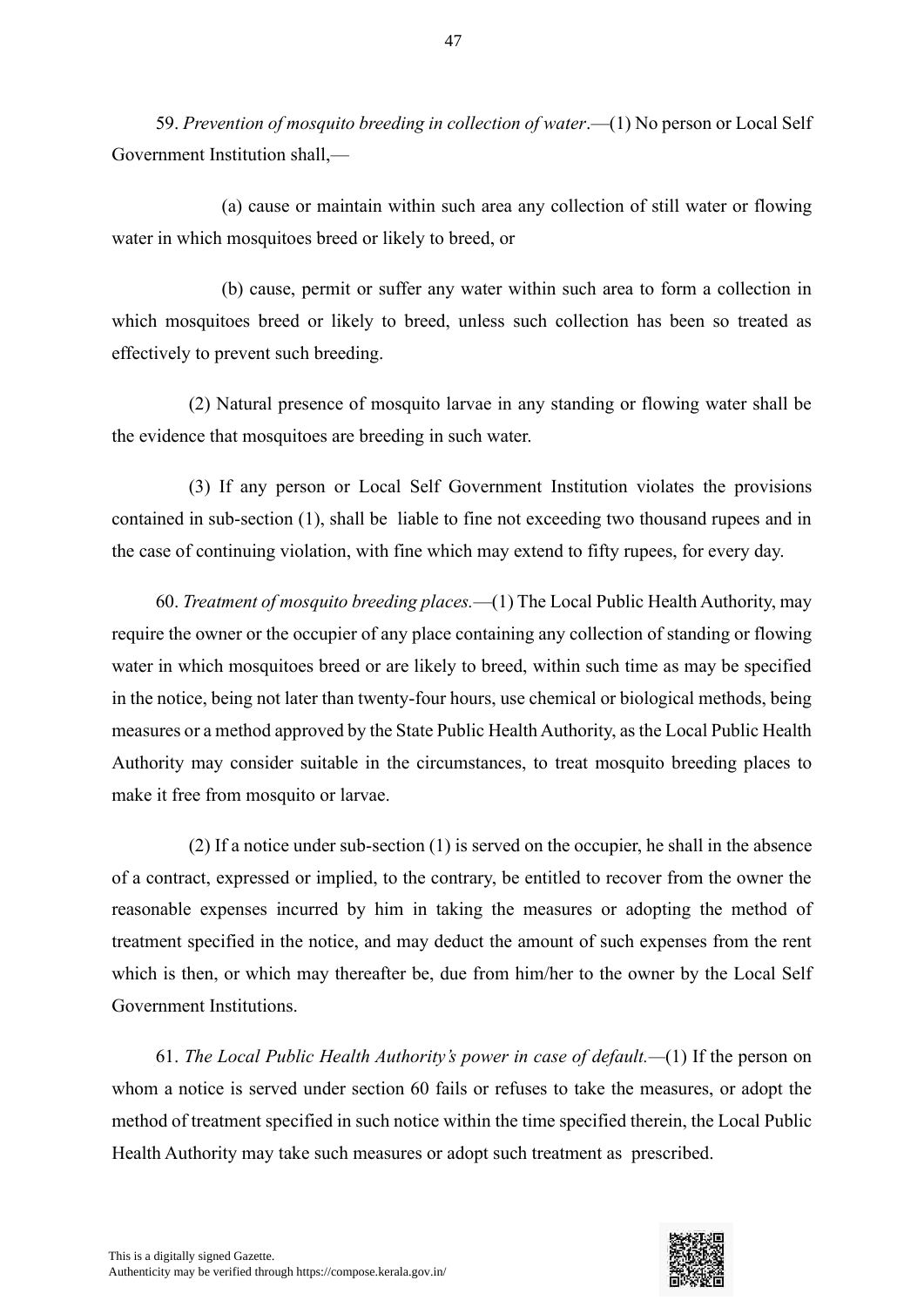59. *Prevention of mosquito breeding in collection of water*.—(1) No person or Local Self Government Institution shall,—

(a) cause or maintain within such area any collection of still water or flowing water in which mosquitoes breed or likely to breed, or

(b) cause, permit or suffer any water within such area to form a collection in which mosquitoes breed or likely to breed, unless such collection has been so treated as effectively to prevent such breeding.

(2) Natural presence of mosquito larvae in any standing or flowing water shall be the evidence that mosquitoes are breeding in such water.

(3) If any person or Local Self Government Institution violates the provisions contained in sub-section (1), shall be liable to fine not exceeding two thousand rupees and in the case of continuing violation, with fine which may extend to fifty rupees, for every day.

60. *Treatment of mosquito breeding places.*—(1) The Local Public Health Authority, may require the owner or the occupier of any place containing any collection of standing or flowing water in which mosquitoes breed or are likely to breed, within such time as may be specified in the notice, being not later than twenty-four hours, use chemical or biological methods, being measures or a method approved by the State Public Health Authority, as the Local Public Health Authority may consider suitable in the circumstances, to treat mosquito breeding places to make it free from mosquito or larvae.

(2) If a notice under sub-section (1) is served on the occupier, he shall in the absence of a contract, expressed or implied, to the contrary, be entitled to recover from the owner the reasonable expenses incurred by him in taking the measures or adopting the method of treatment specified in the notice, and may deduct the amount of such expenses from the rent which is then, or which may thereafter be, due from him/her to the owner by the Local Self Government Institutions.

61. *The Local Public Health Authority's power in case of default.*—(1) If the person on whom a notice is served under section 60 fails or refuses to take the measures, or adopt the method of treatment specified in such notice within the time specified therein, the Local Public Health Authority may take such measures or adopt such treatment as prescribed.

This is a digitally signed Gazette.
Authenticity may be verified through https://compose.kerala.gov.in/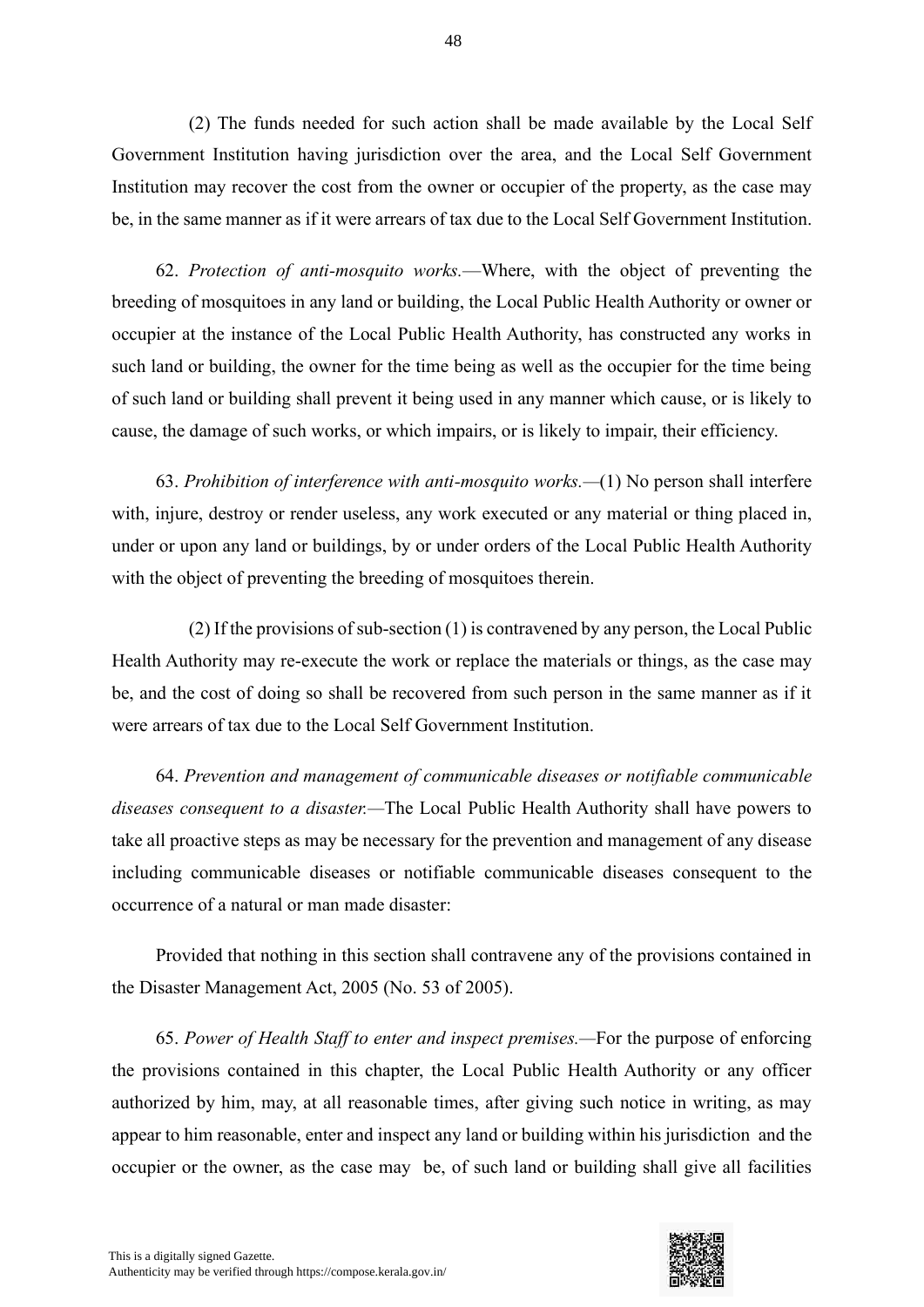(2) The funds needed for such action shall be made available by the Local Self Government Institution having jurisdiction over the area, and the Local Self Government Institution may recover the cost from the owner or occupier of the property, as the case may be, in the same manner as if it were arrears of tax due to the Local Self Government Institution.

62. *Protection of anti-mosquito works.*—Where, with the object of preventing the breeding of mosquitoes in any land or building, the Local Public Health Authority or owner or occupier at the instance of the Local Public Health Authority, has constructed any works in such land or building, the owner for the time being as well as the occupier for the time being of such land or building shall prevent it being used in any manner which cause, or is likely to cause, the damage of such works, or which impairs, or is likely to impair, their efficiency.

63. *Prohibition of interference with anti-mosquito works.*—(1) No person shall interfere with, injure, destroy or render useless, any work executed or any material or thing placed in, under or upon any land or buildings, by or under orders of the Local Public Health Authority with the object of preventing the breeding of mosquitoes therein.

(2) If the provisions of sub-section (1) is contravened by any person, the Local Public Health Authority may re-execute the work or replace the materials or things, as the case may be, and the cost of doing so shall be recovered from such person in the same manner as if it were arrears of tax due to the Local Self Government Institution.

64. *Prevention and management of communicable diseases or notifiable communicable diseases consequent to a disaster.*—The Local Public Health Authority shall have powers to take all proactive steps as may be necessary for the prevention and management of any disease including communicable diseases or notifiable communicable diseases consequent to the occurrence of a natural or man made disaster:

Provided that nothing in this section shall contravene any of the provisions contained in the Disaster Management Act, 2005 (No. 53 of 2005).

65. *Power of Health Staff to enter and inspect premises.*—For the purpose of enforcing the provisions contained in this chapter, the Local Public Health Authority or any officer authorized by him, may, at all reasonable times, after giving such notice in writing, as may appear to him reasonable, enter and inspect any land or building within his jurisdiction and the occupier or the owner, as the case may be, of such land or building shall give all facilities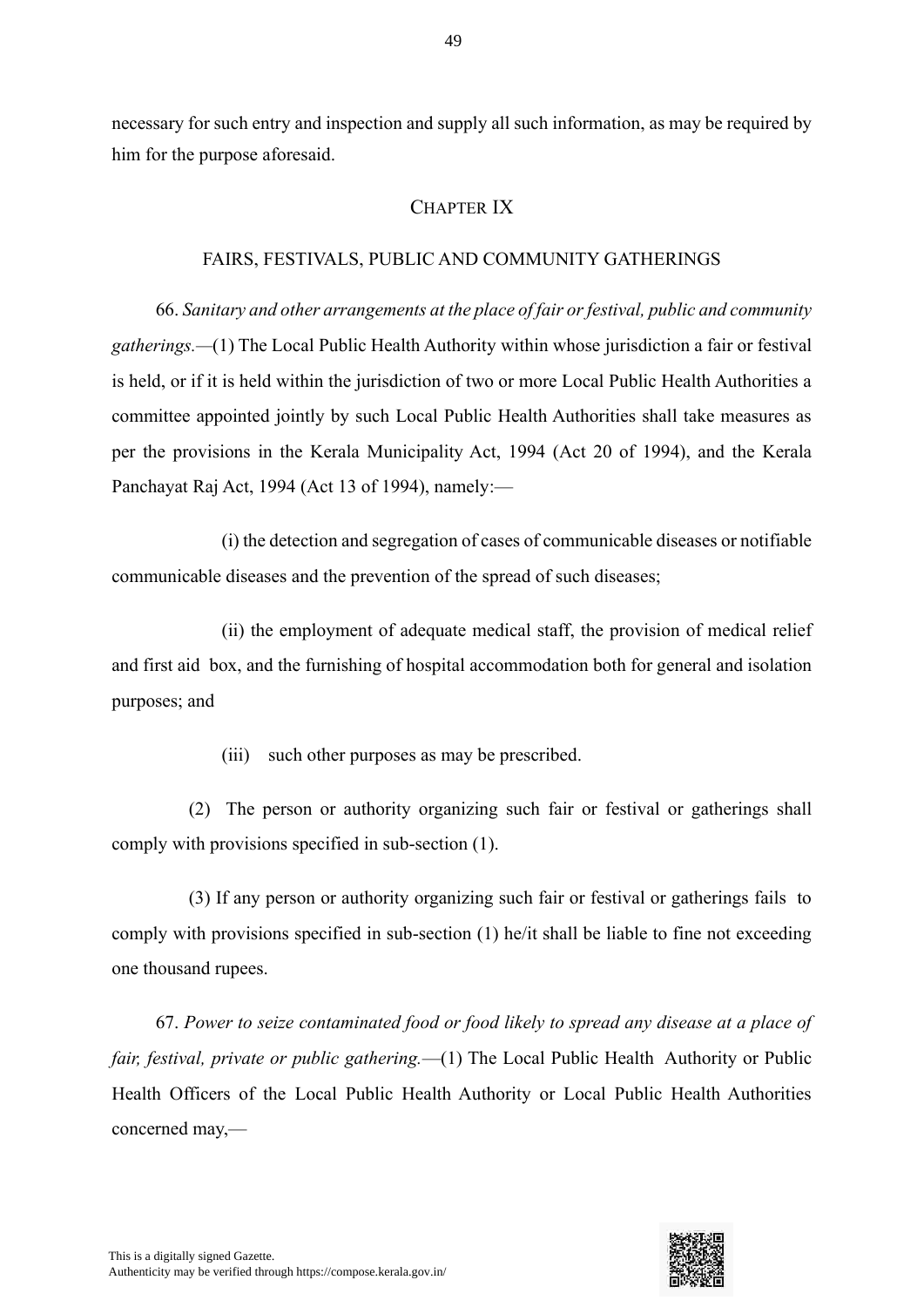necessary for such entry and inspection and supply all such information, as may be required by him for the purpose aforesaid.

## CHAPTER IX

## FAIRS, FESTIVALS, PUBLIC AND COMMUNITY GATHERINGS

66. *Sanitary and other arrangements at the place of fair or festival, public and community gatherings.*—(1) The Local Public Health Authority within whose jurisdiction a fair or festival is held, or if it is held within the jurisdiction of two or more Local Public Health Authorities a committee appointed jointly by such Local Public Health Authorities shall take measures as per the provisions in the Kerala Municipality Act, 1994 (Act 20 of 1994), and the Kerala Panchayat Raj Act, 1994 (Act 13 of 1994), namely:—

(i) the detection and segregation of cases of communicable diseases or notifiable communicable diseases and the prevention of the spread of such diseases;

(ii) the employment of adequate medical staff, the provision of medical relief and first aid box, and the furnishing of hospital accommodation both for general and isolation purposes; and

(iii) such other purposes as may be prescribed.

(2) The person or authority organizing such fair or festival or gatherings shall comply with provisions specified in sub-section (1).

(3) If any person or authority organizing such fair or festival or gatherings fails to comply with provisions specified in sub-section (1) he/it shall be liable to fine not exceeding one thousand rupees.

67. *Power to seize contaminated food or food likely to spread any disease at a place of fair, festival, private or public gathering.*—(1) The Local Public Health Authority or Public Health Officers of the Local Public Health Authority or Local Public Health Authorities concerned may,—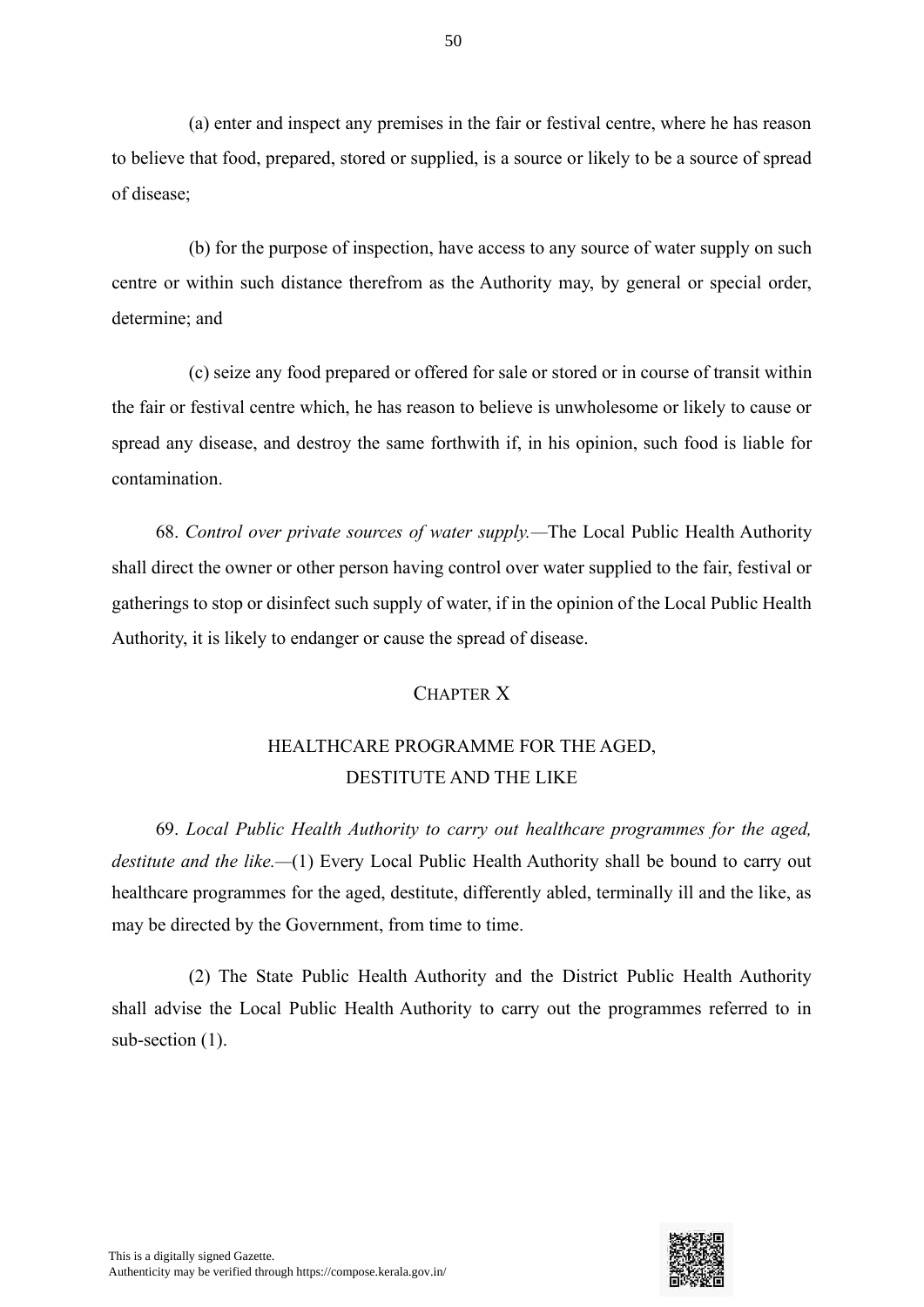(a) enter and inspect any premises in the fair or festival centre, where he has reason to believe that food, prepared, stored or supplied, is a source or likely to be a source of spread of disease;

(b) for the purpose of inspection, have access to any source of water supply on such centre or within such distance therefrom as the Authority may, by general or special order, determine; and

(c) seize any food prepared or offered for sale or stored or in course of transit within the fair or festival centre which, he has reason to believe is unwholesome or likely to cause or spread any disease, and destroy the same forthwith if, in his opinion, such food is liable for contamination.

68. *Control over private sources of water supply.*—The Local Public Health Authority shall direct the owner or other person having control over water supplied to the fair, festival or gatherings to stop or disinfect such supply of water, if in the opinion of the Local Public Health Authority, it is likely to endanger or cause the spread of disease.

## CHAPTER X

## HEALTHCARE PROGRAMME FOR THE AGED, DESTITUTE AND THE LIKE

69. *Local Public Health Authority to carry out healthcare programmes for the aged, destitute and the like.*—(1) Every Local Public Health Authority shall be bound to carry out healthcare programmes for the aged, destitute, differently abled, terminally ill and the like, as may be directed by the Government, from time to time.

(2) The State Public Health Authority and the District Public Health Authority shall advise the Local Public Health Authority to carry out the programmes referred to in sub-section (1).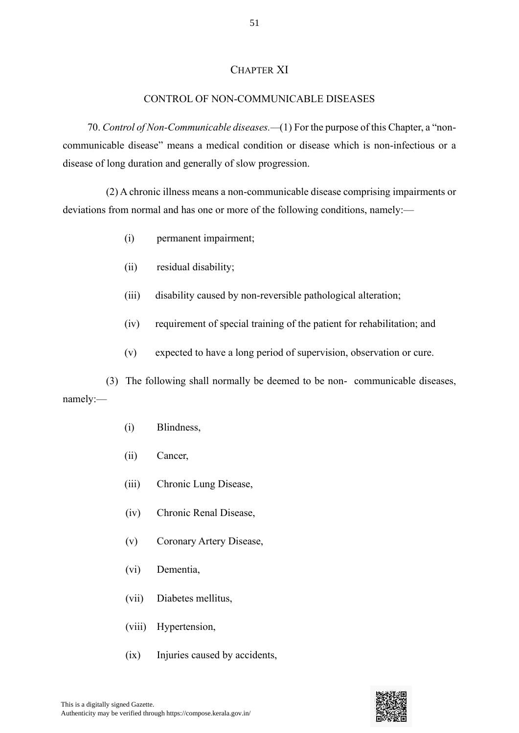## CHAPTER XI

## CONTROL OF NON-COMMUNICABLE DISEASES

70. *Control of Non-Communicable diseases.*—(1) For the purpose of this Chapter, a "non-communicable disease" means a medical condition or disease which is non-infectious or a disease of long duration and generally of slow progression.

(2) A chronic illness means a non-communicable disease comprising impairments or deviations from normal and has one or more of the following conditions, namely:—

- (i) permanent impairment;
- (ii) residual disability;
- (iii) disability caused by non-reversible pathological alteration;
- (iv) requirement of special training of the patient for rehabilitation; and
- (v) expected to have a long period of supervision, observation or cure.

(3) The following shall normally be deemed to be non- communicable diseases, namely:—

- (i) Blindness,
- (ii) Cancer,
- (iii) Chronic Lung Disease,
- (iv) Chronic Renal Disease,
- (v) Coronary Artery Disease,
- (vi) Dementia,
- (vii) Diabetes mellitus,
- (viii) Hypertension,
- (ix) Injuries caused by accidents,

This is a digitally signed Gazette.
Authenticity may be verified through https://compose.kerala.gov.in/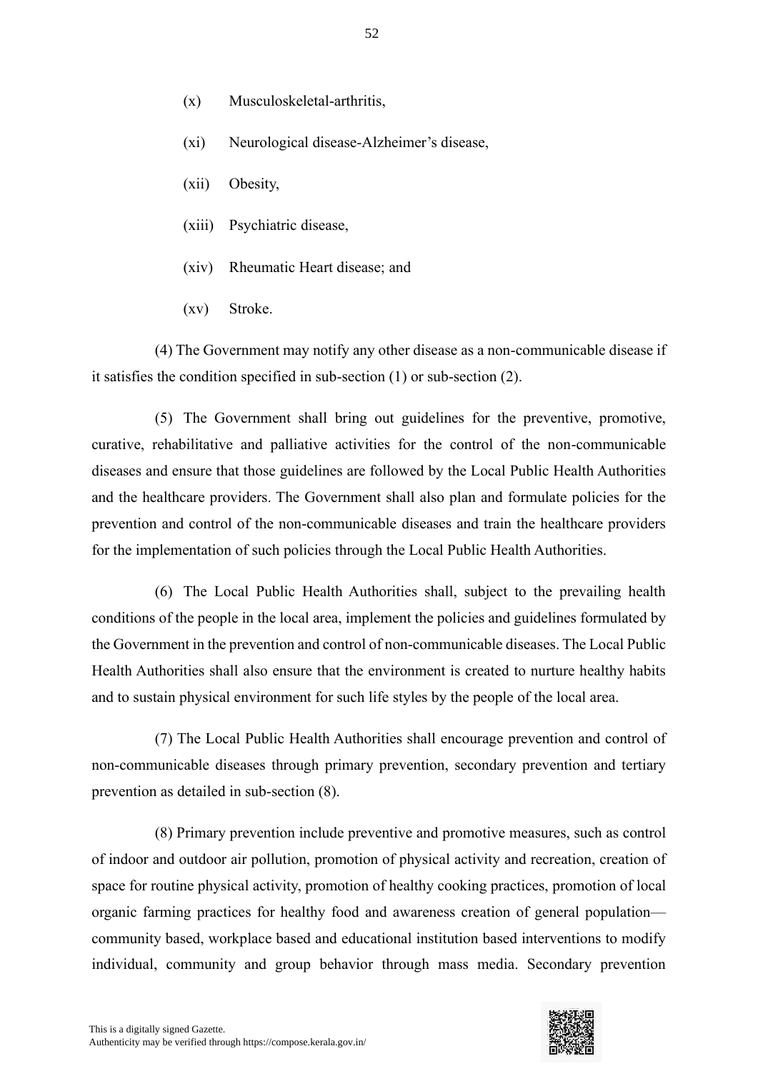(x) Musculoskeletal-arthritis,

(xi) Neurological disease-Alzheimer's disease,

(xii) Obesity,

(xiii) Psychiatric disease,

(xiv) Rheumatic Heart disease; and

(xv) Stroke.

(4) The Government may notify any other disease as a non-communicable disease if it satisfies the condition specified in sub-section (1) or sub-section (2).

(5) The Government shall bring out guidelines for the preventive, promotive, curative, rehabilitative and palliative activities for the control of the non-communicable diseases and ensure that those guidelines are followed by the Local Public Health Authorities and the healthcare providers. The Government shall also plan and formulate policies for the prevention and control of the non-communicable diseases and train the healthcare providers for the implementation of such policies through the Local Public Health Authorities.

(6) The Local Public Health Authorities shall, subject to the prevailing health conditions of the people in the local area, implement the policies and guidelines formulated by the Government in the prevention and control of non-communicable diseases. The Local Public Health Authorities shall also ensure that the environment is created to nurture healthy habits and to sustain physical environment for such life styles by the people of the local area.

(7) The Local Public Health Authorities shall encourage prevention and control of non-communicable diseases through primary prevention, secondary prevention and tertiary prevention as detailed in sub-section (8).

(8) Primary prevention include preventive and promotive measures, such as control of indoor and outdoor air pollution, promotion of physical activity and recreation, creation of space for routine physical activity, promotion of healthy cooking practices, promotion of local organic farming practices for healthy food and awareness creation of general population— community based, workplace based and educational institution based interventions to modify individual, community and group behavior through mass media. Secondary prevention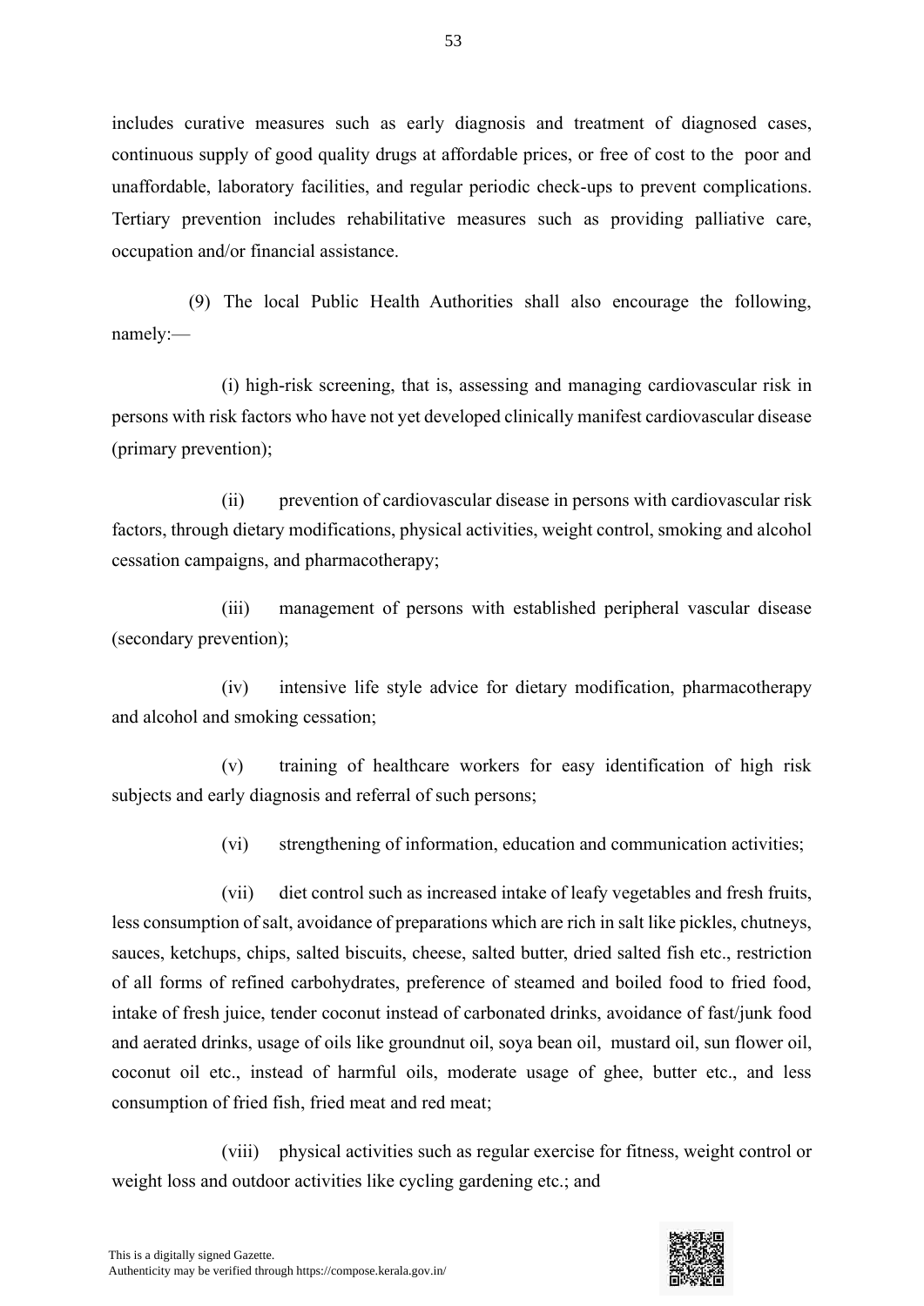includes curative measures such as early diagnosis and treatment of diagnosed cases, continuous supply of good quality drugs at affordable prices, or free of cost to the poor and unaffordable, laboratory facilities, and regular periodic check-ups to prevent complications. Tertiary prevention includes rehabilitative measures such as providing palliative care, occupation and/or financial assistance.

(9) The local Public Health Authorities shall also encourage the following, namely:—

(i) high-risk screening, that is, assessing and managing cardiovascular risk in persons with risk factors who have not yet developed clinically manifest cardiovascular disease (primary prevention);

(ii) prevention of cardiovascular disease in persons with cardiovascular risk factors, through dietary modifications, physical activities, weight control, smoking and alcohol cessation campaigns, and pharmacotherapy;

(iii) management of persons with established peripheral vascular disease (secondary prevention);

(iv) intensive life style advice for dietary modification, pharmacotherapy and alcohol and smoking cessation;

(v) training of healthcare workers for easy identification of high risk subjects and early diagnosis and referral of such persons;

(vi) strengthening of information, education and communication activities;

(vii) diet control such as increased intake of leafy vegetables and fresh fruits, less consumption of salt, avoidance of preparations which are rich in salt like pickles, chutneys, sauces, ketchups, chips, salted biscuits, cheese, salted butter, dried salted fish etc., restriction of all forms of refined carbohydrates, preference of steamed and boiled food to fried food, intake of fresh juice, tender coconut instead of carbonated drinks, avoidance of fast/junk food and aerated drinks, usage of oils like groundnut oil, soya bean oil, mustard oil, sun flower oil, coconut oil etc., instead of harmful oils, moderate usage of ghee, butter etc., and less consumption of fried fish, fried meat and red meat;

(viii) physical activities such as regular exercise for fitness, weight control or weight loss and outdoor activities like cycling gardening etc.; and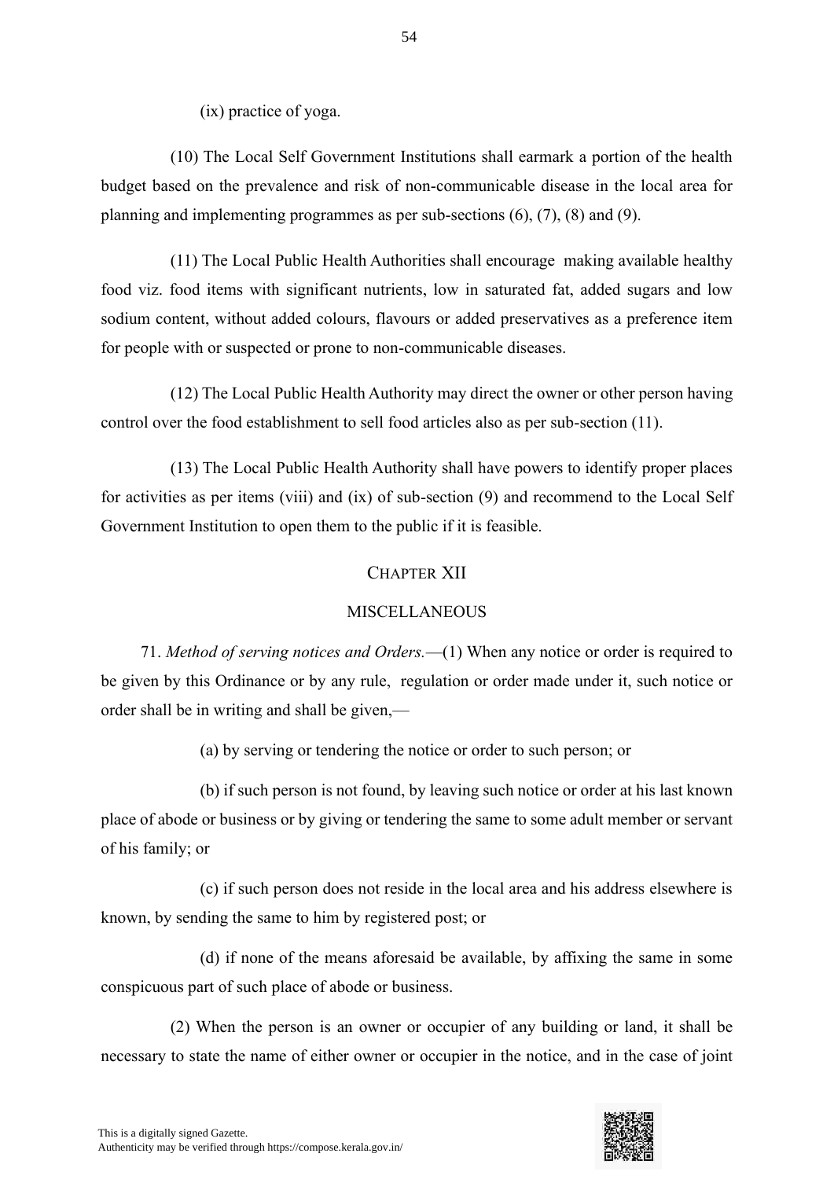(ix) practice of yoga.

(10) The Local Self Government Institutions shall earmark a portion of the health budget based on the prevalence and risk of non-communicable disease in the local area for planning and implementing programmes as per sub-sections (6), (7), (8) and (9).

(11) The Local Public Health Authorities shall encourage making available healthy food viz. food items with significant nutrients, low in saturated fat, added sugars and low sodium content, without added colours, flavours or added preservatives as a preference item for people with or suspected or prone to non-communicable diseases.

(12) The Local Public Health Authority may direct the owner or other person having control over the food establishment to sell food articles also as per sub-section (11).

(13) The Local Public Health Authority shall have powers to identify proper places for activities as per items (viii) and (ix) of sub-section (9) and recommend to the Local Self Government Institution to open them to the public if it is feasible.

## CHAPTER XII

## MISCELLANEOUS

71. *Method of serving notices and Orders.*—(1) When any notice or order is required to be given by this Ordinance or by any rule, regulation or order made under it, such notice or order shall be in writing and shall be given,—

(a) by serving or tendering the notice or order to such person; or

(b) if such person is not found, by leaving such notice or order at his last known place of abode or business or by giving or tendering the same to some adult member or servant of his family; or

(c) if such person does not reside in the local area and his address elsewhere is known, by sending the same to him by registered post; or

(d) if none of the means aforesaid be available, by affixing the same in some conspicuous part of such place of abode or business.

(2) When the person is an owner or occupier of any building or land, it shall be necessary to state the name of either owner or occupier in the notice, and in the case of joint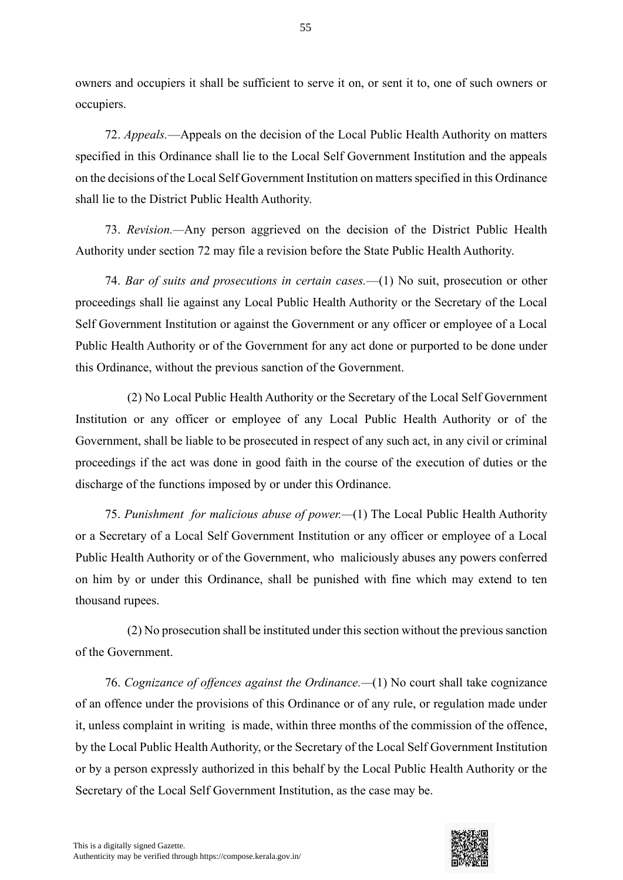owners and occupiers it shall be sufficient to serve it on, or sent it to, one of such owners or occupiers.

72. *Appeals.*—Appeals on the decision of the Local Public Health Authority on matters specified in this Ordinance shall lie to the Local Self Government Institution and the appeals on the decisions of the Local Self Government Institution on matters specified in this Ordinance shall lie to the District Public Health Authority.

73. *Revision.*—Any person aggrieved on the decision of the District Public Health Authority under section 72 may file a revision before the State Public Health Authority.

74. *Bar of suits and prosecutions in certain cases.*—(1) No suit, prosecution or other proceedings shall lie against any Local Public Health Authority or the Secretary of the Local Self Government Institution or against the Government or any officer or employee of a Local Public Health Authority or of the Government for any act done or purported to be done under this Ordinance, without the previous sanction of the Government.

(2) No Local Public Health Authority or the Secretary of the Local Self Government Institution or any officer or employee of any Local Public Health Authority or of the Government, shall be liable to be prosecuted in respect of any such act, in any civil or criminal proceedings if the act was done in good faith in the course of the execution of duties or the discharge of the functions imposed by or under this Ordinance.

75. *Punishment for malicious abuse of power.*—(1) The Local Public Health Authority or a Secretary of a Local Self Government Institution or any officer or employee of a Local Public Health Authority or of the Government, who maliciously abuses any powers conferred on him by or under this Ordinance, shall be punished with fine which may extend to ten thousand rupees.

(2) No prosecution shall be instituted under this section without the previous sanction of the Government.

76. *Cognizance of offences against the Ordinance.*—(1) No court shall take cognizance of an offence under the provisions of this Ordinance or of any rule, or regulation made under it, unless complaint in writing is made, within three months of the commission of the offence, by the Local Public Health Authority, or the Secretary of the Local Self Government Institution or by a person expressly authorized in this behalf by the Local Public Health Authority or the Secretary of the Local Self Government Institution, as the case may be.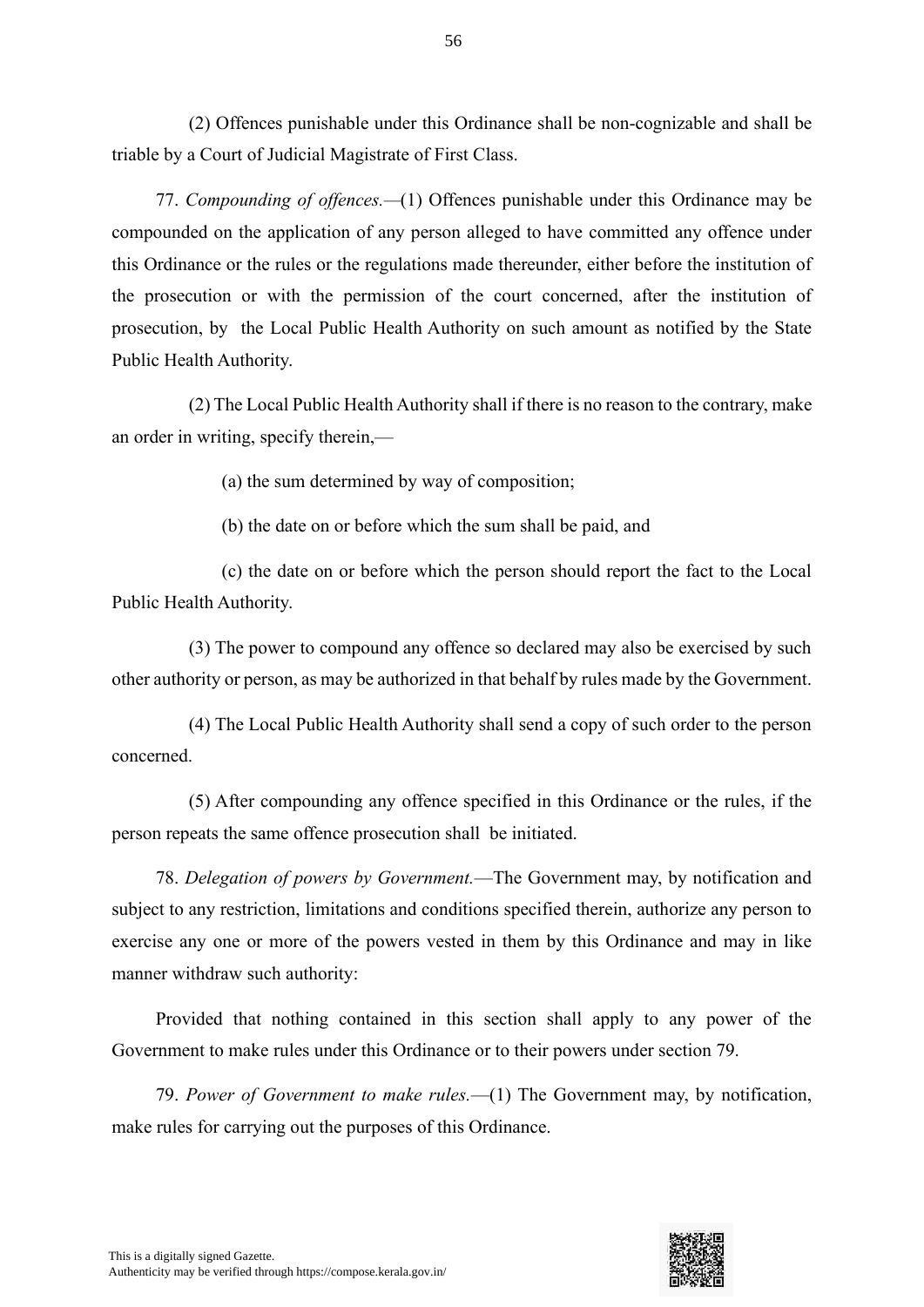(2) Offences punishable under this Ordinance shall be non-cognizable and shall be triable by a Court of Judicial Magistrate of First Class.

77. *Compounding of offences.*—(1) Offences punishable under this Ordinance may be compounded on the application of any person alleged to have committed any offence under this Ordinance or the rules or the regulations made thereunder, either before the institution of the prosecution or with the permission of the court concerned, after the institution of prosecution, by the Local Public Health Authority on such amount as notified by the State Public Health Authority.

(2) The Local Public Health Authority shall if there is no reason to the contrary, make an order in writing, specify therein,—

(a) the sum determined by way of composition;

(b) the date on or before which the sum shall be paid, and

(c) the date on or before which the person should report the fact to the Local Public Health Authority.

(3) The power to compound any offence so declared may also be exercised by such other authority or person, as may be authorized in that behalf by rules made by the Government.

(4) The Local Public Health Authority shall send a copy of such order to the person concerned.

(5) After compounding any offence specified in this Ordinance or the rules, if the person repeats the same offence prosecution shall be initiated.

78. *Delegation of powers by Government.*—The Government may, by notification and subject to any restriction, limitations and conditions specified therein, authorize any person to exercise any one or more of the powers vested in them by this Ordinance and may in like manner withdraw such authority:

Provided that nothing contained in this section shall apply to any power of the Government to make rules under this Ordinance or to their powers under section 79.

79. *Power of Government to make rules.*—(1) The Government may, by notification, make rules for carrying out the purposes of this Ordinance.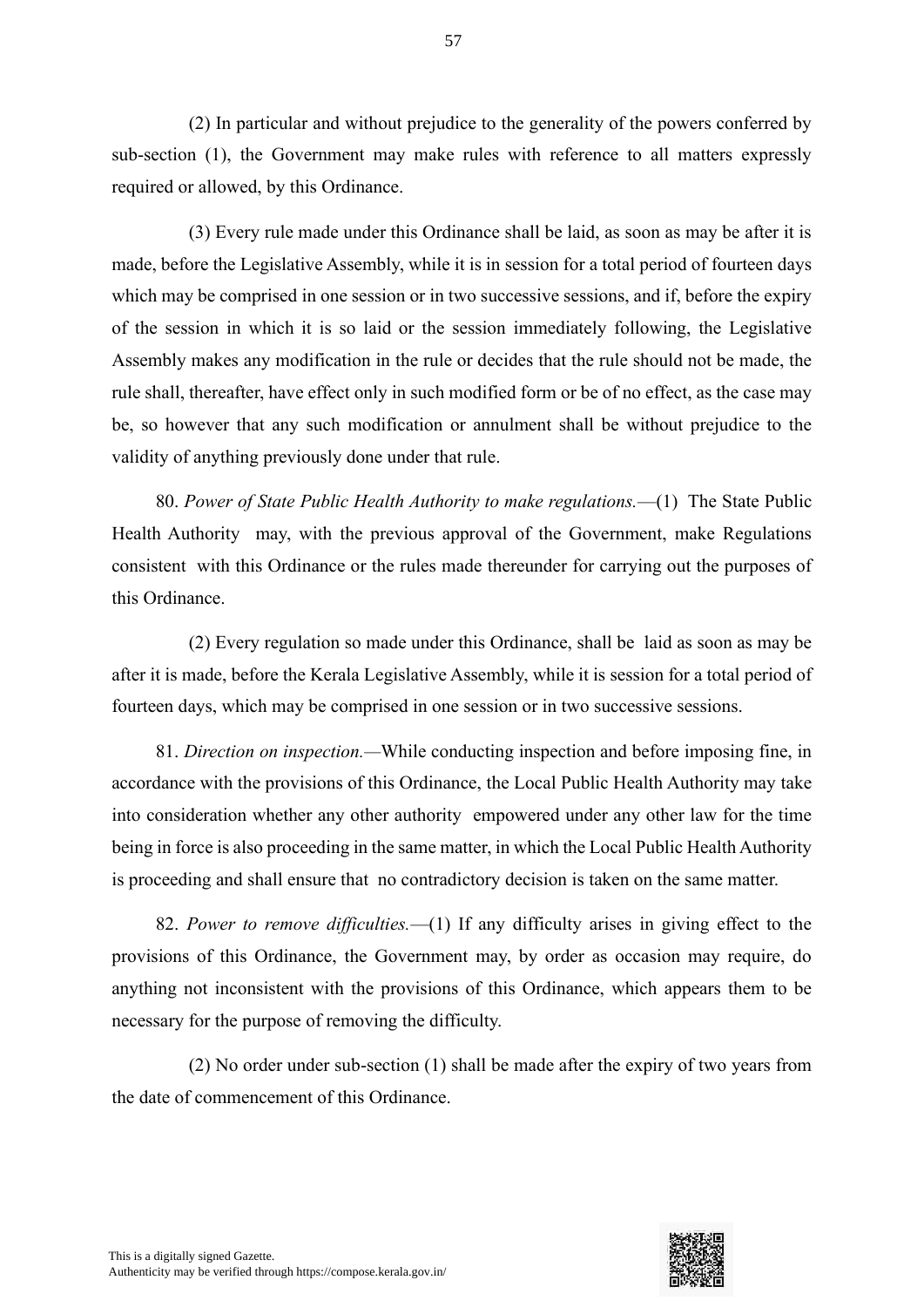(2) In particular and without prejudice to the generality of the powers conferred by sub-section (1), the Government may make rules with reference to all matters expressly required or allowed, by this Ordinance.

(3) Every rule made under this Ordinance shall be laid, as soon as may be after it is made, before the Legislative Assembly, while it is in session for a total period of fourteen days which may be comprised in one session or in two successive sessions, and if, before the expiry of the session in which it is so laid or the session immediately following, the Legislative Assembly makes any modification in the rule or decides that the rule should not be made, the rule shall, thereafter, have effect only in such modified form or be of no effect, as the case may be, so however that any such modification or annulment shall be without prejudice to the validity of anything previously done under that rule.

80. *Power of State Public Health Authority to make regulations.*—(1) The State Public Health Authority may, with the previous approval of the Government, make Regulations consistent with this Ordinance or the rules made thereunder for carrying out the purposes of this Ordinance.

(2) Every regulation so made under this Ordinance, shall be laid as soon as may be after it is made, before the Kerala Legislative Assembly, while it is session for a total period of fourteen days, which may be comprised in one session or in two successive sessions.

81. *Direction on inspection.—*While conducting inspection and before imposing fine, in accordance with the provisions of this Ordinance, the Local Public Health Authority may take into consideration whether any other authority empowered under any other law for the time being in force is also proceeding in the same matter, in which the Local Public Health Authority is proceeding and shall ensure that no contradictory decision is taken on the same matter.

82. *Power to remove difficulties.*—(1) If any difficulty arises in giving effect to the provisions of this Ordinance, the Government may, by order as occasion may require, do anything not inconsistent with the provisions of this Ordinance, which appears them to be necessary for the purpose of removing the difficulty.

(2) No order under sub-section (1) shall be made after the expiry of two years from the date of commencement of this Ordinance.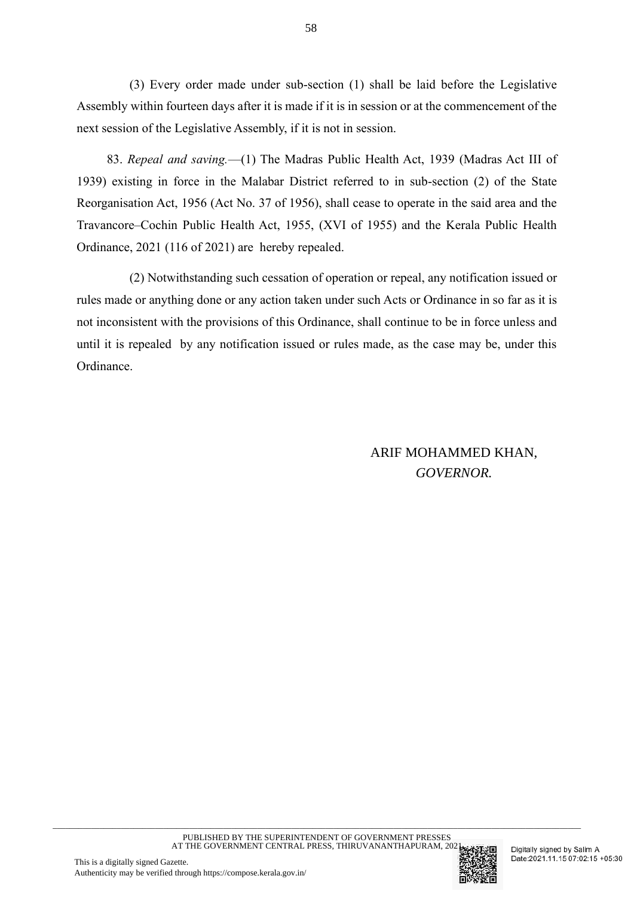(3) Every order made under sub-section (1) shall be laid before the Legislative Assembly within fourteen days after it is made if it is in session or at the commencement of the next session of the Legislative Assembly, if it is not in session.

83. *Repeal and saving.*—(1) The Madras Public Health Act, 1939 (Madras Act III of 1939) existing in force in the Malabar District referred to in sub-section (2) of the State Reorganisation Act, 1956 (Act No. 37 of 1956), shall cease to operate in the said area and the Travancore–Cochin Public Health Act, 1955, (XVI of 1955) and the Kerala Public Health Ordinance, 2021 (116 of 2021) are hereby repealed.

(2) Notwithstanding such cessation of operation or repeal, any notification issued or rules made or anything done or any action taken under such Acts or Ordinance in so far as it is not inconsistent with the provisions of this Ordinance, shall continue to be in force unless and until it is repealed by any notification issued or rules made, as the case may be, under this Ordinance.

ARIF MOHAMMED KHAN,
*GOVERNOR.*

PUBLISHED BY THE SUPERINTENDENT OF GOVERNMENT PRESSES
AT THE GOVERNMENT CENTRAL PRESS, THIRUVANANTHAPURAM, 2021

This is a digitally signed Gazette.
Authenticity may be verified through https://compose.kerala.gov.in/

Digitally signed by Salim A
Date:2021.11.15 07:02:15 +05:30